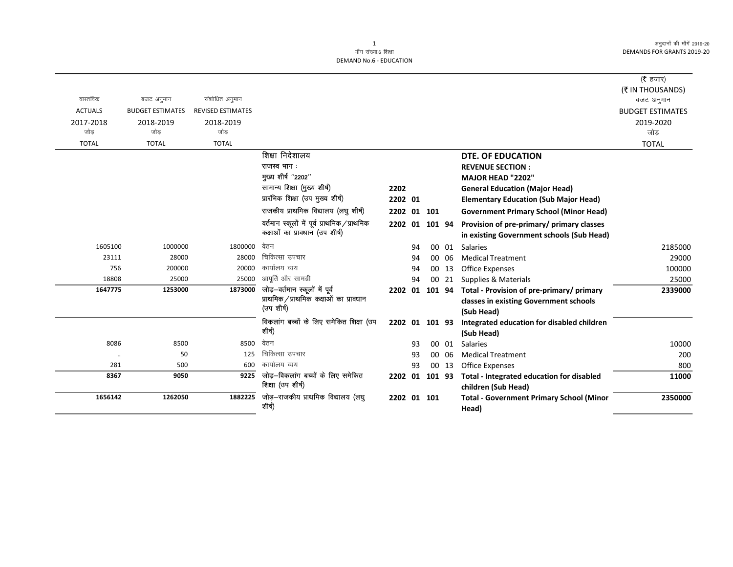मॉंग संख्या.6 शिक्षा
DEMAND No.6 - EDUCATION

अनुदानों की मॉंगें 2019-20
DEMANDS FOR GRANTS 2019-20

(₹ हजार)
(₹ IN THOUSANDS)

| वास्तविक ACTUALS 2017-2018 जोड़ TOTAL | बजट अनुमान BUDGET ESTIMATES 2018-2019 जोड़ TOTAL | संशोधित अनुमान REVISED ESTIMATES 2018-2019 जोड़ TOTAL | | | | | | | बजट अनुमान BUDGET ESTIMATES 2019-2020 जोड़ TOTAL |
|---|---|---|---|---|---|---|---|---|---|
| | | | शिक्षा निदेशालय | | | | | **DTE. OF EDUCATION** | |
| | | | राजस्व भाग : | | | | | **REVENUE SECTION :** | |
| | | | मुख्य शीर्ष "2202" | | | | | **MAJOR HEAD "2202"** | |
| | | | सामान्य शिक्षा (मुख्य शीर्ष) | 2202 | | | | **General Education (Major Head)** | |
| | | | प्रारंभिक शिक्षा (उप मुख्य शीर्ष) | 2202 | 01 | | | **Elementary Education (Sub Major Head)** | |
| | | | राजकीय प्राथमिक विद्यालय (लघु शीर्ष) | 2202 | 01 | 101 | | **Government Primary School (Minor Head)** | |
| | | | वर्तमान स्कूलों में पूर्व प्राथमिक/प्राथमिक कक्षाओं का प्रावधान (उप शीर्ष) | 2202 | 01 | 101 | 94 | **Provision of pre-primary/ primary classes in existing Government schools (Sub Head)** | |
| 1605100 | 1000000 | 1800000 | वेतन | | 94 | 00 | 01 | Salaries | 2185000 |
| 23111 | 28000 | 28000 | चिकित्सा उपचार | | 94 | 00 | 06 | Medical Treatment | 29000 |
| 756 | 200000 | 20000 | कार्यालय व्यय | | 94 | 00 | 13 | Office Expenses | 100000 |
| 18808 | 25000 | 25000 | आपूर्ति और सामग्री | | 94 | 00 | 21 | Supplies & Materials | 25000 |
| **1647775** | **1253000** | **1873000** | जोड़–वर्तमान स्कूलों में पूर्व प्राथमिक/प्राथमिक कक्षाओं का प्रावधान (उप शीर्ष) | 2202 | 01 | 101 | 94 | **Total - Provision of pre-primary/ primary classes in existing Government schools (Sub Head)** | **2339000** |
| | | | विकलांग बच्चों के लिए समेकित शिक्षा (उप शीर्ष) | 2202 | 01 | 101 | 93 | **Integrated education for disabled children (Sub Head)** | |
| 8086 | 8500 | 8500 | वेतन | | 93 | 00 | 01 | Salaries | 10000 |
| .. | 50 | 125 | चिकित्सा उपचार | | 93 | 00 | 06 | Medical Treatment | 200 |
| 281 | 500 | 600 | कार्यालय व्यय | | 93 | 00 | 13 | Office Expenses | 800 |
| **8367** | **9050** | **9225** | जोड़–विकलांग बच्चों के लिए समेकित शिक्षा (उप शीर्ष) | 2202 | 01 | 101 | 93 | **Total - Integrated education for disabled children (Sub Head)** | **11000** |
| **1656142** | **1262050** | **1882225** | जोड़–राजकीय प्राथमिक विद्यालय (लघु शीर्ष) | 2202 | 01 | 101 | | **Total - Government Primary School (Minor Head)** | **2350000** |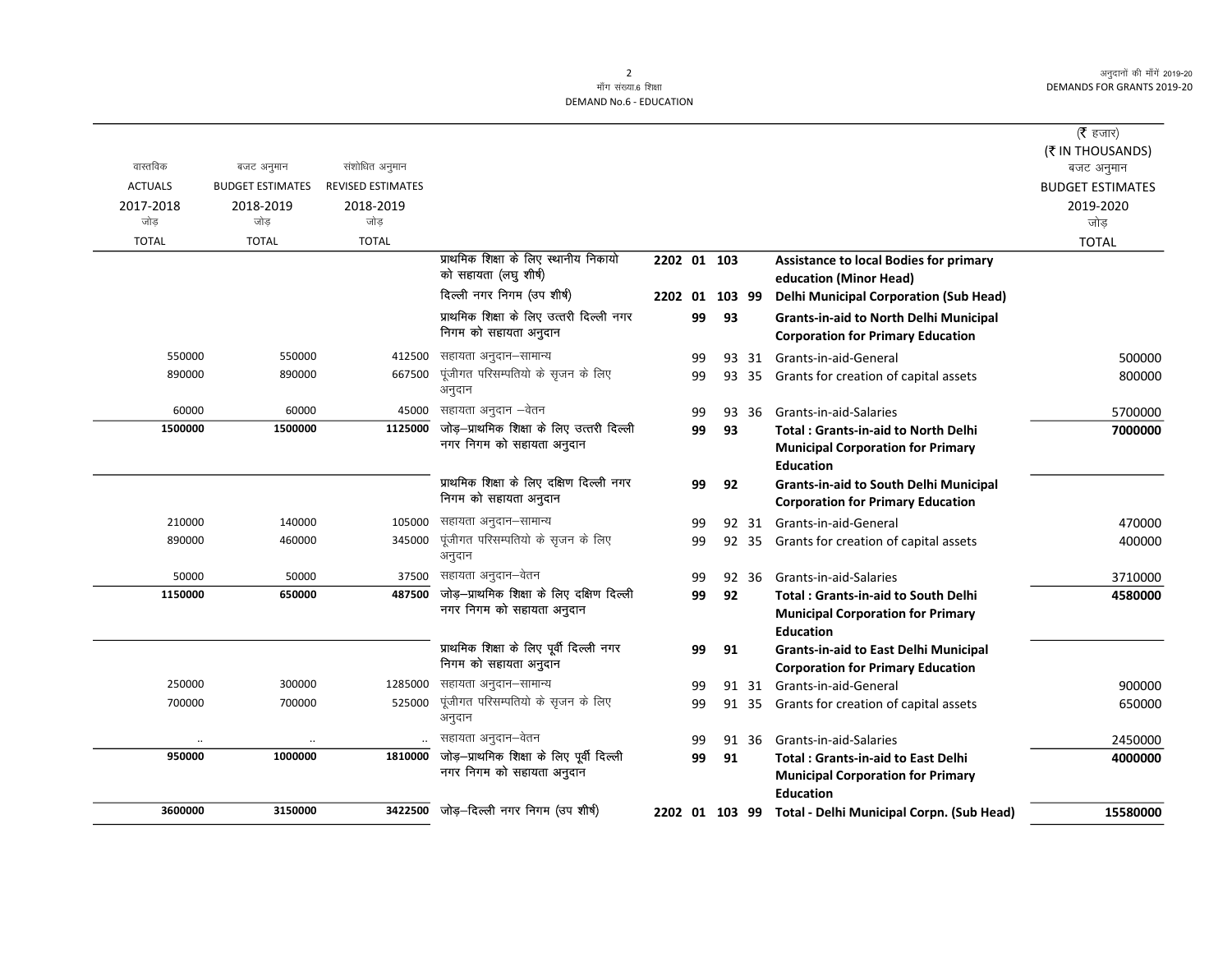मॉंग संख्या.6 शिक्षा

DEMAND No.6 - EDUCATION

| वास्तविक ACTUALS 2017-2018 जोड़ TOTAL | बजट अनुमान BUDGET ESTIMATES 2018-2019 जोड़ TOTAL | संशोधित अनुमान REVISED ESTIMATES 2018-2019 जोड़ TOTAL | | | | | | | (₹ हजार) (₹ IN THOUSANDS) बजट अनुमान BUDGET ESTIMATES 2019-2020 जोड़ TOTAL |
|---|---|---|---|---|---|---|---|---|---|
| | | | प्राथमिक शिक्षा के लिए स्थानीय निकायो को सहायता (लघु शीर्ष) | 2202 | 01 | 103 | | Assistance to local Bodies for primary education (Minor Head) | |
| | | | दिल्ली नगर निगम (उप शीर्ष) | 2202 | 01 | 103 | 99 | Delhi Municipal Corporation (Sub Head) | |
| | | | प्राथमिक शिक्षा के लिए उत्तरी दिल्ली नगर निगम को सहायता अनुदान | | 99 | 93 | | **Grants-in-aid to North Delhi Municipal Corporation for Primary Education** | |
| 550000 | 550000 | 412500 | सहायता अनुदान–सामान्य | | 99 | 93 | 31 | Grants-in-aid-General | 500000 |
| 890000 | 890000 | 667500 | पूंजीगत परिसम्पतियो के सृजन के लिए अनुदान | | 99 | 93 | 35 | Grants for creation of capital assets | 800000 |
| 60000 | 60000 | 45000 | सहायता अनुदान –वेतन | | 99 | 93 | 36 | Grants-in-aid-Salaries | 5700000 |
| **1500000** | **1500000** | **1125000** | जोड़–प्राथमिक शिक्षा के लिए उत्तरी दिल्ली नगर निगम को सहायता अनुदान | | **99** | **93** | | **Total : Grants-in-aid to North Delhi Municipal Corporation for Primary Education** | **7000000** |
| | | | प्राथमिक शिक्षा के लिए दक्षिण दिल्ली नगर निगम को सहायता अनुदान | | 99 | 92 | | **Grants-in-aid to South Delhi Municipal Corporation for Primary Education** | |
| 210000 | 140000 | 105000 | सहायता अनुदान–सामान्य | | 99 | 92 | 31 | Grants-in-aid-General | 470000 |
| 890000 | 460000 | 345000 | पूंजीगत परिसम्पतियो के सृजन के लिए अनुदान | | 99 | 92 | 35 | Grants for creation of capital assets | 400000 |
| 50000 | 50000 | 37500 | सहायता अनुदान–वेतन | | 99 | 92 | 36 | Grants-in-aid-Salaries | 3710000 |
| **1150000** | **650000** | **487500** | जोड़–प्राथमिक शिक्षा के लिए दक्षिण दिल्ली नगर निगम को सहायता अनुदान | | **99** | **92** | | **Total : Grants-in-aid to South Delhi Municipal Corporation for Primary Education** | **4580000** |
| | | | प्राथमिक शिक्षा के लिए पूर्वी दिल्ली नगर निगम को सहायता अनुदान | | 99 | 91 | | **Grants-in-aid to East Delhi Municipal Corporation for Primary Education** | |
| 250000 | 300000 | 1285000 | सहायता अनुदान–सामान्य | | 99 | 91 | 31 | Grants-in-aid-General | 900000 |
| 700000 | 700000 | 525000 | पूंजीगत परिसम्पतियो के सृजन के लिए अनुदान | | 99 | 91 | 35 | Grants for creation of capital assets | 650000 |
| .. | .. | .. | सहायता अनुदान–वेतन | | 99 | 91 | 36 | Grants-in-aid-Salaries | 2450000 |
| **950000** | **1000000** | **1810000** | जोड़–प्राथमिक शिक्षा के लिए पूर्वी दिल्ली नगर निगम को सहायता अनुदान | | **99** | **91** | | **Total : Grants-in-aid to East Delhi Municipal Corporation for Primary Education** | **4000000** |
| **3600000** | **3150000** | **3422500** | जोड़–दिल्ली नगर निगम (उप शीर्ष) | **2202** | **01** | **103** | **99** | **Total - Delhi Municipal Corpn. (Sub Head)** | **15580000** |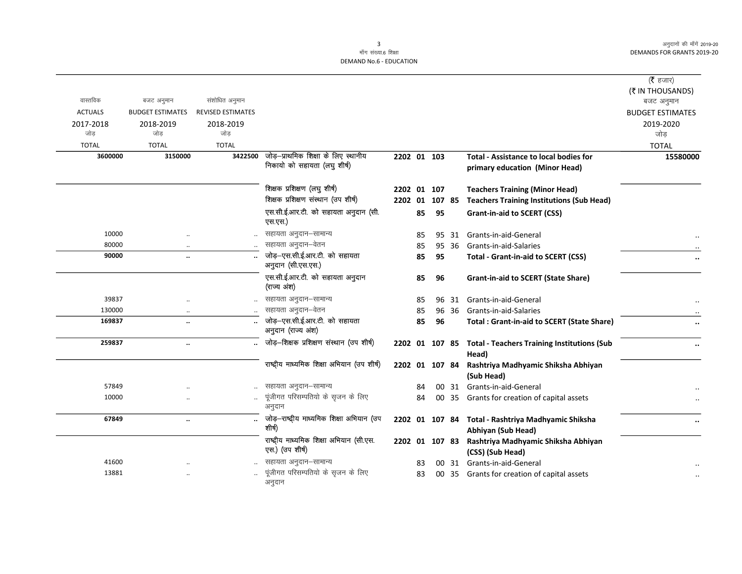माँग संख्या.6 शिक्षा
DEMAND No.6 - EDUCATION

| वास्तविक ACTUALS 2017-2018 जोड़ TOTAL | बजट अनुमान BUDGET ESTIMATES 2018-2019 जोड़ TOTAL | संशोधित अनुमान REVISED ESTIMATES 2018-2019 जोड़ TOTAL | | | | | | | (₹ हजार) (₹ IN THOUSANDS) बजट अनुमान BUDGET ESTIMATES 2019-2020 जोड़ TOTAL |
|---|---|---|---|---|---|---|---|---|---|
| **3600000** | **3150000** | **3422500** | जोड़–प्राथमिक शिक्षा के लिए स्थानीय निकायो को सहायता (लघु शीर्ष) | **2202** | **01** | **103** | | **Total - Assistance to local bodies for primary education (Minor Head)** | **15580000** |
| | | | शिक्षक प्रशिक्षण (लघु शीर्ष) | **2202** | **01** | **107** | | **Teachers Training (Minor Head)** | |
| | | | शिक्षक प्रशिक्षण संस्थान (उप शीर्ष) | **2202** | **01** | **107** | **85** | **Teachers Training Institutions (Sub Head)** | |
| | | | एस.सी.ई.आर.टी. को सहायता अनुदान (सी.एस.एस.) | | **85** | **95** | | **Grant-in-aid to SCERT (CSS)** | |
| 10000 | .. | .. | सहायता अनुदान–सामान्य | | 85 | 95 | 31 | Grants-in-aid-General | .. |
| 80000 | .. | .. | सहायता अनुदान–वेतन | | 85 | 95 | 36 | Grants-in-aid-Salaries | .. |
| **90000** | **..** | **..** | जोड़–एस.सी.ई.आर.टी. को सहायता अनुदान (सी.एस.एस.) | | **85** | **95** | | **Total - Grant-in-aid to SCERT (CSS)** | **..** |
| | | | एस.सी.ई.आर.टी. को सहायता अनुदान (राज्य अंश) | | **85** | **96** | | **Grant-in-aid to SCERT (State Share)** | |
| 39837 | .. | .. | सहायता अनुदान–सामान्य | | 85 | 96 | 31 | Grants-in-aid-General | .. |
| 130000 | .. | .. | सहायता अनुदान–वेतन | | 85 | 96 | 36 | Grants-in-aid-Salaries | .. |
| **169837** | **..** | **..** | जोड़–एस.सी.ई.आर.टी. को सहायता अनुदान (राज्य अंश) | | **85** | **96** | | **Total : Grant-in-aid to SCERT (State Share)** | **..** |
| **259837** | **..** | **..** | जोड़–शिक्षक प्रशिक्षण संस्थान (उप शीर्ष) | **2202** | **01** | **107** | **85** | **Total - Teachers Training Institutions (Sub Head)** | **..** |
| | | | राष्ट्रीय माध्यमिक शिक्षा अभियान (उप शीर्ष) | **2202** | **01** | **107** | **84** | **Rashtriya Madhyamic Shiksha Abhiyan (Sub Head)** | |
| 57849 | .. | .. | सहायता अनुदान–सामान्य | | 84 | 00 | 31 | Grants-in-aid-General | .. |
| 10000 | .. | .. | पूंजीगत परिसम्पतियो के सृजन के लिए अनुदान | | 84 | 00 | 35 | Grants for creation of capital assets | .. |
| **67849** | **..** | **..** | जोड़–राष्ट्रीय माध्यमिक शिक्षा अभियान (उप शीर्ष) | **2202** | **01** | **107** | **84** | **Total - Rashtriya Madhyamic Shiksha Abhiyan (Sub Head)** | **..** |
| | | | राष्ट्रीय माध्यमिक शिक्षा अभियान (सी.एस.एस.) (उप शीर्ष) | **2202** | **01** | **107** | **83** | **Rashtriya Madhyamic Shiksha Abhiyan (CSS) (Sub Head)** | |
| 41600 | .. | .. | सहायता अनुदान–सामान्य | | 83 | 00 | 31 | Grants-in-aid-General | .. |
| 13881 | .. | .. | पूंजीगत परिसम्पतियो के सृजन के लिए अनुदान | | 83 | 00 | 35 | Grants for creation of capital assets | .. |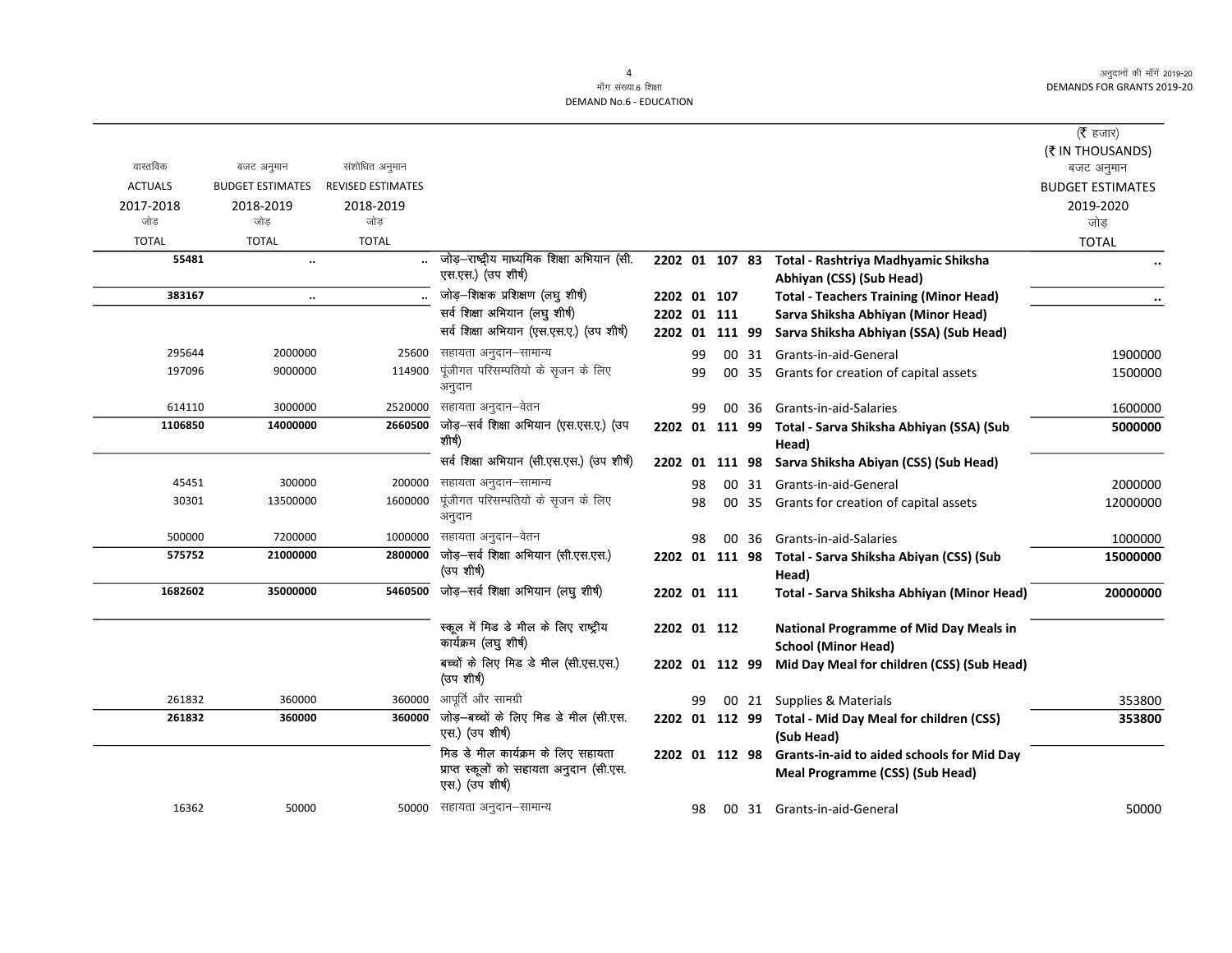माँग संख्या.6 शिक्षा
DEMAND No.6 - EDUCATION

| वास्तविक ACTUALS 2017-2018 जोड़ TOTAL | बजट अनुमान BUDGET ESTIMATES 2018-2019 जोड़ TOTAL | संशोधित अनुमान REVISED ESTIMATES 2018-2019 जोड़ TOTAL | | | | | | | (₹ हजार) (₹ IN THOUSANDS) बजट अनुमान BUDGET ESTIMATES 2019-2020 जोड़ TOTAL |
|---|---|---|---|---|---|---|---|---|---|
| **55481** | .. | .. | जोड़–राष्ट्रीय माध्यमिक शिक्षा अभियान (सी.एस.एस.) (उप शीर्ष) | 2202 01 | 107 | 83 | | **Total - Rashtriya Madhyamic Shiksha Abhiyan (CSS) (Sub Head)** | .. |
| **383167** | .. | .. | जोड़–शिक्षक प्रशिक्षण (लघु शीर्ष) | 2202 01 | 107 | | | **Total - Teachers Training (Minor Head)** | .. |
| | | | सर्व शिक्षा अभियान (लघु शीर्ष) | 2202 01 | 111 | | | **Sarva Shiksha Abhiyan (Minor Head)** | |
| | | | सर्व शिक्षा अभियान (एस.एस.ए.) (उप शीर्ष) | 2202 01 | 111 | 99 | | **Sarva Shiksha Abhiyan (SSA) (Sub Head)** | |
| 295644 | 2000000 | 25600 | सहायता अनुदान–सामान्य | | 99 | 00 | 31 | Grants-in-aid-General | 1900000 |
| 197096 | 9000000 | 114900 | पूंजीगत परिसम्पतियो के सृजन के लिए अनुदान | | 99 | 00 | 35 | Grants for creation of capital assets | 1500000 |
| 614110 | 3000000 | 2520000 | सहायता अनुदान–वेतन | | 99 | 00 | 36 | Grants-in-aid-Salaries | 1600000 |
| **1106850** | **14000000** | **2660500** | जोड़–सर्व शिक्षा अभियान (एस.एस.ए.) (उप शीर्ष) | 2202 01 | 111 | 99 | | **Total - Sarva Shiksha Abhiyan (SSA) (Sub Head)** | **5000000** |
| | | | सर्व शिक्षा अभियान (सी.एस.एस.) (उप शीर्ष) | 2202 01 | 111 | 98 | | **Sarva Shiksha Abiyan (CSS) (Sub Head)** | |
| 45451 | 300000 | 200000 | सहायता अनुदान–सामान्य | | 98 | 00 | 31 | Grants-in-aid-General | 2000000 |
| 30301 | 13500000 | 1600000 | पूंजीगत परिसम्पतियो के सृजन के लिए अनुदान | | 98 | 00 | 35 | Grants for creation of capital assets | 12000000 |
| 500000 | 7200000 | 1000000 | सहायता अनुदान–वेतन | | 98 | 00 | 36 | Grants-in-aid-Salaries | 1000000 |
| **575752** | **21000000** | **2800000** | जोड़–सर्व शिक्षा अभियान (सी.एस.एस.) (उप शीर्ष) | 2202 01 | 111 | 98 | | **Total - Sarva Shiksha Abiyan (CSS) (Sub Head)** | **15000000** |
| **1682602** | **35000000** | **5460500** | जोड़–सर्व शिक्षा अभियान (लघु शीर्ष) | 2202 01 | 111 | | | **Total - Sarva Shiksha Abhiyan (Minor Head)** | **20000000** |
| | | | स्कूल में मिड डे मील के लिए राष्ट्रीय कार्यक्रम (लघु शीर्ष) | 2202 01 | 112 | | | **National Programme of Mid Day Meals in School (Minor Head)** | |
| | | | बच्चों के लिए मिड डे मील (सी.एस.एस.) (उप शीर्ष) | 2202 01 | 112 | 99 | | **Mid Day Meal for children (CSS) (Sub Head)** | |
| 261832 | 360000 | 360000 | आपूर्ति और सामग्री | | 99 | 00 | 21 | Supplies & Materials | 353800 |
| **261832** | **360000** | **360000** | जोड़–बच्चों के लिए मिड डे मील (सी.एस.एस.) (उप शीर्ष) | 2202 01 | 112 | 99 | | **Total - Mid Day Meal for children (CSS) (Sub Head)** | **353800** |
| | | | मिड डे मील कार्यक्रम के लिए सहायता प्राप्त स्कूलों को सहायता अनुदान (सी.एस.एस.) (उप शीर्ष) | 2202 01 | 112 | 98 | | **Grants-in-aid to aided schools for Mid Day Meal Programme (CSS) (Sub Head)** | |
| 16362 | 50000 | 50000 | सहायता अनुदान–सामान्य | | 98 | 00 | 31 | Grants-in-aid-General | 50000 |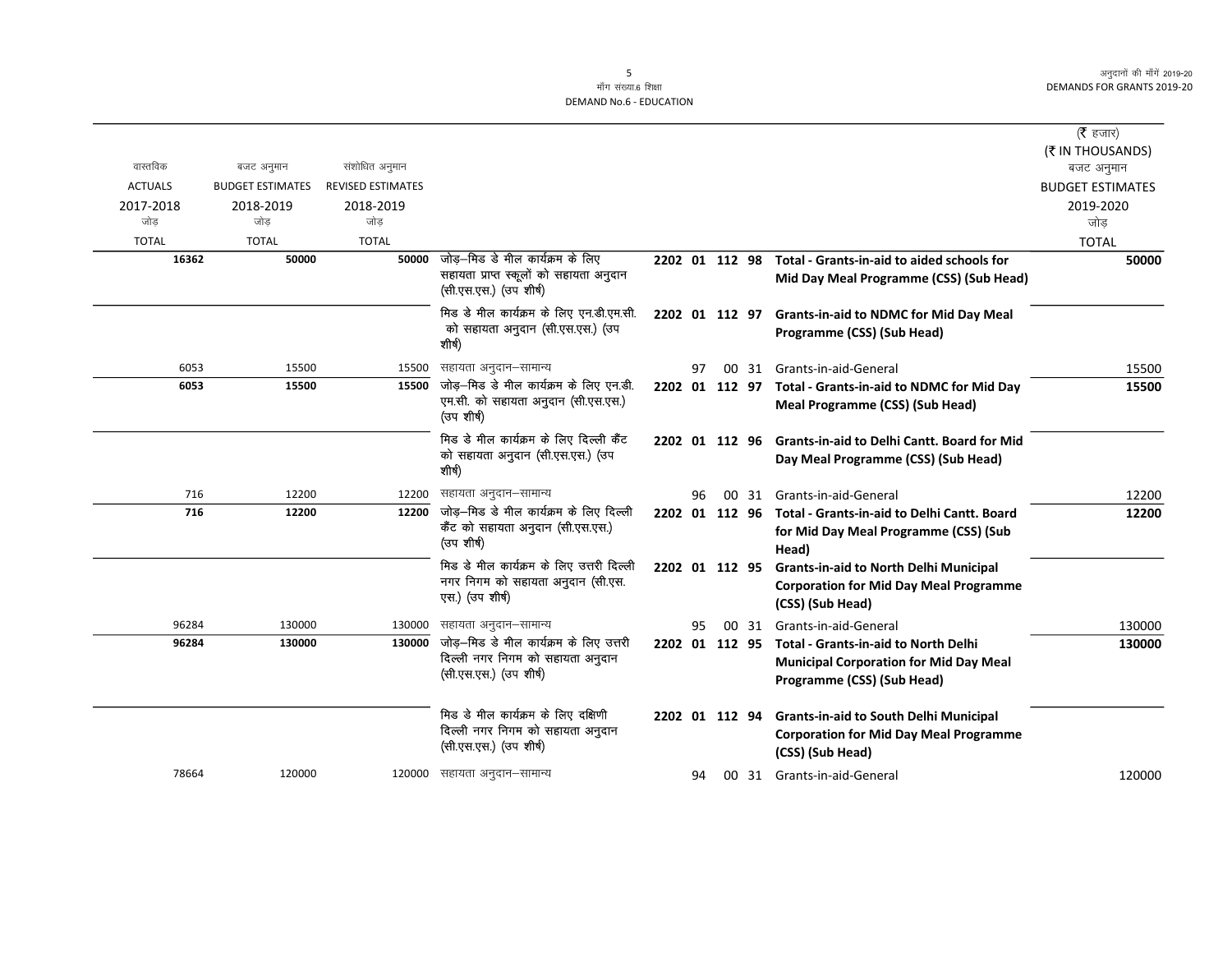(₹ हजार)
(₹ IN THOUSANDS)

| वास्तविक ACTUALS 2017-2018 जोड़ TOTAL | बजट अनुमान BUDGET ESTIMATES 2018-2019 जोड़ TOTAL | संशोधित अनुमान REVISED ESTIMATES 2018-2019 जोड़ TOTAL | | | | | | | बजट अनुमान BUDGET ESTIMATES 2019-2020 जोड़ TOTAL |
|---|---|---|---|---|---|---|---|---|---|
| **16362** | **50000** | **50000** | जोड़–मिड डे मील कार्यक्रम के लिए सहायता प्राप्त स्कूलों को सहायता अनुदान (सी.एस.एस.) (उप शीर्ष) | **2202 01** | **112** | **98** | | **Total - Grants-in-aid to aided schools for Mid Day Meal Programme (CSS) (Sub Head)** | **50000** |
| | | | मिड डे मील कार्यक्रम के लिए एन.डी.एम.सी. को सहायता अनुदान (सी.एस.एस.) (उप शीर्ष) | **2202 01** | **112** | **97** | | **Grants-in-aid to NDMC for Mid Day Meal Programme (CSS) (Sub Head)** | |
| 6053 | 15500 | 15500 | सहायता अनुदान–सामान्य | 97 | 00 | 31 | | Grants-in-aid-General | 15500 |
| **6053** | **15500** | **15500** | जोड़–मिड डे मील कार्यक्रम के लिए एन.डी.एम.सी. को सहायता अनुदान (सी.एस.एस.) (उप शीर्ष) | **2202 01** | **112** | **97** | | **Total - Grants-in-aid to NDMC for Mid Day Meal Programme (CSS) (Sub Head)** | **15500** |
| | | | मिड डे मील कार्यक्रम के लिए दिल्ली कैंट को सहायता अनुदान (सी.एस.एस.) (उप शीर्ष) | **2202 01** | **112** | **96** | | **Grants-in-aid to Delhi Cantt. Board for Mid Day Meal Programme (CSS) (Sub Head)** | |
| 716 | 12200 | 12200 | सहायता अनुदान–सामान्य | 96 | 00 | 31 | | Grants-in-aid-General | 12200 |
| **716** | **12200** | **12200** | जोड़–मिड डे मील कार्यक्रम के लिए दिल्ली कैंट को सहायता अनुदान (सी.एस.एस.) (उप शीर्ष) | **2202 01** | **112** | **96** | | **Total - Grants-in-aid to Delhi Cantt. Board for Mid Day Meal Programme (CSS) (Sub Head)** | **12200** |
| | | | मिड डे मील कार्यक्रम के लिए उत्तरी दिल्ली नगर निगम को सहायता अनुदान (सी.एस.एस.) (उप शीर्ष) | **2202 01** | **112** | **95** | | **Grants-in-aid to North Delhi Municipal Corporation for Mid Day Meal Programme (CSS) (Sub Head)** | |
| 96284 | 130000 | 130000 | सहायता अनुदान–सामान्य | 95 | 00 | 31 | | Grants-in-aid-General | 130000 |
| **96284** | **130000** | **130000** | जोड़–मिड डे मील कार्यक्रम के लिए उत्तरी दिल्ली नगर निगम को सहायता अनुदान (सी.एस.एस.) (उप शीर्ष) | **2202 01** | **112** | **95** | | **Total - Grants-in-aid to North Delhi Municipal Corporation for Mid Day Meal Programme (CSS) (Sub Head)** | **130000** |
| | | | मिड डे मील कार्यक्रम के लिए दक्षिणी दिल्ली नगर निगम को सहायता अनुदान (सी.एस.एस.) (उप शीर्ष) | **2202 01** | **112** | **94** | | **Grants-in-aid to South Delhi Municipal Corporation for Mid Day Meal Programme (CSS) (Sub Head)** | |
| 78664 | 120000 | 120000 | सहायता अनुदान–सामान्य | 94 | 00 | 31 | | Grants-in-aid-General | 120000 |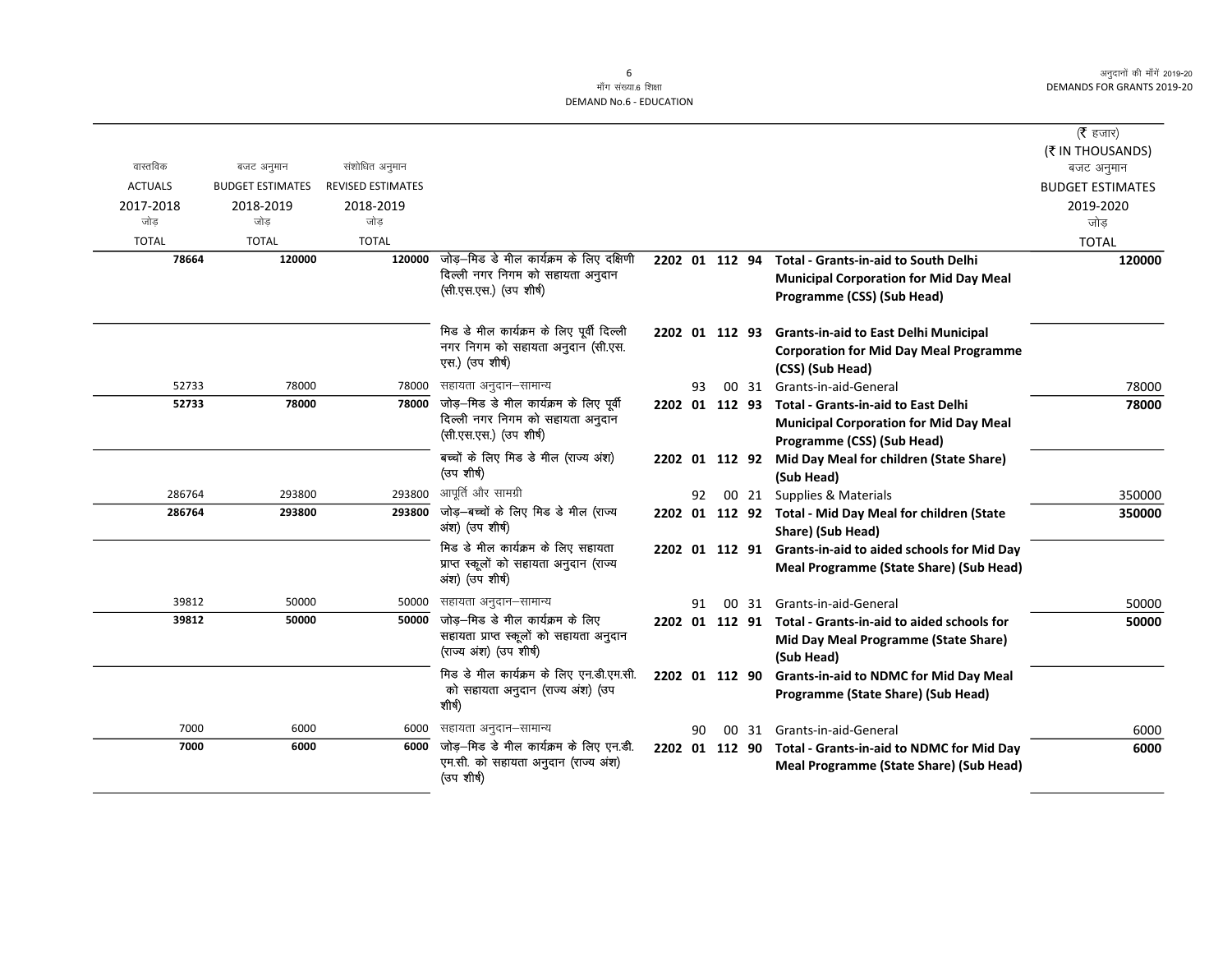**मॉंग संख्या.6 शिक्षा**
**DEMAND No.6 - EDUCATION**

| वास्तविक ACTUALS 2017-2018 जोड़ TOTAL | बजट अनुमान BUDGET ESTIMATES 2018-2019 जोड़ TOTAL | संशोधित अनुमान REVISED ESTIMATES 2018-2019 जोड़ TOTAL | | | | | | | (₹ हजार) (₹ IN THOUSANDS) बजट अनुमान BUDGET ESTIMATES 2019-2020 जोड़ TOTAL |
|---|---|---|---|---|---|---|---|---|---|
| **78664** | **120000** | **120000** | जोड़–मिड डे मील कार्यक्रम के लिए दक्षिणी दिल्ली नगर निगम को सहायता अनुदान (सी.एस.एस.) (उप शीर्ष) | 2202 | 01 | 112 | 94 | **Total - Grants-in-aid to South Delhi Municipal Corporation for Mid Day Meal Programme (CSS) (Sub Head)** | **120000** |
| | | | मिड डे मील कार्यक्रम के लिए पूर्वी दिल्ली नगर निगम को सहायता अनुदान (सी.एस.एस.) (उप शीर्ष) | 2202 | 01 | 112 | 93 | **Grants-in-aid to East Delhi Municipal Corporation for Mid Day Meal Programme (CSS) (Sub Head)** | |
| 52733 | 78000 | 78000 | सहायता अनुदान–सामान्य | | 93 | 00 | 31 | Grants-in-aid-General | 78000 |
| **52733** | **78000** | **78000** | जोड़–मिड डे मील कार्यक्रम के लिए पूर्वी दिल्ली नगर निगम को सहायता अनुदान (सी.एस.एस.) (उप शीर्ष) | 2202 | 01 | 112 | 93 | **Total - Grants-in-aid to East Delhi Municipal Corporation for Mid Day Meal Programme (CSS) (Sub Head)** | **78000** |
| | | | बच्चों के लिए मिड डे मील (राज्य अंश) (उप शीर्ष) | 2202 | 01 | 112 | 92 | **Mid Day Meal for children (State Share) (Sub Head)** | |
| 286764 | 293800 | 293800 | आपूर्ति और सामग्री | | 92 | 00 | 21 | Supplies & Materials | 350000 |
| **286764** | **293800** | **293800** | जोड़–बच्चों के लिए मिड डे मील (राज्य अंश) (उप शीर्ष) | 2202 | 01 | 112 | 92 | **Total - Mid Day Meal for children (State Share) (Sub Head)** | **350000** |
| | | | मिड डे मील कार्यक्रम के लिए सहायता प्राप्त स्कूलों को सहायता अनुदान (राज्य अंश) (उप शीर्ष) | 2202 | 01 | 112 | 91 | **Grants-in-aid to aided schools for Mid Day Meal Programme (State Share) (Sub Head)** | |
| 39812 | 50000 | 50000 | सहायता अनुदान–सामान्य | | 91 | 00 | 31 | Grants-in-aid-General | 50000 |
| **39812** | **50000** | **50000** | जोड़–मिड डे मील कार्यक्रम के लिए सहायता प्राप्त स्कूलों को सहायता अनुदान (राज्य अंश) (उप शीर्ष) | 2202 | 01 | 112 | 91 | **Total - Grants-in-aid to aided schools for Mid Day Meal Programme (State Share) (Sub Head)** | **50000** |
| | | | मिड डे मील कार्यक्रम के लिए एन.डी.एम.सी. को सहायता अनुदान (राज्य अंश) (उप शीर्ष) | 2202 | 01 | 112 | 90 | **Grants-in-aid to NDMC for Mid Day Meal Programme (State Share) (Sub Head)** | |
| 7000 | 6000 | 6000 | सहायता अनुदान–सामान्य | | 90 | 00 | 31 | Grants-in-aid-General | 6000 |
| **7000** | **6000** | **6000** | जोड़–मिड डे मील कार्यक्रम के लिए एन.डी.एम.सी. को सहायता अनुदान (राज्य अंश) (उप शीर्ष) | 2202 | 01 | 112 | 90 | **Total - Grants-in-aid to NDMC for Mid Day Meal Programme (State Share) (Sub Head)** | **6000** |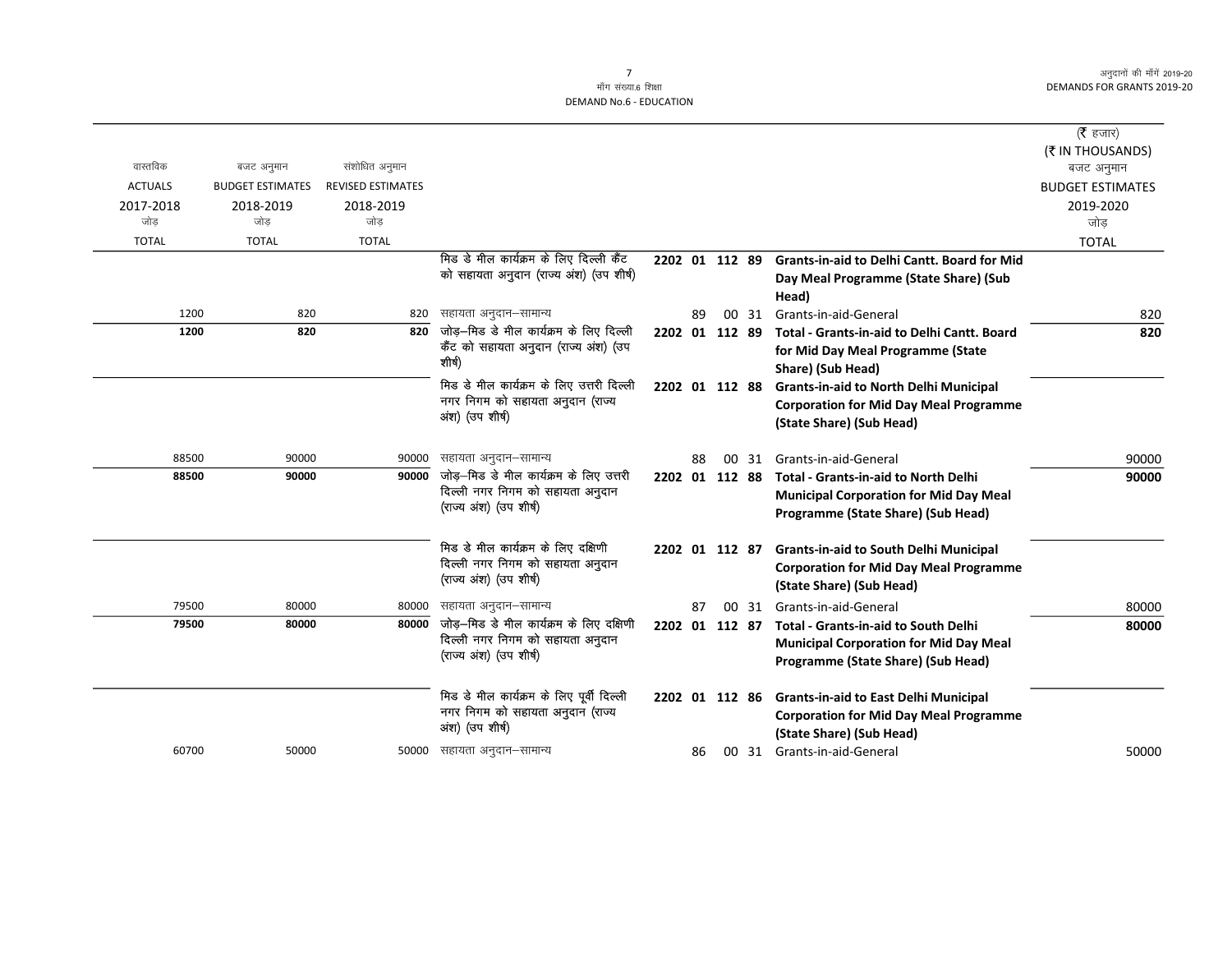माँग संख्या.6 शिक्षा
DEMAND No.6 - EDUCATION

(₹ हजार)
(₹ IN THOUSANDS)

| वास्तविक ACTUALS 2017-2018 जोड़ TOTAL | बजट अनुमान BUDGET ESTIMATES 2018-2019 जोड़ TOTAL | संशोधित अनुमान REVISED ESTIMATES 2018-2019 जोड़ TOTAL | | | | बजट अनुमान BUDGET ESTIMATES 2019-2020 जोड़ TOTAL |
|---|---|---|---|---|---|---|
| | | | मिड डे मील कार्यक्रम के लिए दिल्ली कैंट को सहायता अनुदान (राज्य अंश) (उप शीर्ष) | **2202 01 112 89** | **Grants-in-aid to Delhi Cantt. Board for Mid Day Meal Programme (State Share) (Sub Head)** | |
| 1200 | 820 | 820 | सहायता अनुदान–सामान्य | 89 00 31 | Grants-in-aid-General | 820 |
| **1200** | **820** | **820** | जोड़–मिड डे मील कार्यक्रम के लिए दिल्ली कैंट को सहायता अनुदान (राज्य अंश) (उप शीर्ष) | **2202 01 112 89** | **Total - Grants-in-aid to Delhi Cantt. Board for Mid Day Meal Programme (State Share) (Sub Head)** | **820** |
| | | | मिड डे मील कार्यक्रम के लिए उत्तरी दिल्ली नगर निगम को सहायता अनुदान (राज्य अंश) (उप शीर्ष) | **2202 01 112 88** | **Grants-in-aid to North Delhi Municipal Corporation for Mid Day Meal Programme (State Share) (Sub Head)** | |
| 88500 | 90000 | 90000 | सहायता अनुदान–सामान्य | 88 00 31 | Grants-in-aid-General | 90000 |
| **88500** | **90000** | **90000** | जोड़–मिड डे मील कार्यक्रम के लिए उत्तरी दिल्ली नगर निगम को सहायता अनुदान (राज्य अंश) (उप शीर्ष) | **2202 01 112 88** | **Total - Grants-in-aid to North Delhi Municipal Corporation for Mid Day Meal Programme (State Share) (Sub Head)** | **90000** |
| | | | मिड डे मील कार्यक्रम के लिए दक्षिणी दिल्ली नगर निगम को सहायता अनुदान (राज्य अंश) (उप शीर्ष) | **2202 01 112 87** | **Grants-in-aid to South Delhi Municipal Corporation for Mid Day Meal Programme (State Share) (Sub Head)** | |
| 79500 | 80000 | 80000 | सहायता अनुदान–सामान्य | 87 00 31 | Grants-in-aid-General | 80000 |
| **79500** | **80000** | **80000** | जोड़–मिड डे मील कार्यक्रम के लिए दक्षिणी दिल्ली नगर निगम को सहायता अनुदान (राज्य अंश) (उप शीर्ष) | **2202 01 112 87** | **Total - Grants-in-aid to South Delhi Municipal Corporation for Mid Day Meal Programme (State Share) (Sub Head)** | **80000** |
| | | | मिड डे मील कार्यक्रम के लिए पूर्वी दिल्ली नगर निगम को सहायता अनुदान (राज्य अंश) (उप शीर्ष) | **2202 01 112 86** | **Grants-in-aid to East Delhi Municipal Corporation for Mid Day Meal Programme (State Share) (Sub Head)** | |
| 60700 | 50000 | 50000 | सहायता अनुदान–सामान्य | 86 00 31 | Grants-in-aid-General | 50000 |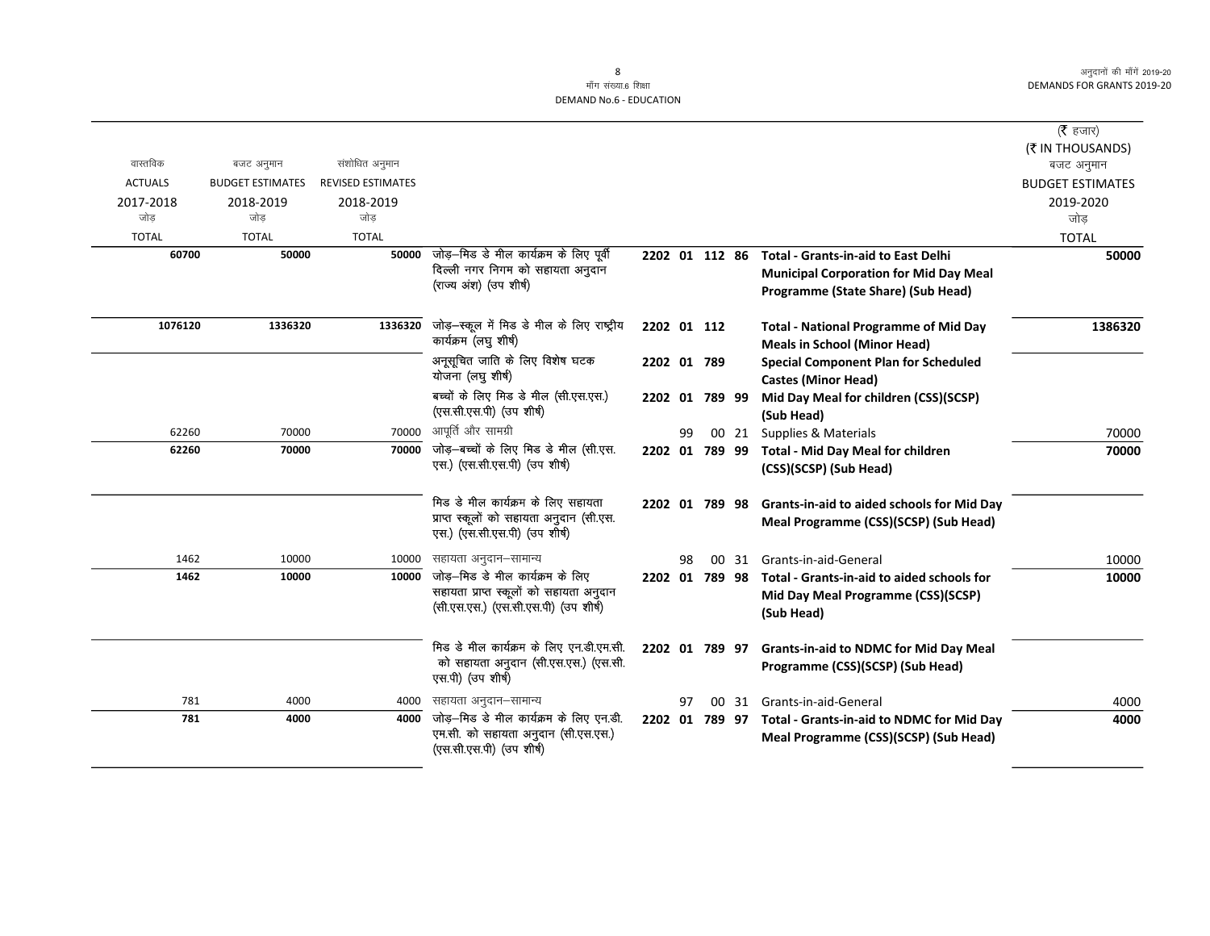मॉंग संख्या.6 शिक्षा
DEMAND No.6 - EDUCATION

| वास्तविक ACTUALS 2017-2018 जोड़ TOTAL | बजट अनुमान BUDGET ESTIMATES 2018-2019 जोड़ TOTAL | संशोधित अनुमान REVISED ESTIMATES 2018-2019 जोड़ TOTAL | | | | (₹ हजार) (₹ IN THOUSANDS) बजट अनुमान BUDGET ESTIMATES 2019-2020 जोड़ TOTAL |
|---|---|---|---|---|---|---|
| **60700** | **50000** | **50000** | जोड़–मिड डे मील कार्यक्रम के लिए पूर्वी दिल्ली नगर निगम को सहायता अनुदान (राज्य अंश) (उप शीर्ष) | 2202 01 112 86 | **Total - Grants-in-aid to East Delhi Municipal Corporation for Mid Day Meal Programme (State Share) (Sub Head)** | **50000** |
| **1076120** | **1336320** | **1336320** | जोड़–स्कूल में मिड डे मील के लिए राष्ट्रीय कार्यक्रम (लघु शीर्ष) | 2202 01 112 | **Total - National Programme of Mid Day Meals in School (Minor Head)** | **1386320** |
| | | | अनूसूचित जाति के लिए विशेष घटक योजना (लघु शीर्ष) | 2202 01 789 | **Special Component Plan for Scheduled Castes (Minor Head)** | |
| | | | बच्चों के लिए मिड डे मील (सी.एस.एस.) (एस.सी.एस.पी) (उप शीर्ष) | 2202 01 789 99 | **Mid Day Meal for children (CSS)(SCSP) (Sub Head)** | |
| 62260 | 70000 | 70000 | आपूर्ति और सामग्री | 99 00 21 | Supplies & Materials | 70000 |
| **62260** | **70000** | **70000** | जोड़–बच्चों के लिए मिड डे मील (सी.एस.एस.) (एस.सी.एस.पी) (उप शीर्ष) | 2202 01 789 99 | **Total - Mid Day Meal for children (CSS)(SCSP) (Sub Head)** | **70000** |
| | | | मिड डे मील कार्यक्रम के लिए सहायता प्राप्त स्कूलों को सहायता अनुदान (सी.एस.एस.) (एस.सी.एस.पी) (उप शीर्ष) | 2202 01 789 98 | **Grants-in-aid to aided schools for Mid Day Meal Programme (CSS)(SCSP) (Sub Head)** | |
| 1462 | 10000 | 10000 | सहायता अनुदान–सामान्य | 98 00 31 | Grants-in-aid-General | 10000 |
| **1462** | **10000** | **10000** | जोड़–मिड डे मील कार्यक्रम के लिए सहायता प्राप्त स्कूलों को सहायता अनुदान (सी.एस.एस.) (एस.सी.एस.पी) (उप शीर्ष) | 2202 01 789 98 | **Total - Grants-in-aid to aided schools for Mid Day Meal Programme (CSS)(SCSP) (Sub Head)** | **10000** |
| | | | मिड डे मील कार्यक्रम के लिए एन.डी.एम.सी. को सहायता अनुदान (सी.एस.एस.) (एस.सी.एस.पी) (उप शीर्ष) | 2202 01 789 97 | **Grants-in-aid to NDMC for Mid Day Meal Programme (CSS)(SCSP) (Sub Head)** | |
| 781 | 4000 | 4000 | सहायता अनुदान–सामान्य | 97 00 31 | Grants-in-aid-General | 4000 |
| **781** | **4000** | **4000** | जोड़–मिड डे मील कार्यक्रम के लिए एन.डी.एम.सी. को सहायता अनुदान (सी.एस.एस.) (एस.सी.एस.पी) (उप शीर्ष) | 2202 01 789 97 | **Total - Grants-in-aid to NDMC for Mid Day Meal Programme (CSS)(SCSP) (Sub Head)** | **4000** |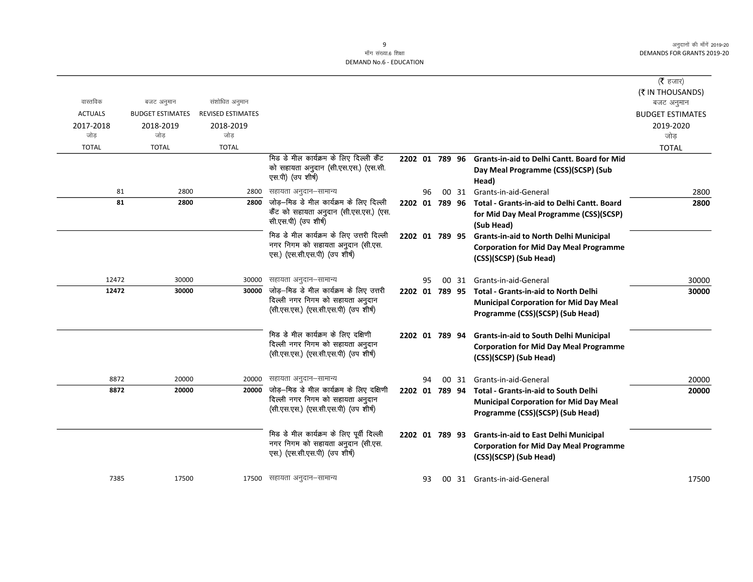मॉंग संख्या.6 शिक्षा
DEMAND No.6 - EDUCATION

| वास्तविक ACTUALS 2017-2018 जोड़ TOTAL | बजट अनुमान BUDGET ESTIMATES 2018-2019 जोड़ TOTAL | संशोधित अनुमान REVISED ESTIMATES 2018-2019 जोड़ TOTAL | | | | | | | (₹ हजार) (₹ IN THOUSANDS) बजट अनुमान BUDGET ESTIMATES 2019-2020 जोड़ TOTAL |
|---|---|---|---|---|---|---|---|---|---|
| | | | मिड डे मील कार्यक्रम के लिए दिल्ली कैंट को सहायता अनुदान (सी.एस.एस.) (एस.सी.एस.पी) (उप शीर्ष) | 2202 01 | 789 | 96 | | **Grants-in-aid to Delhi Cantt. Board for Mid Day Meal Programme (CSS)(SCSP) (Sub Head)** | |
| 81 | 2800 | 2800 | सहायता अनुदान–सामान्य | | 96 | 00 | 31 | Grants-in-aid-General | 2800 |
| **81** | **2800** | **2800** | जोड़–मिड डे मील कार्यक्रम के लिए दिल्ली कैंट को सहायता अनुदान (सी.एस.एस.) (एस.सी.एस.पी) (उप शीर्ष) | 2202 01 | 789 | 96 | | **Total - Grants-in-aid to Delhi Cantt. Board for Mid Day Meal Programme (CSS)(SCSP) (Sub Head)** | **2800** |
| | | | मिड डे मील कार्यक्रम के लिए उत्तरी दिल्ली नगर निगम को सहायता अनुदान (सी.एस.एस.) (एस.सी.एस.पी) (उप शीर्ष) | 2202 01 | 789 | 95 | | **Grants-in-aid to North Delhi Municipal Corporation for Mid Day Meal Programme (CSS)(SCSP) (Sub Head)** | |
| 12472 | 30000 | 30000 | सहायता अनुदान–सामान्य | | 95 | 00 | 31 | Grants-in-aid-General | 30000 |
| **12472** | **30000** | **30000** | जोड़–मिड डे मील कार्यक्रम के लिए उत्तरी दिल्ली नगर निगम को सहायता अनुदान (सी.एस.एस.) (एस.सी.एस.पी) (उप शीर्ष) | 2202 01 | 789 | 95 | | **Total - Grants-in-aid to North Delhi Municipal Corporation for Mid Day Meal Programme (CSS)(SCSP) (Sub Head)** | **30000** |
| | | | मिड डे मील कार्यक्रम के लिए दक्षिणी दिल्ली नगर निगम को सहायता अनुदान (सी.एस.एस.) (एस.सी.एस.पी) (उप शीर्ष) | 2202 01 | 789 | 94 | | **Grants-in-aid to South Delhi Municipal Corporation for Mid Day Meal Programme (CSS)(SCSP) (Sub Head)** | |
| 8872 | 20000 | 20000 | सहायता अनुदान–सामान्य | | 94 | 00 | 31 | Grants-in-aid-General | 20000 |
| **8872** | **20000** | **20000** | जोड़–मिड डे मील कार्यक्रम के लिए दक्षिणी दिल्ली नगर निगम को सहायता अनुदान (सी.एस.एस.) (एस.सी.एस.पी) (उप शीर्ष) | 2202 01 | 789 | 94 | | **Total - Grants-in-aid to South Delhi Municipal Corporation for Mid Day Meal Programme (CSS)(SCSP) (Sub Head)** | **20000** |
| | | | मिड डे मील कार्यक्रम के लिए पूर्वी दिल्ली नगर निगम को सहायता अनुदान (सी.एस.एस.) (एस.सी.एस.पी) (उप शीर्ष) | 2202 01 | 789 | 93 | | **Grants-in-aid to East Delhi Municipal Corporation for Mid Day Meal Programme (CSS)(SCSP) (Sub Head)** | |
| 7385 | 17500 | 17500 | सहायता अनुदान–सामान्य | | 93 | 00 | 31 | Grants-in-aid-General | 17500 |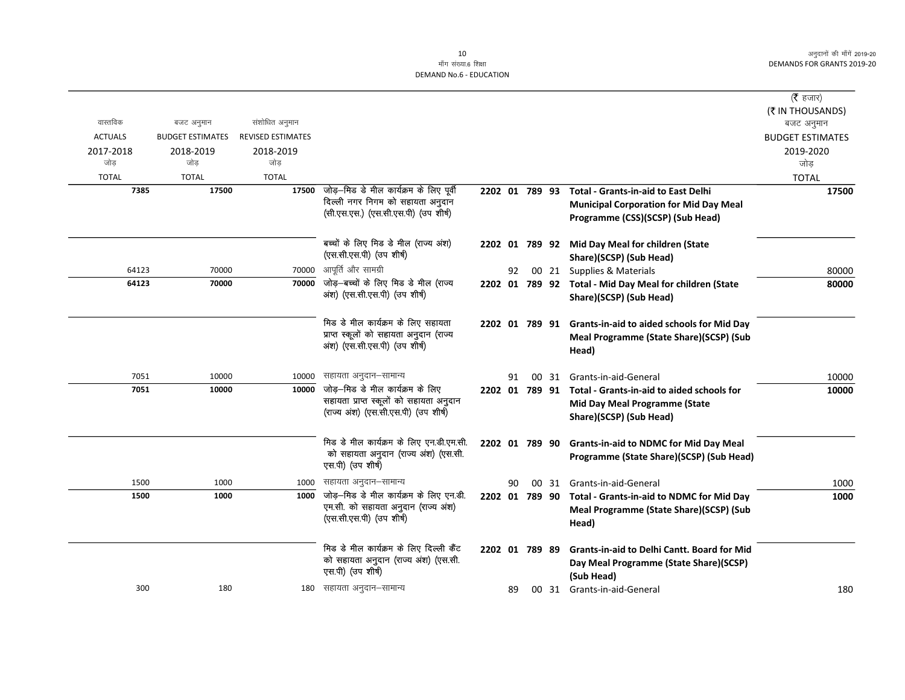मॉंग संख्या.6 शिक्षा

DEMAND No.6 - EDUCATION

| वास्तविक ACTUALS 2017-2018 जोड़ TOTAL | बजट अनुमान BUDGET ESTIMATES 2018-2019 जोड़ TOTAL | संशोधित अनुमान REVISED ESTIMATES 2018-2019 जोड़ TOTAL | | | | | | | (₹ हजार) (₹ IN THOUSANDS) बजट अनुमान BUDGET ESTIMATES 2019-2020 जोड़ TOTAL |
|---|---|---|---|---|---|---|---|---|---|
| **7385** | **17500** | **17500** | जोड़–मिड डे मील कार्यक्रम के लिए पूर्वी दिल्ली नगर निगम को सहायता अनुदान (सी.एस.एस.) (एस.सी.एस.पी) (उप शीर्ष) | **2202** | **01** | **789** | **93** | **Total - Grants-in-aid to East Delhi Municipal Corporation for Mid Day Meal Programme (CSS)(SCSP) (Sub Head)** | **17500** |
| | | | बच्चों के लिए मिड डे मील (राज्य अंश) (एस.सी.एस.पी) (उप शीर्ष) | **2202** | **01** | **789** | **92** | **Mid Day Meal for children (State Share)(SCSP) (Sub Head)** | |
| 64123 | 70000 | 70000 | आपूर्ति और सामग्री | | 92 | 00 | 21 | Supplies & Materials | 80000 |
| **64123** | **70000** | **70000** | जोड़–बच्चों के लिए मिड डे मील (राज्य अंश) (एस.सी.एस.पी) (उप शीर्ष) | **2202** | **01** | **789** | **92** | **Total - Mid Day Meal for children (State Share)(SCSP) (Sub Head)** | **80000** |
| | | | मिड डे मील कार्यक्रम के लिए सहायता प्राप्त स्कूलों को सहायता अनुदान (राज्य अंश) (एस.सी.एस.पी) (उप शीर्ष) | **2202** | **01** | **789** | **91** | **Grants-in-aid to aided schools for Mid Day Meal Programme (State Share)(SCSP) (Sub Head)** | |
| 7051 | 10000 | 10000 | सहायता अनुदान–सामान्य | | 91 | 00 | 31 | Grants-in-aid-General | 10000 |
| **7051** | **10000** | **10000** | जोड़–मिड डे मील कार्यक्रम के लिए सहायता प्राप्त स्कूलों को सहायता अनुदान (राज्य अंश) (एस.सी.एस.पी) (उप शीर्ष) | **2202** | **01** | **789** | **91** | **Total - Grants-in-aid to aided schools for Mid Day Meal Programme (State Share)(SCSP) (Sub Head)** | **10000** |
| | | | मिड डे मील कार्यक्रम के लिए एन.डी.एम.सी. को सहायता अनुदान (राज्य अंश) (एस.सी.एस.पी) (उप शीर्ष) | **2202** | **01** | **789** | **90** | **Grants-in-aid to NDMC for Mid Day Meal Programme (State Share)(SCSP) (Sub Head)** | |
| 1500 | 1000 | 1000 | सहायता अनुदान–सामान्य | | 90 | 00 | 31 | Grants-in-aid-General | 1000 |
| **1500** | **1000** | **1000** | जोड़–मिड डे मील कार्यक्रम के लिए एन.डी.एम.सी. को सहायता अनुदान (राज्य अंश) (एस.सी.एस.पी) (उप शीर्ष) | **2202** | **01** | **789** | **90** | **Total - Grants-in-aid to NDMC for Mid Day Meal Programme (State Share)(SCSP) (Sub Head)** | **1000** |
| | | | मिड डे मील कार्यक्रम के लिए दिल्ली कैंट को सहायता अनुदान (राज्य अंश) (एस.सी.एस.पी) (उप शीर्ष) | **2202** | **01** | **789** | **89** | **Grants-in-aid to Delhi Cantt. Board for Mid Day Meal Programme (State Share)(SCSP) (Sub Head)** | |
| 300 | 180 | 180 | सहायता अनुदान–सामान्य | | 89 | 00 | 31 | Grants-in-aid-General | 180 |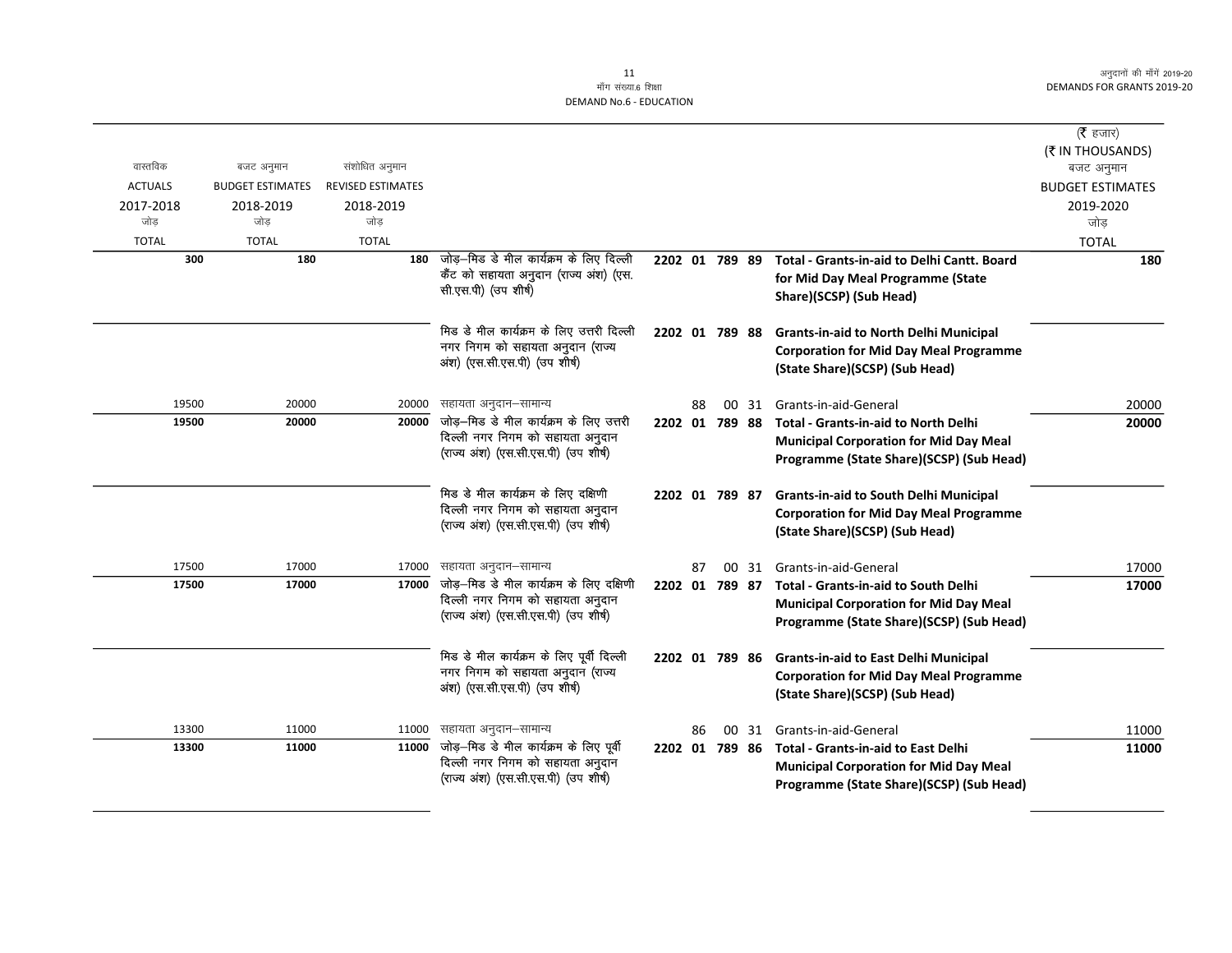माँग संख्या.6 शिक्षा
DEMAND No.6 - EDUCATION

| वास्तविक<br>ACTUALS<br>2017-2018<br>जोड़<br>TOTAL | बजट अनुमान<br>BUDGET ESTIMATES<br>2018-2019<br>जोड़<br>TOTAL | संशोधित अनुमान<br>REVISED ESTIMATES<br>2018-2019<br>जोड़<br>TOTAL | | | | (₹ हजार)<br>(₹ IN THOUSANDS)<br>बजट अनुमान<br>BUDGET ESTIMATES<br>2019-2020<br>जोड़<br>TOTAL |
|---|---|---|---|---|---|---|
| **300** | **180** | **180** | जोड़–मिड डे मील कार्यक्रम के लिए दिल्ली कैंट को सहायता अनुदान (राज्य अंश) (एस.सी.एस.पी) (उप शीर्ष) | **2202 01 789 89** | **Total - Grants-in-aid to Delhi Cantt. Board for Mid Day Meal Programme (State Share)(SCSP) (Sub Head)** | **180** |
| | | | मिड डे मील कार्यक्रम के लिए उत्तरी दिल्ली नगर निगम को सहायता अनुदान (राज्य अंश) (एस.सी.एस.पी) (उप शीर्ष) | **2202 01 789 88** | **Grants-in-aid to North Delhi Municipal Corporation for Mid Day Meal Programme (State Share)(SCSP) (Sub Head)** | |
| 19500 | 20000 | 20000 | सहायता अनुदान–सामान्य | 88 00 31 | Grants-in-aid-General | 20000 |
| **19500** | **20000** | **20000** | जोड़–मिड डे मील कार्यक्रम के लिए उत्तरी दिल्ली नगर निगम को सहायता अनुदान (राज्य अंश) (एस.सी.एस.पी) (उप शीर्ष) | **2202 01 789 88** | **Total - Grants-in-aid to North Delhi Municipal Corporation for Mid Day Meal Programme (State Share)(SCSP) (Sub Head)** | **20000** |
| | | | मिड डे मील कार्यक्रम के लिए दक्षिणी दिल्ली नगर निगम को सहायता अनुदान (राज्य अंश) (एस.सी.एस.पी) (उप शीर्ष) | **2202 01 789 87** | **Grants-in-aid to South Delhi Municipal Corporation for Mid Day Meal Programme (State Share)(SCSP) (Sub Head)** | |
| 17500 | 17000 | 17000 | सहायता अनुदान–सामान्य | 87 00 31 | Grants-in-aid-General | 17000 |
| **17500** | **17000** | **17000** | जोड़–मिड डे मील कार्यक्रम के लिए दक्षिणी दिल्ली नगर निगम को सहायता अनुदान (राज्य अंश) (एस.सी.एस.पी) (उप शीर्ष) | **2202 01 789 87** | **Total - Grants-in-aid to South Delhi Municipal Corporation for Mid Day Meal Programme (State Share)(SCSP) (Sub Head)** | **17000** |
| | | | मिड डे मील कार्यक्रम के लिए पूर्वी दिल्ली नगर निगम को सहायता अनुदान (राज्य अंश) (एस.सी.एस.पी) (उप शीर्ष) | **2202 01 789 86** | **Grants-in-aid to East Delhi Municipal Corporation for Mid Day Meal Programme (State Share)(SCSP) (Sub Head)** | |
| 13300 | 11000 | 11000 | सहायता अनुदान–सामान्य | 86 00 31 | Grants-in-aid-General | 11000 |
| **13300** | **11000** | **11000** | जोड़–मिड डे मील कार्यक्रम के लिए पूर्वी दिल्ली नगर निगम को सहायता अनुदान (राज्य अंश) (एस.सी.एस.पी) (उप शीर्ष) | **2202 01 789 86** | **Total - Grants-in-aid to East Delhi Municipal Corporation for Mid Day Meal Programme (State Share)(SCSP) (Sub Head)** | **11000** |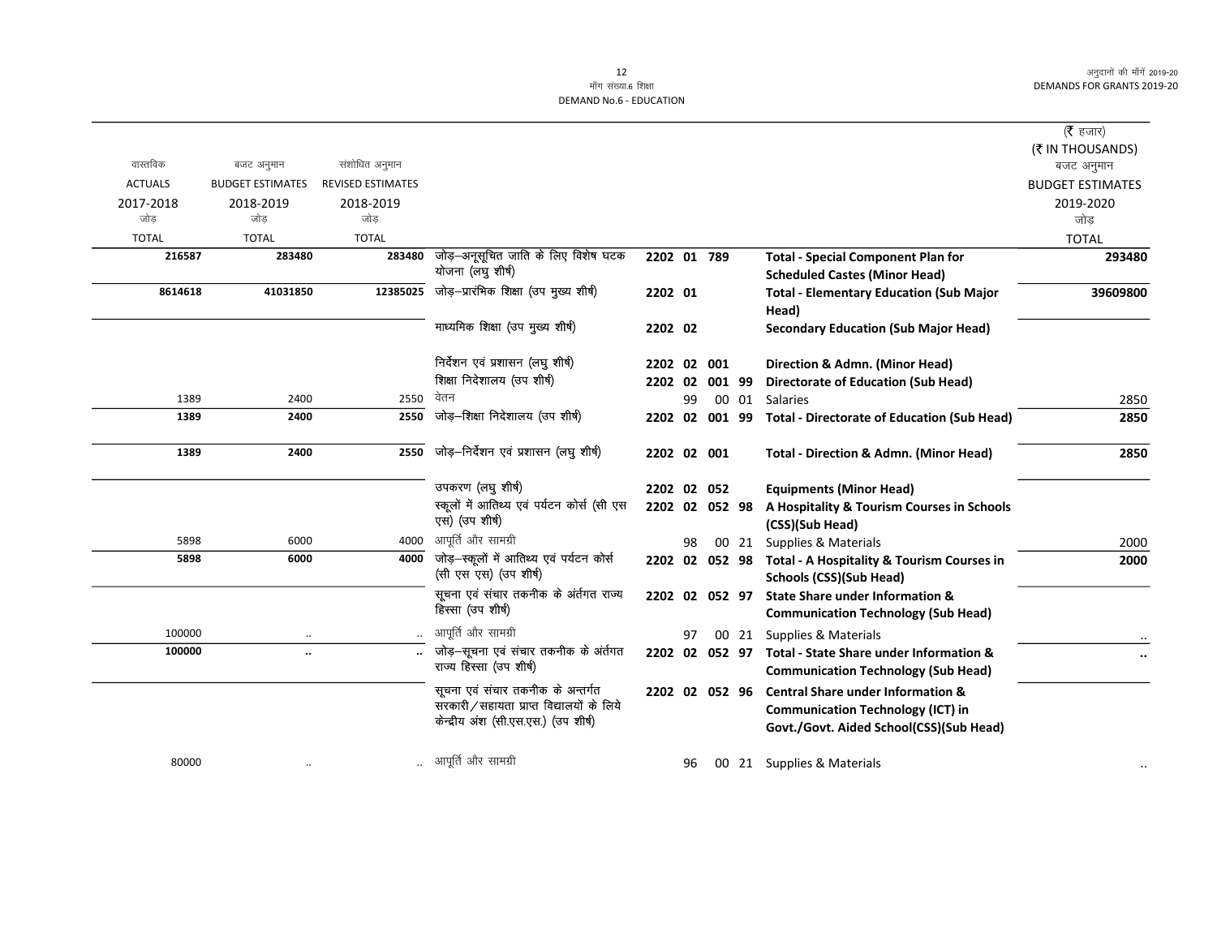# मॉंग संख्या.6 शिक्षा
# DEMAND No.6 - EDUCATION

| वास्तविक ACTUALS 2017-2018 जोड़ TOTAL | बजट अनुमान BUDGET ESTIMATES 2018-2019 जोड़ TOTAL | संशोधित अनुमान REVISED ESTIMATES 2018-2019 जोड़ TOTAL | | | | (₹ हजार) (₹ IN THOUSANDS) बजट अनुमान BUDGET ESTIMATES 2019-2020 जोड़ TOTAL |
|---|---|---|---|---|---|---|
| **216587** | **283480** | **283480** | जोड़–अनूसूचित जाति के लिए विशेष घटक योजना (लघु शीर्ष) | **2202 01 789** | **Total - Special Component Plan for Scheduled Castes (Minor Head)** | **293480** |
| **8614618** | **41031850** | **12385025** | जोड़–प्रारंभिक शिक्षा (उप मुख्य शीर्ष) | **2202 01** | **Total - Elementary Education (Sub Major Head)** | **39609800** |
| | | | माध्यमिक शिक्षा (उप मुख्य शीर्ष) | **2202 02** | **Secondary Education (Sub Major Head)** | |
| | | | निर्देशन एवं प्रशासन (लघु शीर्ष) | **2202 02 001** | **Direction & Admn. (Minor Head)** | |
| | | | शिक्षा निदेशालय (उप शीर्ष) | **2202 02 001 99** | **Directorate of Education (Sub Head)** | |
| 1389 | 2400 | 2550 | वेतन | 99 00 01 | Salaries | 2850 |
| **1389** | **2400** | **2550** | जोड़–शिक्षा निदेशालय (उप शीर्ष) | **2202 02 001 99** | **Total - Directorate of Education (Sub Head)** | **2850** |
| **1389** | **2400** | **2550** | जोड़–निर्देशन एवं प्रशासन (लघु शीर्ष) | **2202 02 001** | **Total - Direction & Admn. (Minor Head)** | **2850** |
| | | | उपकरण (लघु शीर्ष) | **2202 02 052** | **Equipments (Minor Head)** | |
| | | | स्कूलों में आतिथ्य एवं पर्यटन कोर्स (सी एस एस) (उप शीर्ष) | **2202 02 052 98** | **A Hospitality & Tourism Courses in Schools (CSS)(Sub Head)** | |
| 5898 | 6000 | 4000 | आपूर्ति और सामग्री | 98 00 21 | Supplies & Materials | 2000 |
| **5898** | **6000** | **4000** | जोड़–स्कूलों में आतिथ्य एवं पर्यटन कोर्स (सी एस एस) (उप शीर्ष) | **2202 02 052 98** | **Total - A Hospitality & Tourism Courses in Schools (CSS)(Sub Head)** | **2000** |
| | | | सूचना एवं संचार तकनीक के अंर्तगत राज्य हिस्सा (उप शीर्ष) | **2202 02 052 97** | **State Share under Information & Communication Technology (Sub Head)** | |
| 100000 | .. | .. | आपूर्ति और सामग्री | 97 00 21 | Supplies & Materials | .. |
| **100000** | **..** | **..** | जोड़–सूचना एवं संचार तकनीक के अंर्तगत राज्य हिस्सा (उप शीर्ष) | **2202 02 052 97** | **Total - State Share under Information & Communication Technology (Sub Head)** | **..** |
| | | | सूचना एवं संचार तकनीक के अन्तर्गत सरकारी/सहायता प्राप्त विद्यालयों के लिये केन्द्रीय अंश (सी.एस.एस.) (उप शीर्ष) | **2202 02 052 96** | **Central Share under Information & Communication Technology (ICT) in Govt./Govt. Aided School(CSS)(Sub Head)** | |
| 80000 | .. | .. | आपूर्ति और सामग्री | 96 00 21 | Supplies & Materials | .. |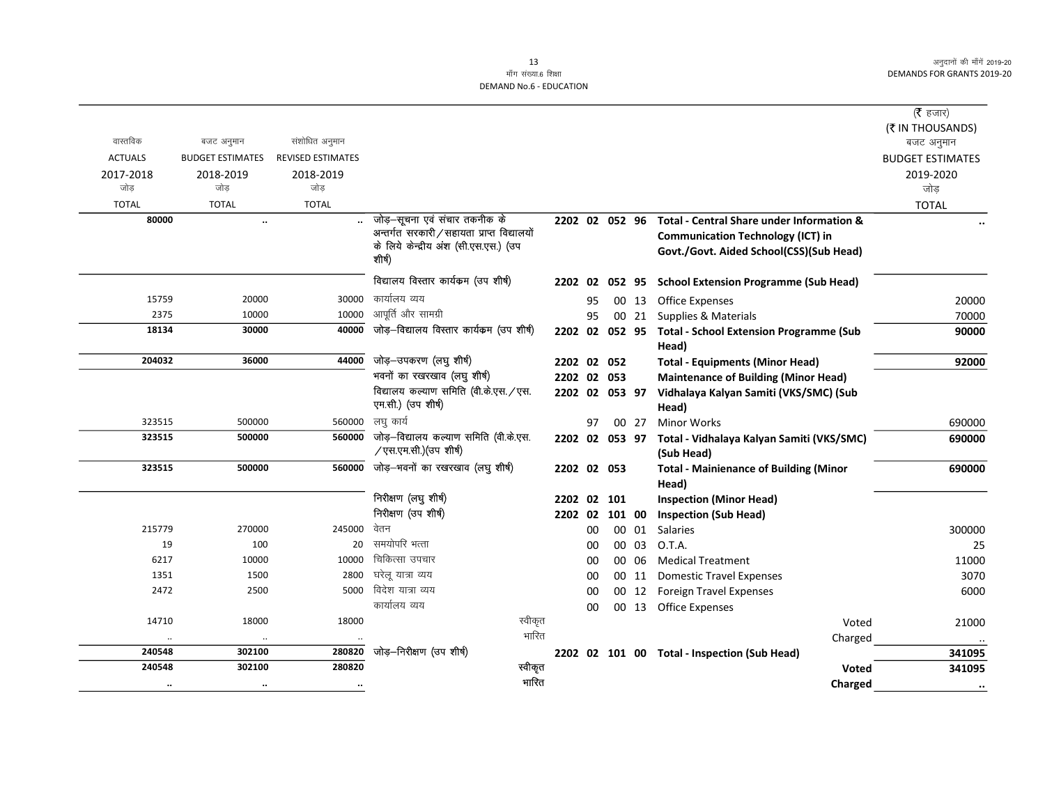मॉंग संख्या.6 शिक्षा
DEMAND No.6 - EDUCATION

अनुदानों की मॉंगें 2019-20
DEMANDS FOR GRANTS 2019-20

| वास्तविक ACTUALS 2017-2018 जोड़ TOTAL | बजट अनुमान BUDGET ESTIMATES 2018-2019 जोड़ TOTAL | संशोधित अनुमान REVISED ESTIMATES 2018-2019 जोड़ TOTAL | | | | | | | (₹ हजार) (₹ IN THOUSANDS) बजट अनुमान BUDGET ESTIMATES 2019-2020 जोड़ TOTAL |
|---|---|---|---|---|---|---|---|---|---|
| **80000** | .. | .. | जोड़–सूचना एवं संचार तकनीक के अन्तर्गत सरकारी/सहायता प्राप्त विद्यालयों के लिये केन्द्रीय अंश (सी.एस.एस.) (उप शीर्ष) | 2202 | 02 | 052 | 96 | **Total - Central Share under Information & Communication Technology (ICT) in Govt./Govt. Aided School(CSS)(Sub Head)** | .. |
| | | | विद्यालय विस्तार कार्यक्रम (उप शीर्ष) | 2202 | 02 | 052 | 95 | **School Extension Programme (Sub Head)** | |
| 15759 | 20000 | 30000 | कार्यालय व्यय | | 95 | 00 | 13 | Office Expenses | 20000 |
| 2375 | 10000 | 10000 | आपूर्ति और सामग्री | | 95 | 00 | 21 | Supplies & Materials | 70000 |
| **18134** | **30000** | **40000** | जोड़–विद्यालय विस्तार कार्यक्रम (उप शीर्ष) | 2202 | 02 | 052 | 95 | **Total - School Extension Programme (Sub Head)** | **90000** |
| **204032** | **36000** | **44000** | जोड़–उपकरण (लघु शीर्ष) | 2202 | 02 | 052 | | **Total - Equipments (Minor Head)** | **92000** |
| | | | भवनों का रखरखाव (लघु शीर्ष) | 2202 | 02 | 053 | | **Maintenance of Building (Minor Head)** | |
| | | | विद्यालय कल्याण समिति (वी.के.एस./एस.एम.सी.) (उप शीर्ष) | 2202 | 02 | 053 | 97 | **Vidhalaya Kalyan Samiti (VKS/SMC) (Sub Head)** | |
| 323515 | 500000 | 560000 | लघु कार्य | | 97 | 00 | 27 | Minor Works | 690000 |
| **323515** | **500000** | **560000** | जोड़–विद्यालय कल्याण समिति (वी.के.एस./एस.एम.सी.)(उप शीर्ष) | 2202 | 02 | 053 | 97 | **Total - Vidhalaya Kalyan Samiti (VKS/SMC) (Sub Head)** | **690000** |
| **323515** | **500000** | **560000** | जोड़–भवनों का रखरखाव (लघु शीर्ष) | 2202 | 02 | 053 | | **Total - Mainienance of Building (Minor Head)** | **690000** |
| | | | निरीक्षण (लघु शीर्ष) | 2202 | 02 | 101 | | **Inspection (Minor Head)** | |
| | | | निरीक्षण (उप शीर्ष) | 2202 | 02 | 101 | 00 | **Inspection (Sub Head)** | |
| 215779 | 270000 | 245000 | वेतन | | 00 | 00 | 01 | Salaries | 300000 |
| 19 | 100 | 20 | समयोपरि भत्ता | | 00 | 00 | 03 | O.T.A. | 25 |
| 6217 | 10000 | 10000 | चिकित्सा उपचार | | 00 | 00 | 06 | Medical Treatment | 11000 |
| 1351 | 1500 | 2800 | घरेलू यात्रा व्यय | | 00 | 00 | 11 | Domestic Travel Expenses | 3070 |
| 2472 | 2500 | 5000 | विदेश यात्रा व्यय | | 00 | 00 | 12 | Foreign Travel Expenses | 6000 |
| | | | कार्यालय व्यय | | 00 | 00 | 13 | Office Expenses | |
| 14710 | 18000 | 18000 | स्वीकृत | | | | | Voted | 21000 |
| .. | .. | .. | भारित | | | | | Charged | .. |
| **240548** | **302100** | **280820** | जोड़–निरीक्षण (उप शीर्ष) | 2202 | 02 | 101 | 00 | **Total - Inspection (Sub Head)** | **341095** |
| **240548** | **302100** | **280820** | स्वीकृत | | | | | **Voted** | **341095** |
| .. | .. | .. | भारित | | | | | **Charged** | .. |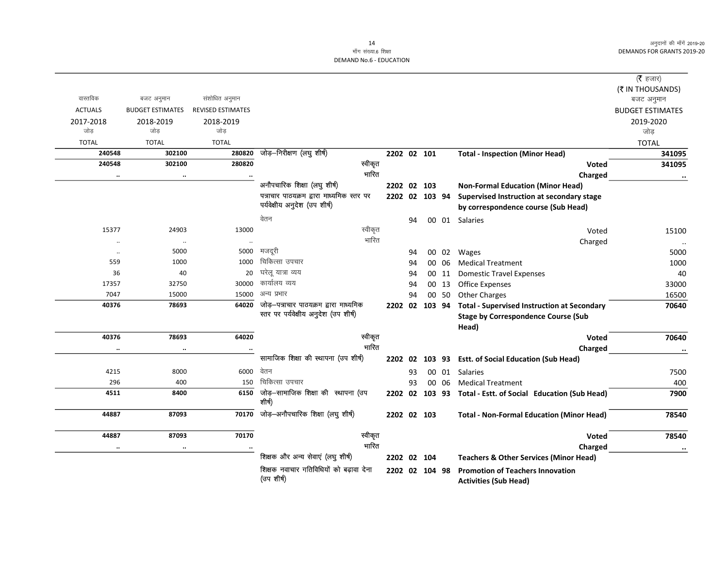माँग संख्या.6 शिक्षा
DEMAND No.6 - EDUCATION

(₹ हजार)
(₹ IN THOUSANDS)

| वास्तविक ACTUALS 2017-2018 जोड़ TOTAL | बजट अनुमान BUDGET ESTIMATES 2018-2019 जोड़ TOTAL | संशोधित अनुमान REVISED ESTIMATES 2018-2019 जोड़ TOTAL | | | | | | | बजट अनुमान BUDGET ESTIMATES 2019-2020 जोड़ TOTAL |
|---|---|---|---|---|---|---|---|---|---|
| **240548** | **302100** | **280820** | जोड़–निरीक्षण (लघु शीर्ष) | 2202 | 02 | 101 | | **Total - Inspection (Minor Head)** | **341095** |
| **240548** | **302100** | **280820** | स्वीकृत | | | | | **Voted** | **341095** |
| .. | .. | .. | भारित | | | | | **Charged** | .. |
| | | | अनौपचारिक शिक्षा (लघु शीर्ष) | 2202 | 02 | 103 | | **Non-Formal Education (Minor Head)** | |
| | | | पत्राचार पाठ्यक्रम द्वारा माध्यमिक स्तर पर पर्यवेक्षीय अनुदेश (उप शीर्ष) | 2202 | 02 | 103 | 94 | **Supervised Instruction at secondary stage by correspondence course (Sub Head)** | |
| | | | वेतन | | 94 | 00 | 01 | Salaries | |
| 15377 | 24903 | 13000 | स्वीकृत | | | | | Voted | 15100 |
| .. | .. | .. | भारित | | | | | Charged | .. |
| .. | 5000 | 5000 | मजदूरी | | 94 | 00 | 02 | Wages | 5000 |
| 559 | 1000 | 1000 | चिकित्सा उपचार | | 94 | 00 | 06 | Medical Treatment | 1000 |
| 36 | 40 | 20 | घरेलू यात्रा व्यय | | 94 | 00 | 11 | Domestic Travel Expenses | 40 |
| 17357 | 32750 | 30000 | कार्यालय व्यय | | 94 | 00 | 13 | Office Expenses | 33000 |
| 7047 | 15000 | 15000 | अन्य प्रभार | | 94 | 00 | 50 | Other Charges | 16500 |
| **40376** | **78693** | **64020** | जोड़–पत्राचार पाठ्यक्रम द्वारा माध्यमिक स्तर पर पर्यवेक्षीय अनुदेश (उप शीर्ष) | 2202 | 02 | 103 | 94 | **Total - Supervised Instruction at Secondary Stage by Correspondence Course (Sub Head)** | **70640** |
| **40376** | **78693** | **64020** | स्वीकृत | | | | | **Voted** | **70640** |
| .. | .. | .. | भारित | | | | | **Charged** | .. |
| | | | सामाजिक शिक्षा की स्थापना (उप शीर्ष) | 2202 | 02 | 103 | 93 | **Estt. of Social Education (Sub Head)** | |
| 4215 | 8000 | 6000 | वेतन | | 93 | 00 | 01 | Salaries | 7500 |
| 296 | 400 | 150 | चिकित्सा उपचार | | 93 | 00 | 06 | Medical Treatment | 400 |
| **4511** | **8400** | **6150** | जोड़–सामाजिक शिक्षा की स्थापना (उप शीर्ष) | 2202 | 02 | 103 | 93 | **Total - Estt. of Social Education (Sub Head)** | **7900** |
| **44887** | **87093** | **70170** | जोड़–अनौपचारिक शिक्षा (लघु शीर्ष) | 2202 | 02 | 103 | | **Total - Non-Formal Education (Minor Head)** | **78540** |
| **44887** | **87093** | **70170** | स्वीकृत | | | | | **Voted** | **78540** |
| .. | .. | .. | भारित | | | | | **Charged** | .. |
| | | | शिक्षक और अन्य सेवाएं (लघु शीर्ष) | 2202 | 02 | 104 | | **Teachers & Other Services (Minor Head)** | |
| | | | शिक्षक नवाचार गतिविधियों को बढ़ावा देना (उप शीर्ष) | 2202 | 02 | 104 | 98 | **Promotion of Teachers Innovation Activities (Sub Head)** | |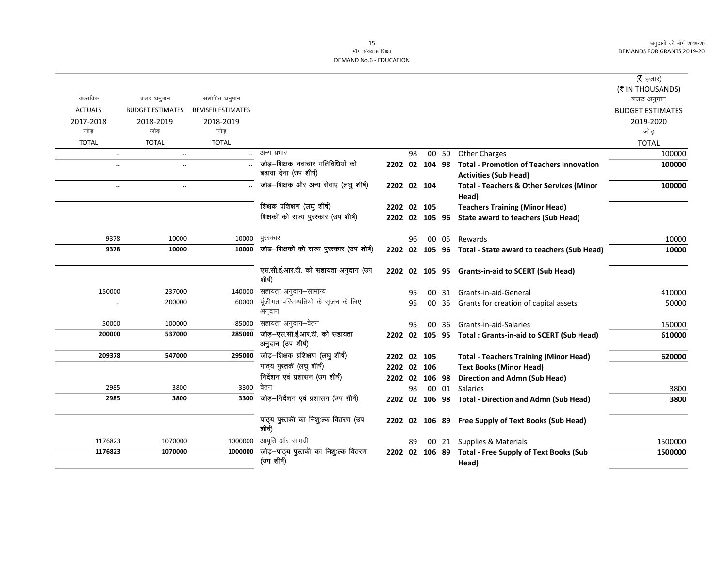माँग संख्या.6 शिक्षा
DEMAND No.6 - EDUCATION

| वास्तविक ACTUALS 2017-2018 जोड़ TOTAL | बजट अनुमान BUDGET ESTIMATES 2018-2019 जोड़ TOTAL | संशोधित अनुमान REVISED ESTIMATES 2018-2019 जोड़ TOTAL | | | | | | | (₹ हजार) (₹ IN THOUSANDS) बजट अनुमान BUDGET ESTIMATES 2019-2020 जोड़ TOTAL |
|---|---|---|---|---|---|---|---|---|---|
| .. | .. | .. | अन्य प्रभार | | 98 | 00 | 50 | Other Charges | 100000 |
| .. | .. | .. | जोड़–शिक्षक नवाचार गतिविधियों को बढ़ावा देना (उप शीर्ष) | 2202 | 02 | 104 | 98 | **Total - Promotion of Teachers Innovation Activities (Sub Head)** | **100000** |
| .. | .. | .. | जोड़–शिक्षक और अन्य सेवाएं (लघु शीर्ष) | 2202 | 02 | 104 | | **Total - Teachers & Other Services (Minor Head)** | **100000** |
| | | | शिक्षक प्रशिक्षण (लघु शीर्ष) | 2202 | 02 | 105 | | **Teachers Training (Minor Head)** | |
| | | | शिक्षकों को राज्य पुरस्कार (उप शीर्ष) | 2202 | 02 | 105 | 96 | **State award to teachers (Sub Head)** | |
| 9378 | 10000 | 10000 | पुरस्कार | | 96 | 00 | 05 | Rewards | 10000 |
| **9378** | **10000** | **10000** | जोड़–शिक्षकों को राज्य पुरस्कार (उप शीर्ष) | 2202 | 02 | 105 | 96 | **Total - State award to teachers (Sub Head)** | **10000** |
| | | | एस.सी.ई.आर.टी. को सहायता अनुदान (उप शीर्ष) | 2202 | 02 | 105 | 95 | **Grants-in-aid to SCERT (Sub Head)** | |
| 150000 | 237000 | 140000 | सहायता अनुदान–सामान्य | | 95 | 00 | 31 | Grants-in-aid-General | 410000 |
| .. | 200000 | 60000 | पूंजीगत परिसम्पतियो के सृजन के लिए अनुदान | | 95 | 00 | 35 | Grants for creation of capital assets | 50000 |
| 50000 | 100000 | 85000 | सहायता अनुदान–वेतन | | 95 | 00 | 36 | Grants-in-aid-Salaries | 150000 |
| **200000** | **537000** | **285000** | जोड़–एस.सी.ई.आर.टी. को सहायता अनुदान (उप शीर्ष) | 2202 | 02 | 105 | 95 | **Total : Grants-in-aid to SCERT (Sub Head)** | **610000** |
| **209378** | **547000** | **295000** | जोड़–शिक्षक प्रशिक्षण (लघु शीर्ष) | 2202 | 02 | 105 | | **Total - Teachers Training (Minor Head)** | **620000** |
| | | | पाठ्य पुस्तकें (लघु शीर्ष) | 2202 | 02 | 106 | | **Text Books (Minor Head)** | |
| | | | निर्देशन एवं प्रशासन (उप शीर्ष) | 2202 | 02 | 106 | 98 | **Direction and Admn (Sub Head)** | |
| 2985 | 3800 | 3300 | वेतन | | 98 | 00 | 01 | Salaries | 3800 |
| **2985** | **3800** | **3300** | जोड़–निर्देशन एवं प्रशासन (उप शीर्ष) | 2202 | 02 | 106 | 98 | **Total - Direction and Admn (Sub Head)** | **3800** |
| | | | पाठ्य पुस्तकों का निशुःल्क वितरण (उप शीर्ष) | 2202 | 02 | 106 | 89 | **Free Supply of Text Books (Sub Head)** | |
| 1176823 | 1070000 | 1000000 | आपूर्ति और सामग्री | | 89 | 00 | 21 | Supplies & Materials | 1500000 |
| **1176823** | **1070000** | **1000000** | जोड़–पाठ्य पुस्तकों का निशुःल्क वितरण (उप शीर्ष) | 2202 | 02 | 106 | 89 | **Total - Free Supply of Text Books (Sub Head)** | **1500000** |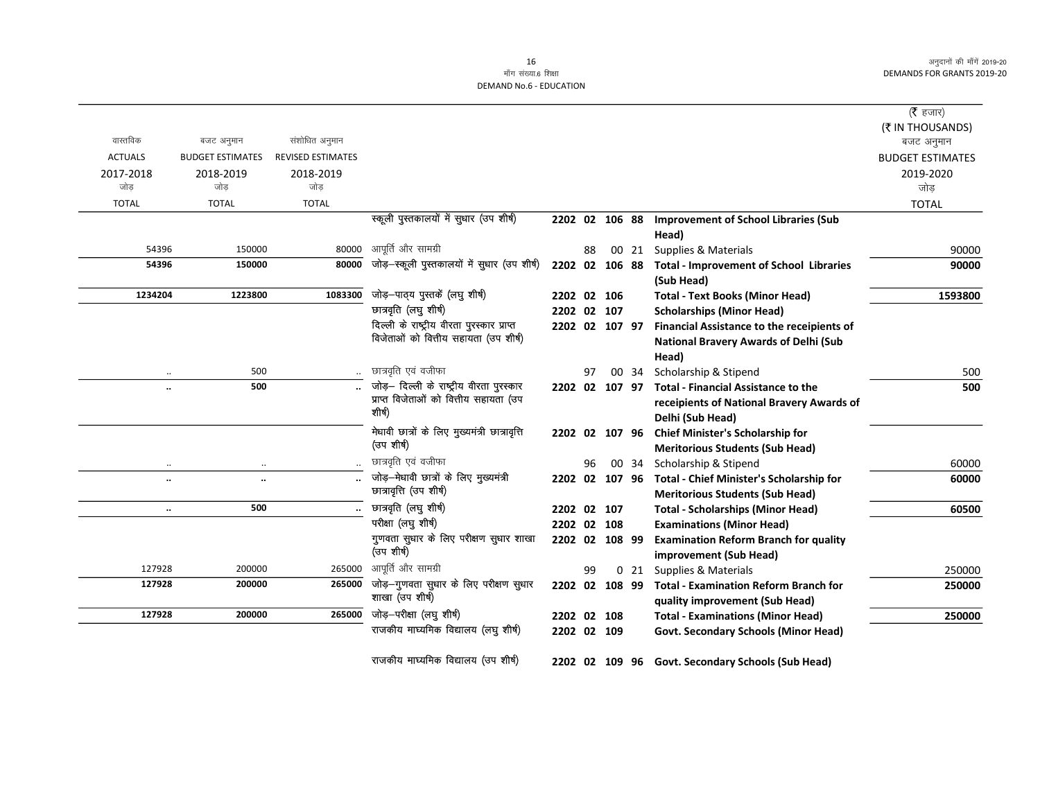मॉंग संख्या.6 शिक्षा
DEMAND No.6 - EDUCATION

(₹ हजार)
(₹ IN THOUSANDS)

| वास्तविक ACTUALS 2017-2018 जोड़ TOTAL | बजट अनुमान BUDGET ESTIMATES 2018-2019 जोड़ TOTAL | संशोधित अनुमान REVISED ESTIMATES 2018-2019 जोड़ TOTAL | | | | | | | बजट अनुमान BUDGET ESTIMATES 2019-2020 जोड़ TOTAL |
|---|---|---|---|---|---|---|---|---|---|
| | | | स्कूली पुस्तकालयों में सुधार (उप शीर्ष) | 2202 | 02 | 106 | 88 | Improvement of School Libraries (Sub Head) | |
| 54396 | 150000 | 80000 | आपूर्ति और सामग्री | | 88 | 00 | 21 | Supplies & Materials | 90000 |
| **54396** | **150000** | **80000** | जोड़–स्कूली पुस्तकालयों में सुधार (उप शीर्ष) | 2202 | 02 | 106 | 88 | **Total - Improvement of School Libraries (Sub Head)** | **90000** |
| **1234204** | **1223800** | **1083300** | जोड़–पाठ्य पुस्तकें (लघु शीर्ष) | 2202 | 02 | 106 | | **Total - Text Books (Minor Head)** | **1593800** |
| | | | छात्रवृत्ति (लघु शीर्ष) | 2202 | 02 | 107 | | **Scholarships (Minor Head)** | |
| | | | दिल्ली के राष्ट्रीय वीरता पुरस्कार प्राप्त विजेताओं को वित्तीय सहायता (उप शीर्ष) | 2202 | 02 | 107 | 97 | **Financial Assistance to the receipients of National Bravery Awards of Delhi (Sub Head)** | |
| .. | 500 | .. | छात्रवृत्ति एवं वजीफा | | 97 | 00 | 34 | Scholarship & Stipend | 500 |
| **..** | **500** | **..** | जोड़– दिल्ली के राष्ट्रीय वीरता पुरस्कार प्राप्त विजेताओं को वित्तीय सहायता (उप शीर्ष) | 2202 | 02 | 107 | 97 | **Total - Financial Assistance to the receipients of National Bravery Awards of Delhi (Sub Head)** | **500** |
| | | | मेधावी छात्रों के लिए मुख्यमंत्री छात्रावृत्ति (उप शीर्ष) | 2202 | 02 | 107 | 96 | **Chief Minister's Scholarship for Meritorious Students (Sub Head)** | |
| .. | .. | .. | छात्रवृत्ति एवं वजीफा | | 96 | 00 | 34 | Scholarship & Stipend | 60000 |
| **..** | **..** | **..** | जोड़–मेधावी छात्रों के लिए मुख्यमंत्री छात्रावृत्ति (उप शीर्ष) | 2202 | 02 | 107 | 96 | **Total - Chief Minister's Scholarship for Meritorious Students (Sub Head)** | **60000** |
| **..** | **500** | **..** | जोड़–छात्रवृत्ति (लघु शीर्ष) | 2202 | 02 | 107 | | **Total - Scholarships (Minor Head)** | **60500** |
| | | | परीक्षा (लघु शीर्ष) | 2202 | 02 | 108 | | **Examinations (Minor Head)** | |
| | | | गुणवता सुधार के लिए परीक्षण सुधार शाखा (उप शीर्ष) | 2202 | 02 | 108 | 99 | **Examination Reform Branch for quality improvement (Sub Head)** | |
| 127928 | 200000 | 265000 | आपूर्ति और सामग्री | | 99 | 0 | 21 | Supplies & Materials | 250000 |
| **127928** | **200000** | **265000** | जोड़–गुणवता सुधार के लिए परीक्षण सुधार शाखा (उप शीर्ष) | 2202 | 02 | 108 | 99 | **Total - Examination Reform Branch for quality improvement (Sub Head)** | **250000** |
| **127928** | **200000** | **265000** | जोड़–परीक्षा (लघु शीर्ष) | 2202 | 02 | 108 | | **Total - Examinations (Minor Head)** | **250000** |
| | | | राजकीय माध्यमिक विद्यालय (लघु शीर्ष) | 2202 | 02 | 109 | | **Govt. Secondary Schools (Minor Head)** | |
| | | | राजकीय माध्यमिक विद्यालय (उप शीर्ष) | 2202 | 02 | 109 | 96 | **Govt. Secondary Schools (Sub Head)** | |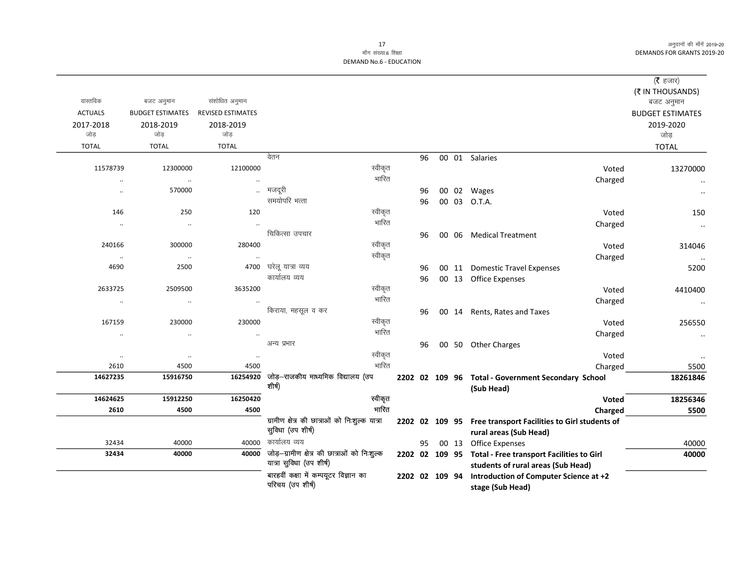मॉंग संख्या.6 शिक्षा
DEMAND No.6 - EDUCATION

| वास्तविक ACTUALS 2017-2018 जोड़ TOTAL | बजट अनुमान BUDGET ESTIMATES 2018-2019 जोड़ TOTAL | संशोधित अनुमान REVISED ESTIMATES 2018-2019 जोड़ TOTAL | | | | (₹ हजार) (₹ IN THOUSANDS) बजट अनुमान BUDGET ESTIMATES 2019-2020 जोड़ TOTAL |
|---|---|---|---|---|---|---|
| | | | वेतन | 96 00 01 | Salaries | |
| 11578739 | 12300000 | 12100000 | स्वीकृत | | Voted | 13270000 |
| .. | .. | .. | भारित | | Charged | .. |
| .. | 570000 | .. | मजदूरी | 96 00 02 | Wages | .. |
| | | | समयोपरि भत्ता | 96 00 03 | O.T.A. | |
| 146 | 250 | 120 | स्वीकृत | | Voted | 150 |
| .. | .. | .. | भारित | | Charged | .. |
| | | | चिकित्सा उपचार | 96 00 06 | Medical Treatment | |
| 240166 | 300000 | 280400 | स्वीकृत | | Voted | 314046 |
| .. | .. | .. | स्वीकृत | | Charged | .. |
| 4690 | 2500 | 4700 | घरेलू यात्रा व्यय | 96 00 11 | Domestic Travel Expenses | 5200 |
| | | | कार्यालय व्यय | 96 00 13 | Office Expenses | |
| 2633725 | 2509500 | 3635200 | स्वीकृत | | Voted | 4410400 |
| .. | .. | .. | भारित | | Charged | .. |
| | | | किराया, महसूल व कर | 96 00 14 | Rents, Rates and Taxes | |
| 167159 | 230000 | 230000 | स्वीकृत | | Voted | 256550 |
| .. | .. | .. | भारित | | Charged | .. |
| | | | अन्य प्रभार | 96 00 50 | Other Charges | |
| .. | .. | .. | स्वीकृत | | Voted | .. |
| 2610 | 4500 | 4500 | भारित | | Charged | 5500 |
| **14627235** | **15916750** | **16254920** | **जोड़–राजकीय माध्यमिक विद्यालय (उप शीर्ष)** | **2202 02 109 96** | **Total - Government Secondary School (Sub Head)** | **18261846** |
| **14624625** | **15912250** | **16250420** | **स्वीकृत** | | **Voted** | **18256346** |
| **2610** | **4500** | **4500** | **भारित** | | **Charged** | **5500** |
| | | | **ग्रामीण क्षेत्र की छात्राओं को निःशुल्क यात्रा सुविधा (उप शीर्ष)** | **2202 02 109 95** | **Free transport Facilities to Girl students of rural areas (Sub Head)** | |
| 32434 | 40000 | 40000 | कार्यालय व्यय | 95 00 13 | Office Expenses | 40000 |
| **32434** | **40000** | **40000** | **जोड़–ग्रामीण क्षेत्र की छात्राओं को निःशुल्क यात्रा सुविधा (उप शीर्ष)** | **2202 02 109 95** | **Total - Free transport Facilities to Girl students of rural areas (Sub Head)** | **40000** |
| | | | **बारहवीं कक्षा में कम्प्यूटर विज्ञान का परिचय (उप शीर्ष)** | **2202 02 109 94** | **Introduction of Computer Science at +2 stage (Sub Head)** | |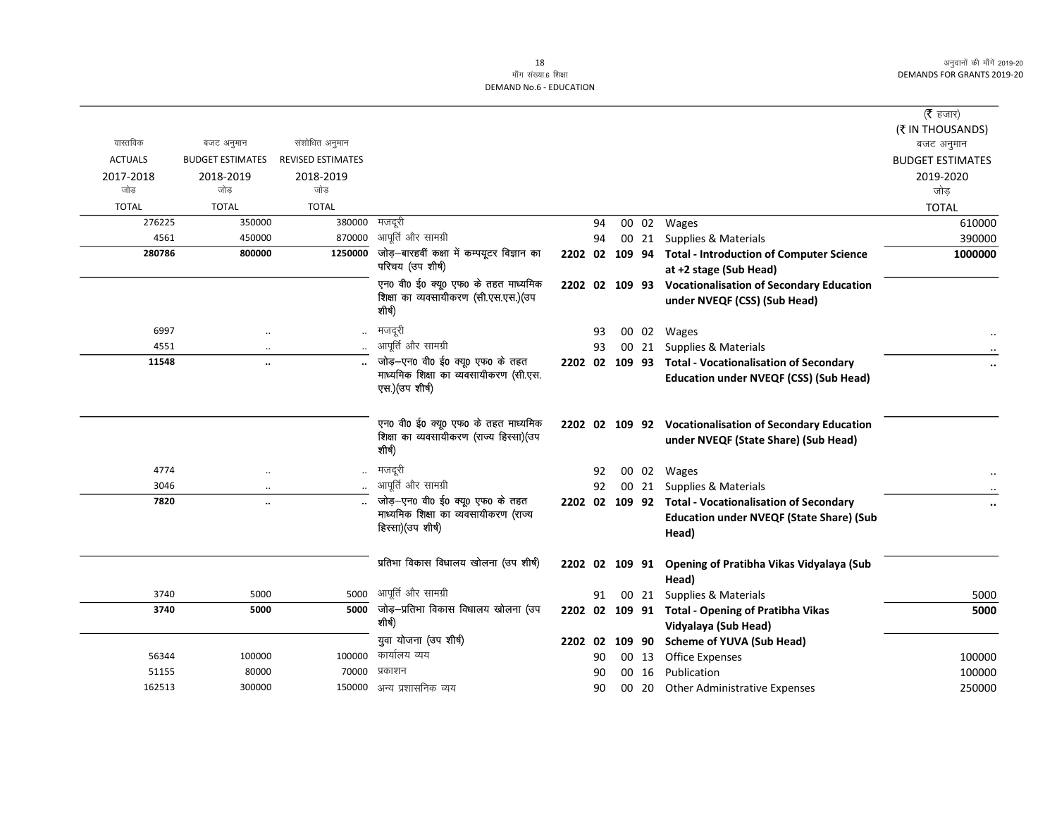माँग संख्या.6 शिक्षा
DEMAND No.6 - EDUCATION

| वास्तविक ACTUALS 2017-2018 जोड़ TOTAL | बजट अनुमान BUDGET ESTIMATES 2018-2019 जोड़ TOTAL | संशोधित अनुमान REVISED ESTIMATES 2018-2019 जोड़ TOTAL | | | | | | | (₹ हजार) (₹ IN THOUSANDS) बजट अनुमान BUDGET ESTIMATES 2019-2020 जोड़ TOTAL |
|---|---|---|---|---|---|---|---|---|---|
| 276225 | 350000 | 380000 | मजदूरी | | 94 | 00 | 02 | Wages | 610000 |
| 4561 | 450000 | 870000 | आपूर्ति और सामग्री | | 94 | 00 | 21 | Supplies & Materials | 390000 |
| **280786** | **800000** | **1250000** | **जोड़–बारहवीं कक्षा में कम्प्यूटर विज्ञान का परिचय (उप शीर्ष)** | **2202 02** | **109** | | **94** | **Total - Introduction of Computer Science at +2 stage (Sub Head)** | **1000000** |
| | | | एन0 वी0 ई0 क्यू0 एफ0 के तहत माध्यमिक शिक्षा का व्यवसायीकरण (सी.एस.एस.)(उप शीर्ष) | **2202 02** | **109** | | **93** | **Vocationalisation of Secondary Education under NVEQF (CSS) (Sub Head)** | |
| 6997 | .. | .. | मजदूरी | | 93 | 00 | 02 | Wages | .. |
| 4551 | .. | .. | आपूर्ति और सामग्री | | 93 | 00 | 21 | Supplies & Materials | .. |
| **11548** | **..** | **..** | **जोड़–एन0 वी0 ई0 क्यू0 एफ0 के तहत माध्यमिक शिक्षा का व्यवसायीकरण (सी.एस.एस.)(उप शीर्ष)** | **2202 02** | **109** | | **93** | **Total - Vocationalisation of Secondary Education under NVEQF (CSS) (Sub Head)** | **..** |
| | | | एन0 वी0 ई0 क्यू0 एफ0 के तहत माध्यमिक शिक्षा का व्यवसायीकरण (राज्य हिस्सा)(उप शीर्ष) | **2202 02** | **109** | | **92** | **Vocationalisation of Secondary Education under NVEQF (State Share) (Sub Head)** | |
| 4774 | .. | .. | मजदूरी | | 92 | 00 | 02 | Wages | .. |
| 3046 | .. | .. | आपूर्ति और सामग्री | | 92 | 00 | 21 | Supplies & Materials | .. |
| **7820** | **..** | **..** | **जोड़–एन0 वी0 ई0 क्यू0 एफ0 के तहत माध्यमिक शिक्षा का व्यवसायीकरण (राज्य हिस्सा)(उप शीर्ष)** | **2202 02** | **109** | | **92** | **Total - Vocationalisation of Secondary Education under NVEQF (State Share) (Sub Head)** | **..** |
| | | | प्रतिभा विकास विधालय खोलना (उप शीर्ष) | **2202 02** | **109** | | **91** | **Opening of Pratibha Vikas Vidyalaya (Sub Head)** | |
| 3740 | 5000 | 5000 | आपूर्ति और सामग्री | | 91 | 00 | 21 | Supplies & Materials | 5000 |
| **3740** | **5000** | **5000** | **जोड़–प्रतिभा विकास विधालय खोलना (उप शीर्ष)** | **2202 02** | **109** | | **91** | **Total - Opening of Pratibha Vikas Vidyalaya (Sub Head)** | **5000** |
| | | | युवा योजना (उप शीर्ष) | **2202 02** | **109** | | **90** | **Scheme of YUVA (Sub Head)** | |
| 56344 | 100000 | 100000 | कार्यालय व्यय | | 90 | 00 | 13 | Office Expenses | 100000 |
| 51155 | 80000 | 70000 | प्रकाशन | | 90 | 00 | 16 | Publication | 100000 |
| 162513 | 300000 | 150000 | अन्य प्रशासनिक व्यय | | 90 | 00 | 20 | Other Administrative Expenses | 250000 |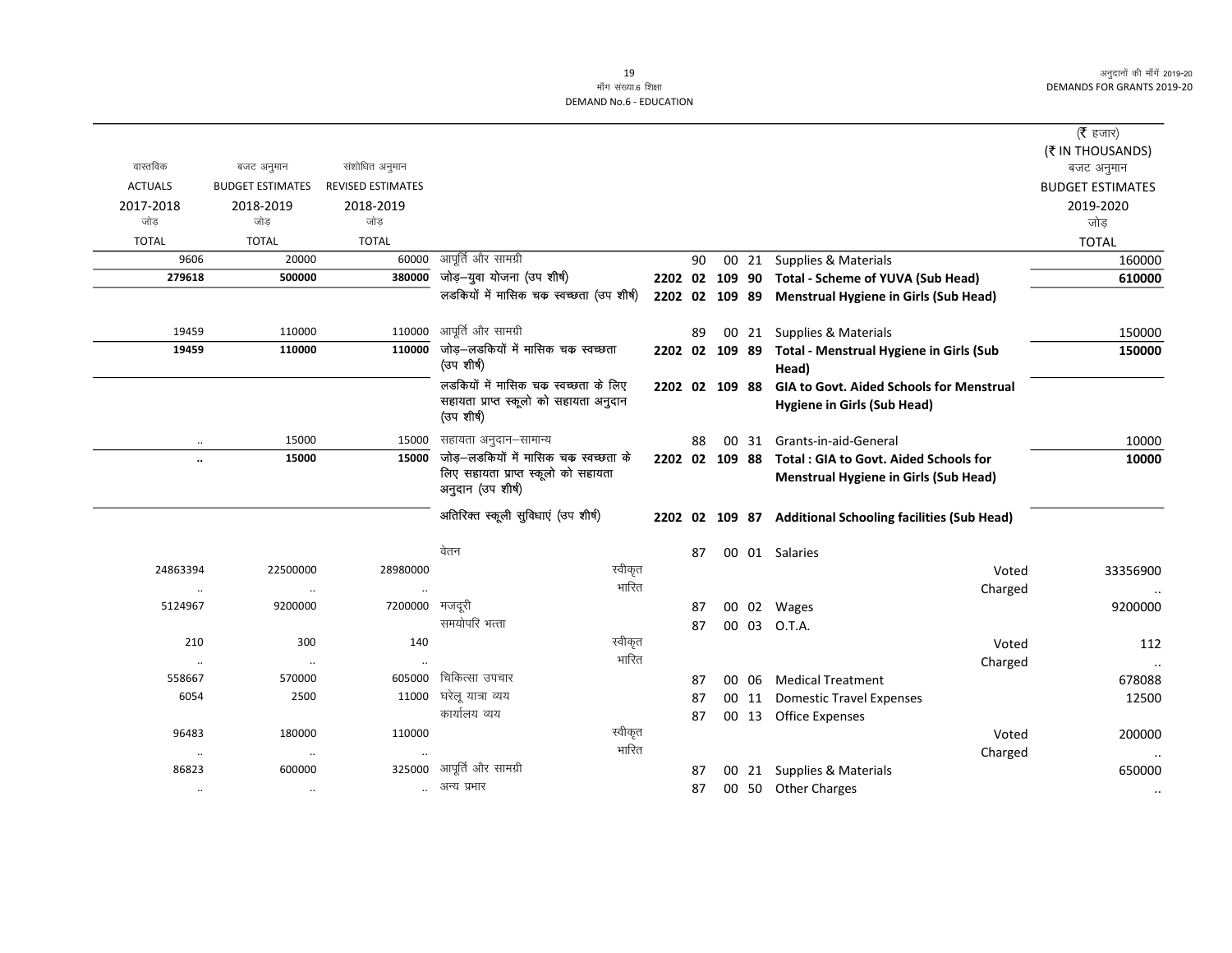माँग संख्या.6 शिक्षा
DEMAND No.6 - EDUCATION

(₹ हजार)
(₹ IN THOUSANDS)

| वास्तविक ACTUALS 2017-2018 जोड़ TOTAL | बजट अनुमान BUDGET ESTIMATES 2018-2019 जोड़ TOTAL | संशोधित अनुमान REVISED ESTIMATES 2018-2019 जोड़ TOTAL | | | | | | | | बजट अनुमान BUDGET ESTIMATES 2019-2020 जोड़ TOTAL |
|---|---|---|---|---|---|---|---|---|---|---|
| 9606 | 20000 | 60000 | आपूर्ति और सामग्री | | 90 | 00 | 21 | Supplies & Materials | | 160000 |
| **279618** | **500000** | **380000** | **जोड़–युवा योजना (उप शीर्ष)** | **2202** | **02** | **109** | **90** | **Total - Scheme of YUVA (Sub Head)** | | **610000** |
| | | | **लडकियों में मासिक चक्र स्वच्छता (उप शीर्ष)** | **2202** | **02** | **109** | **89** | **Menstrual Hygiene in Girls (Sub Head)** | | |
| 19459 | 110000 | 110000 | आपूर्ति और सामग्री | | 89 | 00 | 21 | Supplies & Materials | | 150000 |
| **19459** | **110000** | **110000** | **जोड़–लडकियों में मासिक चक्र स्वच्छता (उप शीर्ष)** | **2202** | **02** | **109** | **89** | **Total - Menstrual Hygiene in Girls (Sub Head)** | | **150000** |
| | | | **लडकियों में मासिक चक्र स्वच्छता के लिए सहायता प्राप्त स्कूलो को सहायता अनुदान (उप शीर्ष)** | **2202** | **02** | **109** | **88** | **GIA to Govt. Aided Schools for Menstrual Hygiene in Girls (Sub Head)** | | |
| .. | 15000 | 15000 | सहायता अनुदान–सामान्य | | 88 | 00 | 31 | Grants-in-aid-General | | 10000 |
| **..** | **15000** | **15000** | **जोड़–लडकियों में मासिक चक्र स्वच्छता के लिए सहायता प्राप्त स्कूलो को सहायता अनुदान (उप शीर्ष)** | **2202** | **02** | **109** | **88** | **Total : GIA to Govt. Aided Schools for Menstrual Hygiene in Girls (Sub Head)** | | **10000** |
| | | | **अतिरिक्त स्कूली सुविधाएं (उप शीर्ष)** | **2202** | **02** | **109** | **87** | **Additional Schooling facilities (Sub Head)** | | |
| | | | वेतन | | 87 | 00 | 01 | Salaries | | |
| 24863394 | 22500000 | 28980000 | स्वीकृत | | | | | | Voted | 33356900 |
| .. | .. | .. | भारित | | | | | | Charged | .. |
| 5124967 | 9200000 | 7200000 | मजदूरी | | 87 | 00 | 02 | Wages | | 9200000 |
| | | | समयोपरि भत्ता | | 87 | 00 | 03 | O.T.A. | | |
| 210 | 300 | 140 | स्वीकृत | | | | | | Voted | 112 |
| .. | .. | .. | भारित | | | | | | Charged | .. |
| 558667 | 570000 | 605000 | चिकित्सा उपचार | | 87 | 00 | 06 | Medical Treatment | | 678088 |
| 6054 | 2500 | 11000 | घरेलू यात्रा व्यय | | 87 | 00 | 11 | Domestic Travel Expenses | | 12500 |
| | | | कार्यालय व्यय | | 87 | 00 | 13 | Office Expenses | | |
| 96483 | 180000 | 110000 | स्वीकृत | | | | | | Voted | 200000 |
| .. | .. | .. | भारित | | | | | | Charged | .. |
| 86823 | 600000 | 325000 | आपूर्ति और सामग्री | | 87 | 00 | 21 | Supplies & Materials | | 650000 |
| .. | .. | .. | अन्य प्रभार | | 87 | 00 | 50 | Other Charges | | .. |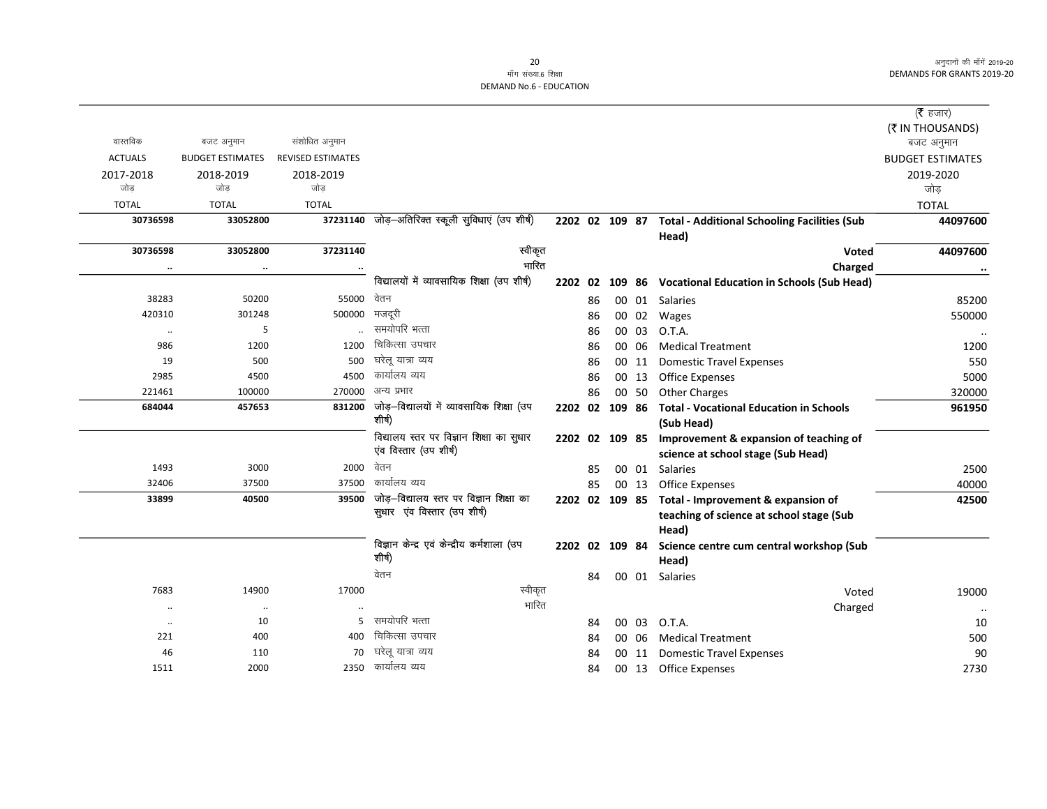माँग संख्या.6 शिक्षा
DEMAND No.6 - EDUCATION

अनुदानों की माँगें 2019-20
DEMANDS FOR GRANTS 2019-20

(₹ हजार)
(₹ IN THOUSANDS)

| वास्तविक ACTUALS 2017-2018 जोड़ TOTAL | बजट अनुमान BUDGET ESTIMATES 2018-2019 जोड़ TOTAL | संशोधित अनुमान REVISED ESTIMATES 2018-2019 जोड़ TOTAL | | | | | | | | बजट अनुमान BUDGET ESTIMATES 2019-2020 जोड़ TOTAL |
|---|---|---|---|---|---|---|---|---|---|---|
| **30736598** | **33052800** | **37231140** | जोड़–अतिरिक्त स्कूली सुविधाएं (उप शीर्ष) | **2202** | **02** | **109** | **87** | | **Total - Additional Schooling Facilities (Sub Head)** | **44097600** |
| **30736598** | **33052800** | **37231140** | स्वीकृत | | | | | | **Voted** | **44097600** |
| .. | .. | .. | भारित | | | | | | **Charged** | .. |
| | | | विद्यालयों में व्यावसायिक शिक्षा (उप शीर्ष) | **2202** | **02** | **109** | **86** | | **Vocational Education in Schools (Sub Head)** | |
| 38283 | 50200 | 55000 | वेतन | | | 86 | 00 | 01 | Salaries | 85200 |
| 420310 | 301248 | 500000 | मजदूरी | | | 86 | 00 | 02 | Wages | 550000 |
| .. | 5 | .. | समयोपरि भत्ता | | | 86 | 00 | 03 | O.T.A. | .. |
| 986 | 1200 | 1200 | चिकित्सा उपचार | | | 86 | 00 | 06 | Medical Treatment | 1200 |
| 19 | 500 | 500 | घरेलू यात्रा व्यय | | | 86 | 00 | 11 | Domestic Travel Expenses | 550 |
| 2985 | 4500 | 4500 | कार्यालय व्यय | | | 86 | 00 | 13 | Office Expenses | 5000 |
| 221461 | 100000 | 270000 | अन्य प्रभार | | | 86 | 00 | 50 | Other Charges | 320000 |
| **684044** | **457653** | **831200** | जोड़–विद्यालयों में व्यावसायिक शिक्षा (उप शीर्ष) | **2202** | **02** | **109** | **86** | | **Total - Vocational Education in Schools (Sub Head)** | **961950** |
| | | | विद्यालय स्तर पर विज्ञान शिक्षा का सुधार एंव विस्तार (उप शीर्ष) | **2202** | **02** | **109** | **85** | | **Improvement & expansion of teaching of science at school stage (Sub Head)** | |
| 1493 | 3000 | 2000 | वेतन | | | 85 | 00 | 01 | Salaries | 2500 |
| 32406 | 37500 | 37500 | कार्यालय व्यय | | | 85 | 00 | 13 | Office Expenses | 40000 |
| **33899** | **40500** | **39500** | जोड़–विद्यालय स्तर पर विज्ञान शिक्षा का सुधार एंव विस्तार (उप शीर्ष) | **2202** | **02** | **109** | **85** | | **Total - Improvement & expansion of teaching of science at school stage (Sub Head)** | **42500** |
| | | | विज्ञान केन्द्र एवं केन्द्रीय कर्मशाला (उप शीर्ष) | **2202** | **02** | **109** | **84** | | **Science centre cum central workshop (Sub Head)** | |
| | | | वेतन | | | 84 | 00 | 01 | Salaries | |
| 7683 | 14900 | 17000 | स्वीकृत | | | | | | Voted | 19000 |
| .. | .. | .. | भारित | | | | | | Charged | .. |
| .. | 10 | 5 | समयोपरि भत्ता | | | 84 | 00 | 03 | O.T.A. | 10 |
| 221 | 400 | 400 | चिकित्सा उपचार | | | 84 | 00 | 06 | Medical Treatment | 500 |
| 46 | 110 | 70 | घरेलू यात्रा व्यय | | | 84 | 00 | 11 | Domestic Travel Expenses | 90 |
| 1511 | 2000 | 2350 | कार्यालय व्यय | | | 84 | 00 | 13 | Office Expenses | 2730 |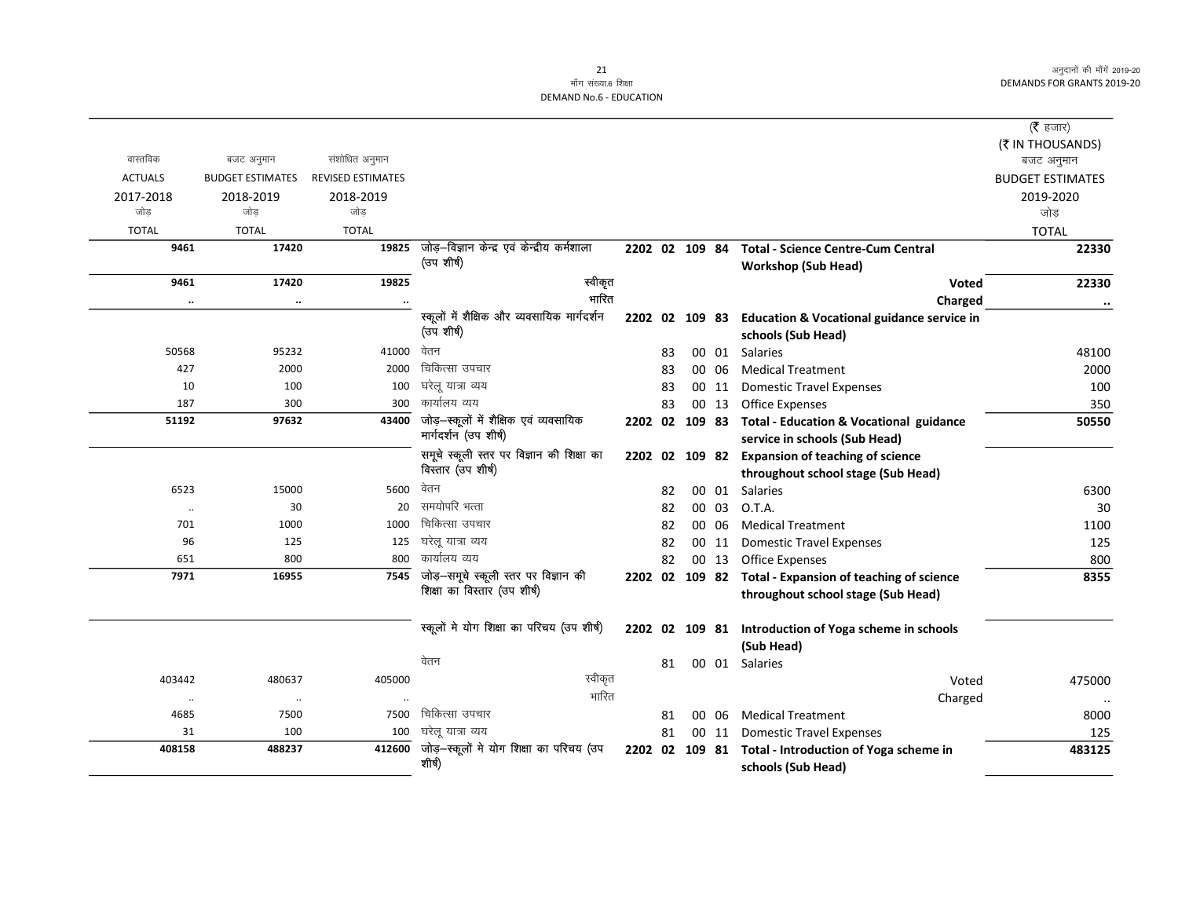माँग संख्या.6 शिक्षा
DEMAND No.6 - EDUCATION

(₹ हजार)
(₹ IN THOUSANDS)

| वास्तविक ACTUALS 2017-2018 जोड़ TOTAL | बजट अनुमान BUDGET ESTIMATES 2018-2019 जोड़ TOTAL | संशोधित अनुमान REVISED ESTIMATES 2018-2019 जोड़ TOTAL | | | | | | | | बजट अनुमान BUDGET ESTIMATES 2019-2020 जोड़ TOTAL |
|---|---|---|---|---|---|---|---|---|---|---|
| **9461** | **17420** | **19825** | जोड़–विज्ञान केन्द्र एवं केन्द्रीय कर्मशाला (उप शीर्ष) | **2202** | **02** | **109** | **84** | | **Total - Science Centre-Cum Central Workshop (Sub Head)** | **22330** |
| **9461** | **17420** | **19825** | स्वीकृत | | | | | | **Voted** | **22330** |
| .. | .. | .. | भारित | | | | | | **Charged** | .. |
| | | | स्कूलों में शैक्षिक और व्यवसायिक मार्गदर्शन (उप शीर्ष) | **2202** | **02** | **109** | **83** | | **Education & Vocational guidance service in schools (Sub Head)** | |
| 50568 | 95232 | 41000 | वेतन | | 83 | | 00 | 01 | Salaries | 48100 |
| 427 | 2000 | 2000 | चिकित्सा उपचार | | 83 | | 00 | 06 | Medical Treatment | 2000 |
| 10 | 100 | 100 | घरेलू यात्रा व्यय | | 83 | | 00 | 11 | Domestic Travel Expenses | 100 |
| 187 | 300 | 300 | कार्यालय व्यय | | 83 | | 00 | 13 | Office Expenses | 350 |
| **51192** | **97632** | **43400** | जोड़–स्कूलों में शैक्षिक एवं व्यवसायिक मार्गदर्शन (उप शीर्ष) | **2202** | **02** | **109** | **83** | | **Total - Education & Vocational guidance service in schools (Sub Head)** | **50550** |
| | | | समूचे स्कूली स्तर पर विज्ञान की शिक्षा का विस्तार (उप शीर्ष) | **2202** | **02** | **109** | **82** | | **Expansion of teaching of science throughout school stage (Sub Head)** | |
| 6523 | 15000 | 5600 | वेतन | | 82 | | 00 | 01 | Salaries | 6300 |
| .. | 30 | 20 | समयोपरि भत्ता | | 82 | | 00 | 03 | O.T.A. | 30 |
| 701 | 1000 | 1000 | चिकित्सा उपचार | | 82 | | 00 | 06 | Medical Treatment | 1100 |
| 96 | 125 | 125 | घरेलू यात्रा व्यय | | 82 | | 00 | 11 | Domestic Travel Expenses | 125 |
| 651 | 800 | 800 | कार्यालय व्यय | | 82 | | 00 | 13 | Office Expenses | 800 |
| **7971** | **16955** | **7545** | जोड़–समूचे स्कूली स्तर पर विज्ञान की शिक्षा का विस्तार (उप शीर्ष) | **2202** | **02** | **109** | **82** | | **Total - Expansion of teaching of science throughout school stage (Sub Head)** | **8355** |
| | | | स्कूलों मे योग शिक्षा का परिचय (उप शीर्ष) | **2202** | **02** | **109** | **81** | | **Introduction of Yoga scheme in schools (Sub Head)** | |
| | | | वेतन | | 81 | | 00 | 01 | Salaries | |
| 403442 | 480637 | 405000 | स्वीकृत | | | | | | Voted | 475000 |
| .. | .. | .. | भारित | | | | | | Charged | .. |
| 4685 | 7500 | 7500 | चिकित्सा उपचार | | 81 | | 00 | 06 | Medical Treatment | 8000 |
| 31 | 100 | 100 | घरेलू यात्रा व्यय | | 81 | | 00 | 11 | Domestic Travel Expenses | 125 |
| **408158** | **488237** | **412600** | जोड़–स्कूलों मे योग शिक्षा का परिचय (उप शीर्ष) | **2202** | **02** | **109** | **81** | | **Total - Introduction of Yoga scheme in schools (Sub Head)** | **483125** |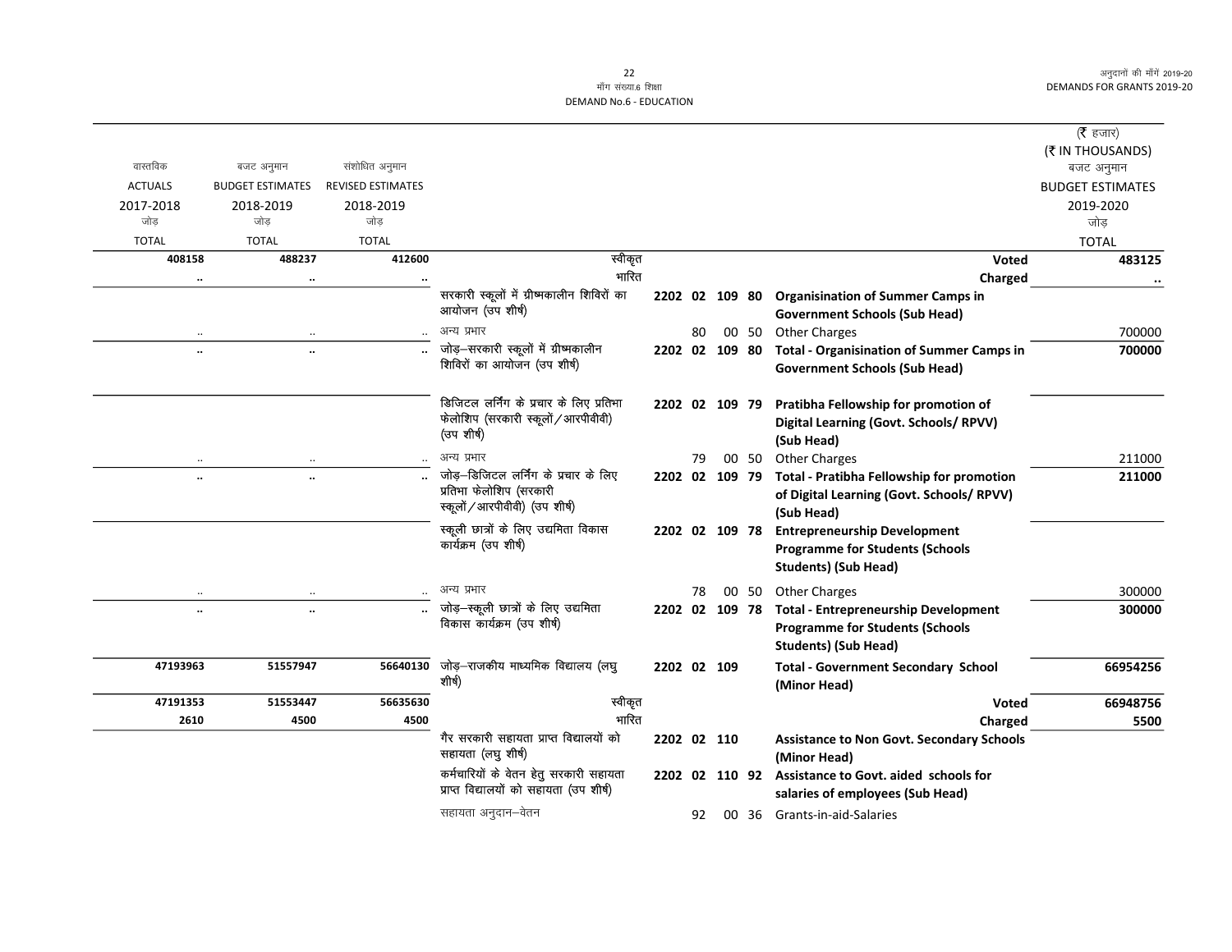DEMAND No.6 - EDUCATION

माँग संख्या.6 शिक्षा

| वास्तविक ACTUALS 2017-2018 जोड़ TOTAL | बजट अनुमान BUDGET ESTIMATES 2018-2019 जोड़ TOTAL | संशोधित अनुमान REVISED ESTIMATES 2018-2019 जोड़ TOTAL | | | | (₹ हजार) (₹ IN THOUSANDS) बजट अनुमान BUDGET ESTIMATES 2019-2020 जोड़ TOTAL |
|---|---|---|---|---|---|---|
| 408158 | 488237 | 412600 | स्वीकृत | | Voted | 483125 |
| .. | .. | .. | भारित | | Charged | .. |
| | | | सरकारी स्कूलों में ग्रीष्मकालीन शिविरों का आयोजन (उप शीर्ष) | 2202 02 109 80 | Organisination of Summer Camps in Government Schools (Sub Head) | |
| .. | .. | .. | अन्य प्रभार | 80 00 50 | Other Charges | 700000 |
| .. | .. | .. | जोड़–सरकारी स्कूलों में ग्रीष्मकालीन शिविरों का आयोजन (उप शीर्ष) | 2202 02 109 80 | Total - Organisination of Summer Camps in Government Schools (Sub Head) | 700000 |
| | | | डिजिटल लर्निंग के प्रचार के लिए प्रतिभा फेलोशिप (सरकारी स्कूलों/आरपीवीवी) (उप शीर्ष) | 2202 02 109 79 | Pratibha Fellowship for promotion of Digital Learning (Govt. Schools/ RPVV) (Sub Head) | |
| .. | .. | .. | अन्य प्रभार | 79 00 50 | Other Charges | 211000 |
| .. | .. | .. | जोड़–डिजिटल लर्निंग के प्रचार के लिए प्रतिभा फेलोशिप (सरकारी स्कूलों/आरपीवीवी) (उप शीर्ष) | 2202 02 109 79 | Total - Pratibha Fellowship for promotion of Digital Learning (Govt. Schools/ RPVV) (Sub Head) | 211000 |
| | | | स्कूली छात्रों के लिए उद्यमिता विकास कार्यक्रम (उप शीर्ष) | 2202 02 109 78 | Entrepreneurship Development Programme for Students (Schools Students) (Sub Head) | |
| .. | .. | .. | अन्य प्रभार | 78 00 50 | Other Charges | 300000 |
| .. | .. | .. | जोड़–स्कूली छात्रों के लिए उद्यमिता विकास कार्यक्रम (उप शीर्ष) | 2202 02 109 78 | Total - Entrepreneurship Development Programme for Students (Schools Students) (Sub Head) | 300000 |
| 47193963 | 51557947 | 56640130 | जोड़–राजकीय माध्यमिक विद्यालय (लघु शीर्ष) | 2202 02 109 | Total - Government Secondary School (Minor Head) | 66954256 |
| 47191353 | 51553447 | 56635630 | स्वीकृत | | Voted | 66948756 |
| 2610 | 4500 | 4500 | भारित | | Charged | 5500 |
| | | | गैर सरकारी सहायता प्राप्त विद्यालयों को सहायता (लघु शीर्ष) | 2202 02 110 | Assistance to Non Govt. Secondary Schools (Minor Head) | |
| | | | कर्मचारियों के वेतन हेतु सरकारी सहायता प्राप्त विद्यालयों को सहायता (उप शीर्ष) | 2202 02 110 92 | Assistance to Govt. aided schools for salaries of employees (Sub Head) | |
| | | | सहायता अनुदान–वेतन | 92 00 36 | Grants-in-aid-Salaries | |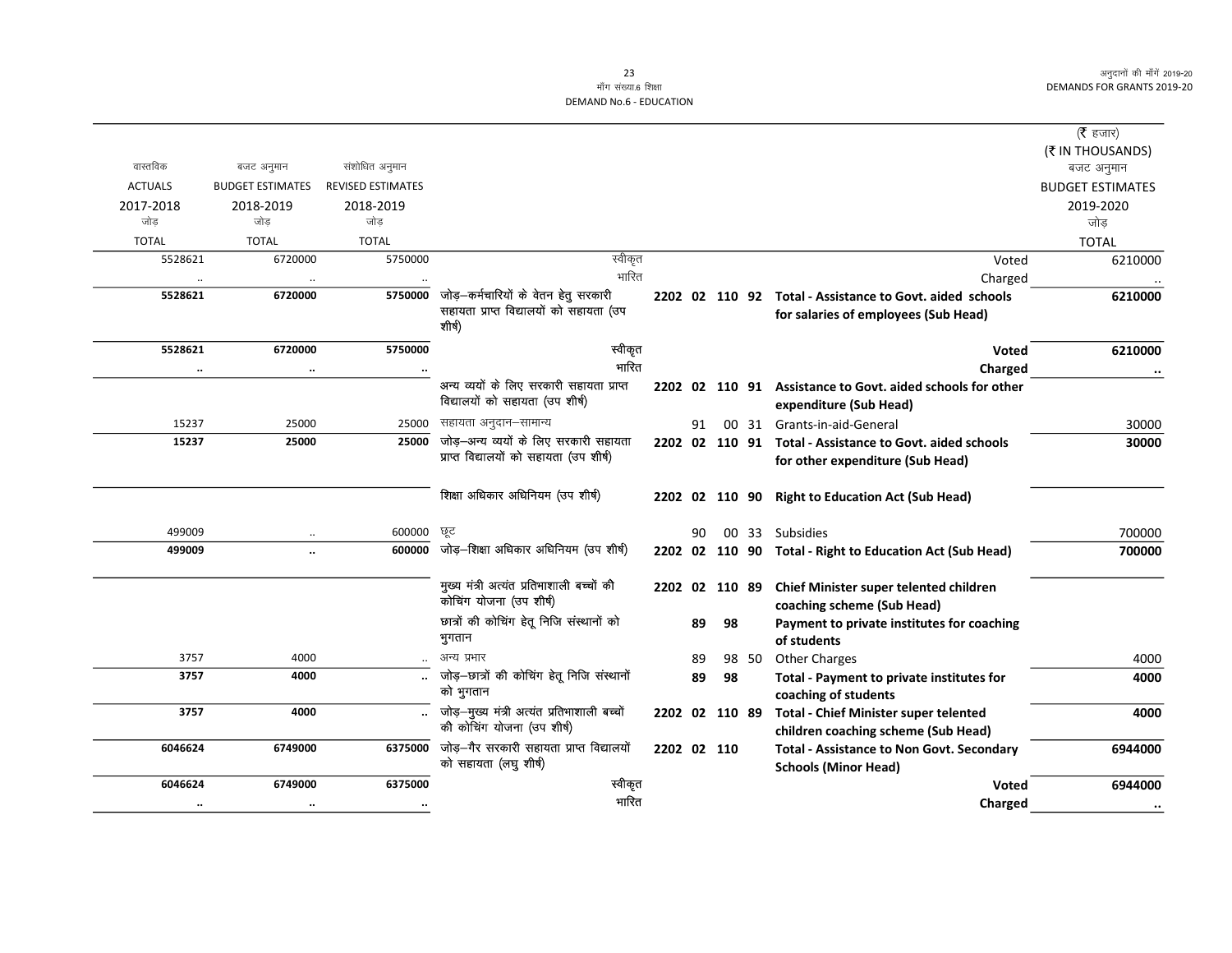माँग संख्या.6 शिक्षा
DEMAND No.6 - EDUCATION

अनुदानों की माँगें 2019-20
DEMANDS FOR GRANTS 2019-20

(₹ हजार)
(₹ IN THOUSANDS)

| वास्तविक ACTUALS 2017-2018 जोड़ TOTAL | बजट अनुमान BUDGET ESTIMATES 2018-2019 जोड़ TOTAL | संशोधित अनुमान REVISED ESTIMATES 2018-2019 जोड़ TOTAL | | | | | | | बजट अनुमान BUDGET ESTIMATES 2019-2020 जोड़ TOTAL |
|---|---|---|---|---|---|---|---|---|---|
| 5528621 | 6720000 | 5750000 | स्वीकृत | | | | | Voted | 6210000 |
| .. | .. | .. | भारित | | | | | Charged | .. |
| **5528621** | **6720000** | **5750000** | जोड़–कर्मचारियों के वेतन हेतु सरकारी सहायता प्राप्त विद्यालयों को सहायता (उप शीर्ष) | 2202 | 02 | 110 | 92 | **Total - Assistance to Govt. aided schools for salaries of employees (Sub Head)** | **6210000** |
| **5528621** | **6720000** | **5750000** | स्वीकृत | | | | | **Voted** | **6210000** |
| .. | .. | .. | भारित | | | | | **Charged** | .. |
| | | | अन्य व्ययों के लिए सरकारी सहायता प्राप्त विद्यालयों को सहायता (उप शीर्ष) | 2202 | 02 | 110 | 91 | **Assistance to Govt. aided schools for other expenditure (Sub Head)** | |
| 15237 | 25000 | 25000 | सहायता अनुदान–सामान्य | | 91 | 00 | 31 | Grants-in-aid-General | 30000 |
| **15237** | **25000** | **25000** | जोड़–अन्य व्ययों के लिए सरकारी सहायता प्राप्त विद्यालयों को सहायता (उप शीर्ष) | 2202 | 02 | 110 | 91 | **Total - Assistance to Govt. aided schools for other expenditure (Sub Head)** | **30000** |
| | | | शिक्षा अधिकार अधिनियम (उप शीर्ष) | 2202 | 02 | 110 | 90 | **Right to Education Act (Sub Head)** | |
| 499009 | .. | 600000 | छूट | | 90 | 00 | 33 | Subsidies | 700000 |
| **499009** | .. | **600000** | जोड़–शिक्षा अधिकार अधिनियम (उप शीर्ष) | 2202 | 02 | 110 | 90 | **Total - Right to Education Act (Sub Head)** | **700000** |
| | | | मुख्य मंत्री अत्यंत प्रतिभाशाली बच्चों की कोचिंग योजना (उप शीर्ष) | 2202 | 02 | 110 | 89 | **Chief Minister super telented children coaching scheme (Sub Head)** | |
| | | | छात्रों की कोचिंग हेतू निजि संस्थानों को भुगतान | | 89 | 98 | | **Payment to private institutes for coaching of students** | |
| 3757 | 4000 | .. | अन्य प्रभार | | 89 | 98 | 50 | Other Charges | 4000 |
| **3757** | **4000** | .. | जोड़–छात्रों की कोचिंग हेतू निजि संस्थानों को भुगतान | | 89 | 98 | | **Total - Payment to private institutes for coaching of students** | **4000** |
| **3757** | **4000** | .. | जोड़–मुख्य मंत्री अत्यंत प्रतिभाशाली बच्चों की कोचिंग योजना (उप शीर्ष) | 2202 | 02 | 110 | 89 | **Total - Chief Minister super telented children coaching scheme (Sub Head)** | **4000** |
| **6046624** | **6749000** | **6375000** | जोड़–गैर सरकारी सहायता प्राप्त विद्यालयों को सहायता (लघु शीर्ष) | 2202 | 02 | 110 | | **Total - Assistance to Non Govt. Secondary Schools (Minor Head)** | **6944000** |
| **6046624** | **6749000** | **6375000** | स्वीकृत | | | | | **Voted** | **6944000** |
| .. | .. | .. | भारित | | | | | **Charged** | .. |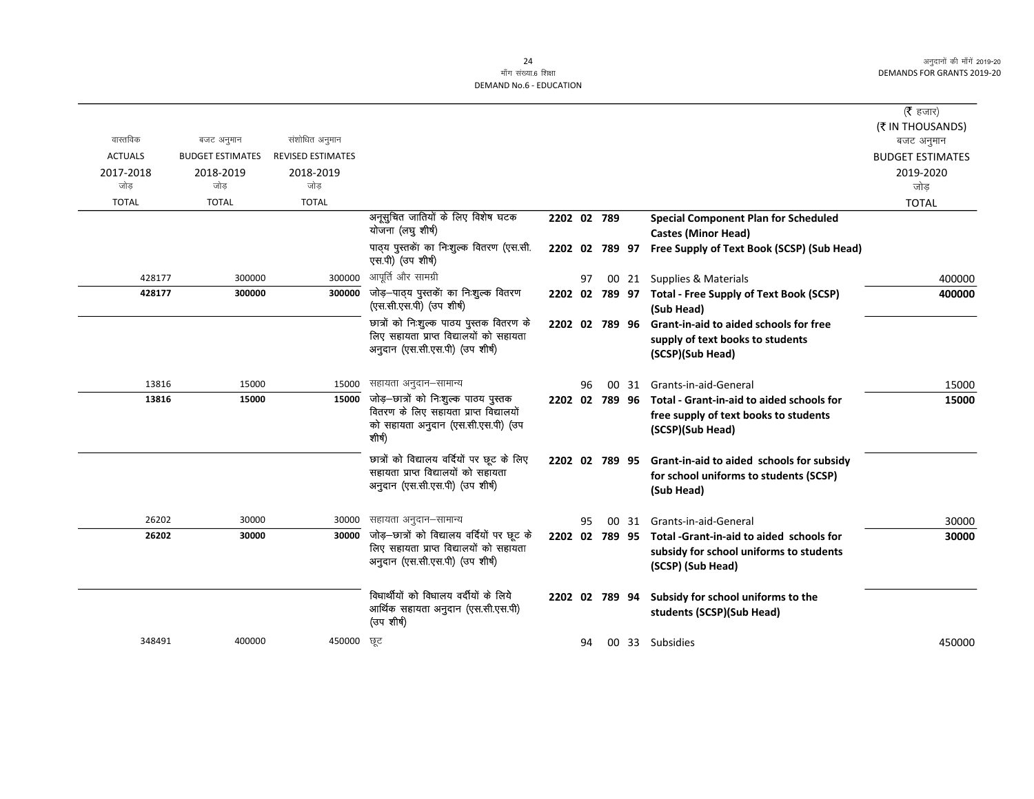# मॉंग संख्या.6 शिक्षा
# DEMAND No.6 - EDUCATION

(₹ हजार)
(₹ IN THOUSANDS)

| वास्तविक ACTUALS 2017-2018 जोड़ TOTAL | बजट अनुमान BUDGET ESTIMATES 2018-2019 जोड़ TOTAL | संशोधित अनुमान REVISED ESTIMATES 2018-2019 जोड़ TOTAL | | | | | | | | बजट अनुमान BUDGET ESTIMATES 2019-2020 जोड़ TOTAL |
|---|---|---|---|---|---|---|---|---|---|---|
| | | | अनूसुचित जातियों के लिए विशेष घटक योजना (लघु शीर्ष) | 2202 | 02 | 789 | | | **Special Component Plan for Scheduled Castes (Minor Head)** | |
| | | | पाठ्य पुस्तकों का निःशुल्क वितरण (एस.सी. एस.पी) (उप शीर्ष) | 2202 | 02 | 789 | 97 | | **Free Supply of Text Book (SCSP) (Sub Head)** | |
| 428177 | 300000 | 300000 | आपूर्ति और सामग्री | | | 97 | 00 | 21 | Supplies & Materials | 400000 |
| **428177** | **300000** | **300000** | जोड़–पाठ्य पुस्तकों का निःशुल्क वितरण (एस.सी.एस.पी) (उप शीर्ष) | 2202 | 02 | 789 | 97 | | **Total - Free Supply of Text Book (SCSP) (Sub Head)** | **400000** |
| | | | छात्रों को निःशुल्क पाठ्य पुस्तक वितरण के लिए सहायता प्राप्त विद्यालयों को सहायता अनुदान (एस.सी.एस.पी) (उप शीर्ष) | 2202 | 02 | 789 | 96 | | **Grant-in-aid to aided schools for free supply of text books to students (SCSP)(Sub Head)** | |
| 13816 | 15000 | 15000 | सहायता अनुदान–सामान्य | | | 96 | 00 | 31 | Grants-in-aid-General | 15000 |
| **13816** | **15000** | **15000** | जोड़–छात्रों को निःशुल्क पाठ्य पुस्तक वितरण के लिए सहायता प्राप्त विद्यालयों को सहायता अनुदान (एस.सी.एस.पी) (उप शीर्ष) | 2202 | 02 | 789 | 96 | | **Total - Grant-in-aid to aided schools for free supply of text books to students (SCSP)(Sub Head)** | **15000** |
| | | | छात्रों को विद्यालय वर्दियों पर छूट के लिए सहायता प्राप्त विद्यालयों को सहायता अनुदान (एस.सी.एस.पी) (उप शीर्ष) | 2202 | 02 | 789 | 95 | | **Grant-in-aid to aided schools for subsidy for school uniforms to students (SCSP) (Sub Head)** | |
| 26202 | 30000 | 30000 | सहायता अनुदान–सामान्य | | | 95 | 00 | 31 | Grants-in-aid-General | 30000 |
| **26202** | **30000** | **30000** | जोड़–छात्रों को विद्यालय वर्दियों पर छूट के लिए सहायता प्राप्त विद्यालयों को सहायता अनुदान (एस.सी.एस.पी) (उप शीर्ष) | 2202 | 02 | 789 | 95 | | **Total -Grant-in-aid to aided schools for subsidy for school uniforms to students (SCSP) (Sub Head)** | **30000** |
| | | | विधार्थीयों को विधालय वर्दीयों के लिये आर्थिक सहायता अनुदान (एस.सी.एस.पी) (उप शीर्ष) | 2202 | 02 | 789 | 94 | | **Subsidy for school uniforms to the students (SCSP)(Sub Head)** | |
| 348491 | 400000 | 450000 | छूट | | | 94 | 00 | 33 | Subsidies | 450000 |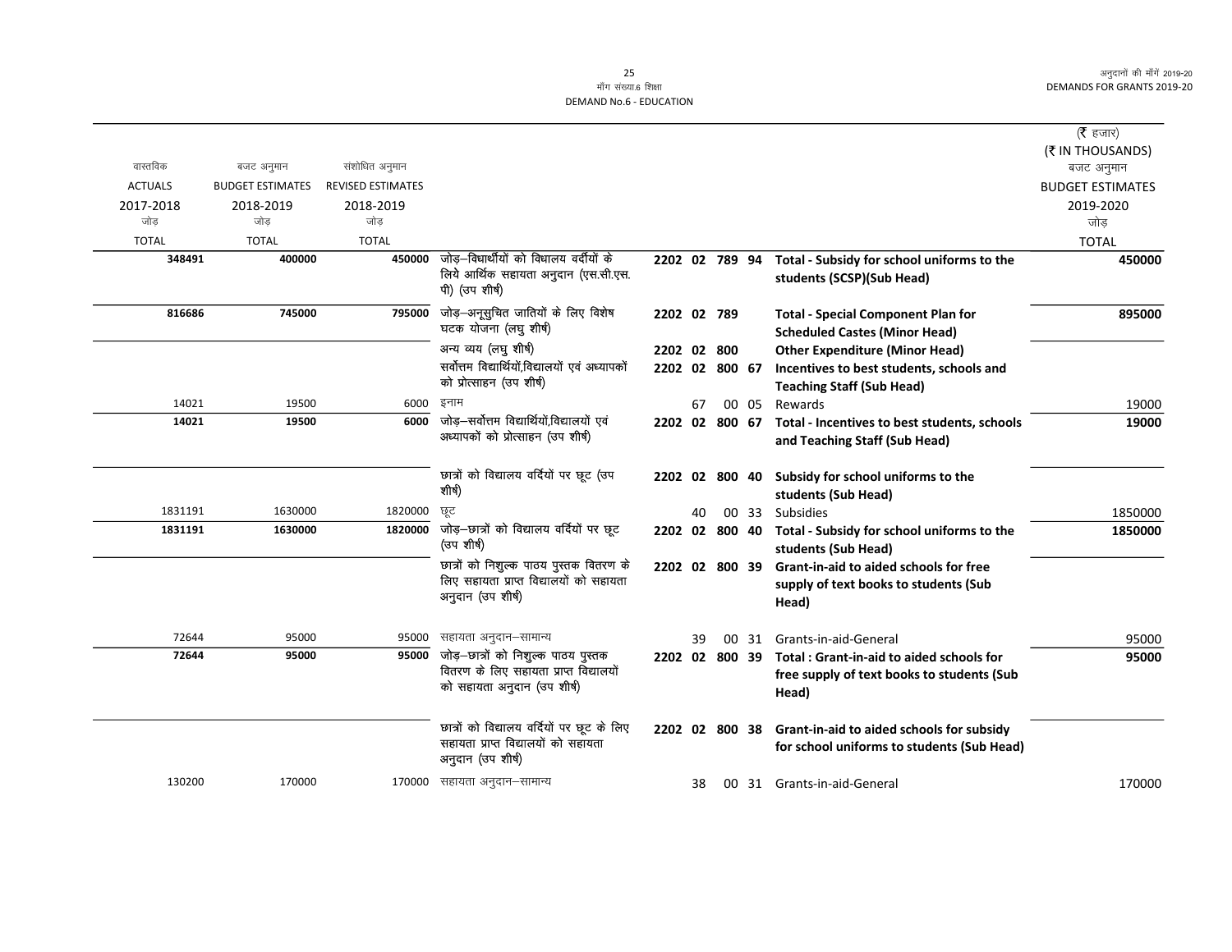| वास्तविक ACTUALS 2017-2018 जोड़ TOTAL | बजट अनुमान BUDGET ESTIMATES 2018-2019 जोड़ TOTAL | संशोधित अनुमान REVISED ESTIMATES 2018-2019 जोड़ TOTAL | | | | | | | (₹ हजार) (₹ IN THOUSANDS) बजट अनुमान BUDGET ESTIMATES 2019-2020 जोड़ TOTAL |
|---|---|---|---|---|---|---|---|---|---|
| **348491** | **400000** | **450000** | जोड़–विद्यार्थीयों को विधालय वर्दीयों के लिये आर्थिक सहायता अनुदान (एस.सी.एस.पी) (उप शीर्ष) | 2202 | 02 | 789 | 94 | **Total - Subsidy for school uniforms to the students (SCSP)(Sub Head)** | **450000** |
| **816686** | **745000** | **795000** | जोड़–अनूसुचित जातियों के लिए विशेष घटक योजना (लघु शीर्ष) | 2202 | 02 | 789 | | **Total - Special Component Plan for Scheduled Castes (Minor Head)** | **895000** |
| | | | अन्य व्यय (लघु शीर्ष) | 2202 | 02 | 800 | | **Other Expenditure (Minor Head)** | |
| | | | सर्वोत्तम विद्यार्थियों,विद्यालयों एवं अध्यापकों को प्रोत्साहन (उप शीर्ष) | 2202 | 02 | 800 | 67 | **Incentives to best students, schools and Teaching Staff (Sub Head)** | |
| 14021 | 19500 | 6000 | इनाम | | 67 | 00 | 05 | Rewards | 19000 |
| **14021** | **19500** | **6000** | जोड़–सर्वोत्तम विद्यार्थियों,विद्यालयों एवं अध्यापकों को प्रोत्साहन (उप शीर्ष) | 2202 | 02 | 800 | 67 | **Total - Incentives to best students, schools and Teaching Staff (Sub Head)** | **19000** |
| | | | छात्रों को विद्यालय वर्दियों पर छूट (उप शीर्ष) | 2202 | 02 | 800 | 40 | **Subsidy for school uniforms to the students (Sub Head)** | |
| 1831191 | 1630000 | 1820000 | छूट | | 40 | 00 | 33 | Subsidies | 1850000 |
| **1831191** | **1630000** | **1820000** | जोड़–छात्रों को विद्यालय वर्दियों पर छूट (उप शीर्ष) | 2202 | 02 | 800 | 40 | **Total - Subsidy for school uniforms to the students (Sub Head)** | **1850000** |
| | | | छात्रों को निशुल्क पाठ्य पुस्तक वितरण के लिए सहायता प्राप्त विद्यालयों को सहायता अनुदान (उप शीर्ष) | 2202 | 02 | 800 | 39 | **Grant-in-aid to aided schools for free supply of text books to students (Sub Head)** | |
| 72644 | 95000 | 95000 | सहायता अनुदान–सामान्य | | 39 | 00 | 31 | Grants-in-aid-General | 95000 |
| **72644** | **95000** | **95000** | जोड़–छात्रों को निशुल्क पाठ्य पुस्तक वितरण के लिए सहायता प्राप्त विद्यालयों को सहायता अनुदान (उप शीर्ष) | 2202 | 02 | 800 | 39 | **Total : Grant-in-aid to aided schools for free supply of text books to students (Sub Head)** | **95000** |
| | | | छात्रों को विद्यालय वर्दियों पर छूट के लिए सहायता प्राप्त विद्यालयों को सहायता अनुदान (उप शीर्ष) | 2202 | 02 | 800 | 38 | **Grant-in-aid to aided schools for subsidy for school uniforms to students (Sub Head)** | |
| 130200 | 170000 | 170000 | सहायता अनुदान–सामान्य | | 38 | 00 | 31 | Grants-in-aid-General | 170000 |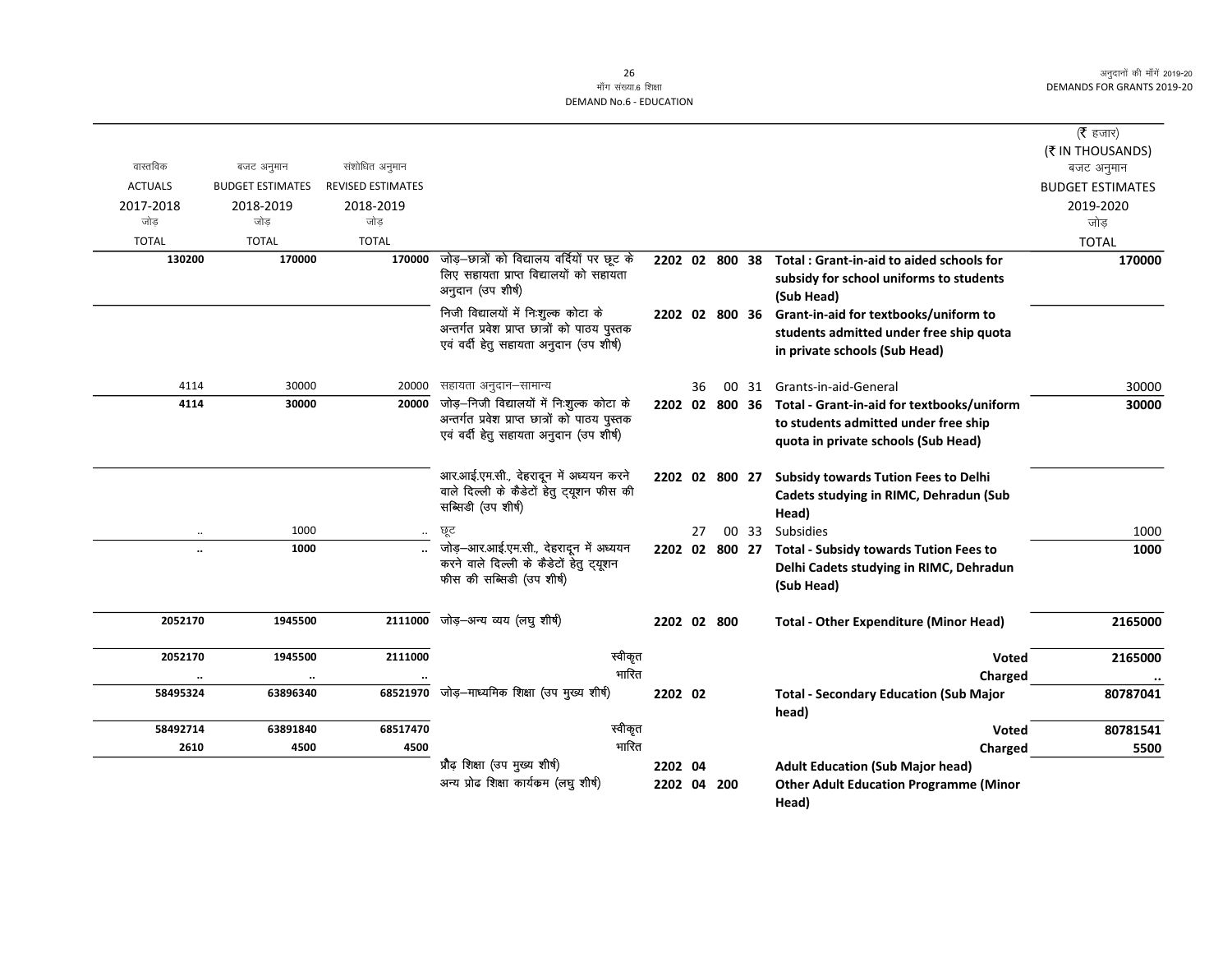माँग संख्या.6 शिक्षा
DEMAND No.6 - EDUCATION

| वास्तविक ACTUALS 2017-2018 जोड़ TOTAL | बजट अनुमान BUDGET ESTIMATES 2018-2019 जोड़ TOTAL | संशोधित अनुमान REVISED ESTIMATES 2018-2019 जोड़ TOTAL | | | | (₹ हजार) (₹ IN THOUSANDS) बजट अनुमान BUDGET ESTIMATES 2019-2020 जोड़ TOTAL |
|---|---|---|---|---|---|---|
| 130200 | 170000 | 170000 | जोड़–छात्रों को विद्यालय वर्दियों पर छूट के लिए सहायता प्राप्त विद्यालयों को सहायता अनुदान (उप शीर्ष) | 2202 02 800 38 | **Total : Grant-in-aid to aided schools for subsidy for school uniforms to students (Sub Head)** | **170000** |
| | | | निजी विद्यालयों में निःशुल्क कोटा के अन्तर्गत प्रवेश प्राप्त छात्रों को पाठय पुस्तक एवं वर्दी हेतु सहायता अनुदान (उप शीर्ष) | 2202 02 800 36 | **Grant-in-aid for textbooks/uniform to students admitted under free ship quota in private schools (Sub Head)** | |
| 4114 | 30000 | 20000 | सहायता अनुदान–सामान्य | 36 00 31 | Grants-in-aid-General | 30000 |
| 4114 | 30000 | 20000 | जोड़–निजी विद्यालयों में निःशुल्क कोटा के अन्तर्गत प्रवेश प्राप्त छात्रों को पाठय पुस्तक एवं वर्दी हेतु सहायता अनुदान (उप शीर्ष) | 2202 02 800 36 | **Total - Grant-in-aid for textbooks/uniform to students admitted under free ship quota in private schools (Sub Head)** | **30000** |
| | | | आर.आई.एम.सी., देहरादून में अध्ययन करने वाले दिल्ली के कैडेटों हेतु ट्यूशन फीस की सब्सिडी (उप शीर्ष) | 2202 02 800 27 | **Subsidy towards Tution Fees to Delhi Cadets studying in RIMC, Dehradun (Sub Head)** | |
| .. | 1000 | .. | छूट | 27 00 33 | Subsidies | 1000 |
| .. | 1000 | .. | जोड़–आर.आई.एम.सी., देहरादून में अध्ययन करने वाले दिल्ली के कैडेटों हेतु ट्यूशन फीस की सब्सिडी (उप शीर्ष) | 2202 02 800 27 | **Total - Subsidy towards Tution Fees to Delhi Cadets studying in RIMC, Dehradun (Sub Head)** | **1000** |
| 2052170 | 1945500 | 2111000 | जोड़–अन्य व्यय (लघु शीर्ष) | 2202 02 800 | **Total - Other Expenditure (Minor Head)** | **2165000** |
| 2052170 | 1945500 | 2111000 | स्वीकृत | | **Voted** | **2165000** |
| .. | .. | .. | भारित | | **Charged** | .. |
| 58495324 | 63896340 | 68521970 | जोड़–माध्यमिक शिक्षा (उप मुख्य शीर्ष) | 2202 02 | **Total - Secondary Education (Sub Major head)** | **80787041** |
| 58492714 | 63891840 | 68517470 | स्वीकृत | | **Voted** | **80781541** |
| 2610 | 4500 | 4500 | भारित | | **Charged** | **5500** |
| | | | प्रौढ़ शिक्षा (उप मुख्य शीर्ष) | 2202 04 | **Adult Education (Sub Major head)** | |
| | | | अन्य प्रोढ शिक्षा कार्यक्रम (लघु शीर्ष) | 2202 04 200 | **Other Adult Education Programme (Minor Head)** | |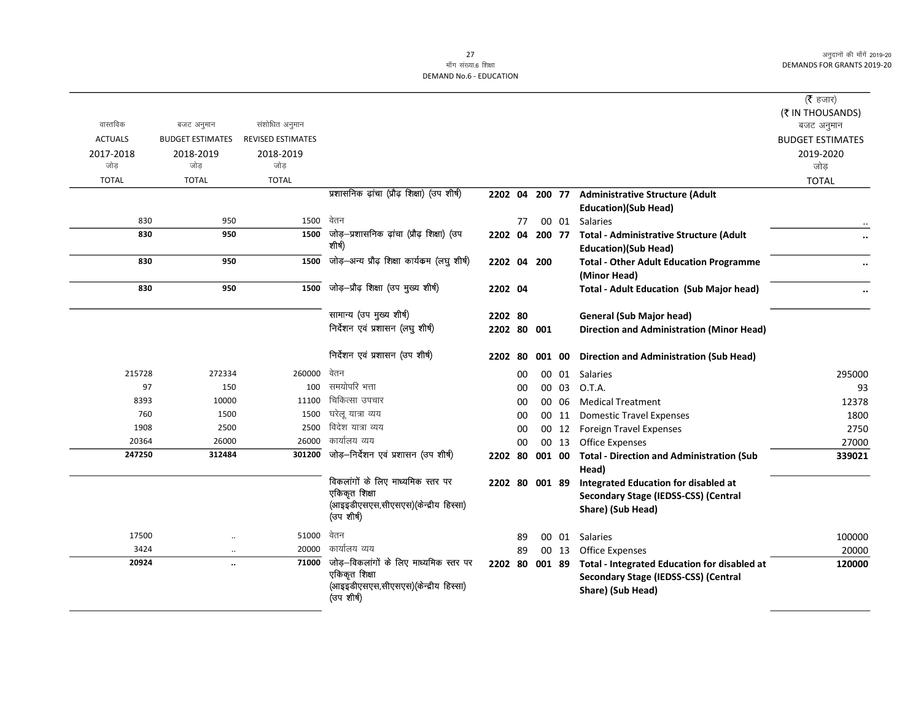मॉंग संख्या.6 शिक्षा
DEMAND No.6 - EDUCATION

| वास्तविक ACTUALS 2017-2018 जोड़ TOTAL | बजट अनुमान BUDGET ESTIMATES 2018-2019 जोड़ TOTAL | संशोधित अनुमान REVISED ESTIMATES 2018-2019 जोड़ TOTAL | | | | | | | (₹ हजार) (₹ IN THOUSANDS) बजट अनुमान BUDGET ESTIMATES 2019-2020 जोड़ TOTAL |
|---|---|---|---|---|---|---|---|---|---|
| | | | प्रशासनिक ढांचा (प्रौढ़ शिक्षा) (उप शीर्ष) | 2202 | 04 | 200 | 77 | **Administrative Structure (Adult Education)(Sub Head)** | |
| 830 | 950 | 1500 | वेतन | | 77 | 00 | 01 | Salaries | .. |
| **830** | **950** | **1500** | जोड़–प्रशासनिक ढांचा (प्रौढ़ शिक्षा) (उप शीर्ष) | 2202 | 04 | 200 | 77 | **Total - Administrative Structure (Adult Education)(Sub Head)** | **..** |
| **830** | **950** | **1500** | जोड़–अन्य प्रौढ़ शिक्षा कार्यक्रम (लघु शीर्ष) | 2202 | 04 | 200 | | **Total - Other Adult Education Programme (Minor Head)** | **..** |
| **830** | **950** | **1500** | जोड़–प्रौढ़ शिक्षा (उप मुख्य शीर्ष) | 2202 | 04 | | | **Total - Adult Education (Sub Major head)** | **..** |
| | | | सामान्य (उप मुख्य शीर्ष) | 2202 | 80 | | | **General (Sub Major head)** | |
| | | | निर्देशन एवं प्रशासन (लघु शीर्ष) | 2202 | 80 | 001 | | **Direction and Administration (Minor Head)** | |
| | | | निर्देशन एवं प्रशासन (उप शीर्ष) | 2202 | 80 | 001 | 00 | **Direction and Administration (Sub Head)** | |
| 215728 | 272334 | 260000 | वेतन | | 00 | 00 | 01 | Salaries | 295000 |
| 97 | 150 | 100 | समयोपरि भत्ता | | 00 | 00 | 03 | O.T.A. | 93 |
| 8393 | 10000 | 11100 | चिकित्सा उपचार | | 00 | 00 | 06 | Medical Treatment | 12378 |
| 760 | 1500 | 1500 | घरेलू यात्रा व्यय | | 00 | 00 | 11 | Domestic Travel Expenses | 1800 |
| 1908 | 2500 | 2500 | विदेश यात्रा व्यय | | 00 | 00 | 12 | Foreign Travel Expenses | 2750 |
| 20364 | 26000 | 26000 | कार्यालय व्यय | | 00 | 00 | 13 | Office Expenses | 27000 |
| **247250** | **312484** | **301200** | जोड़–निर्देशन एवं प्रशासन (उप शीर्ष) | 2202 | 80 | 001 | 00 | **Total - Direction and Administration (Sub Head)** | **339021** |
| | | | विकलांगों के लिए माध्यमिक स्तर पर एकिकृत शिक्षा (आइइडीएसएस,सीएसएस)(केन्द्रीय हिस्सा) (उप शीर्ष) | 2202 | 80 | 001 | 89 | **Integrated Education for disabled at Secondary Stage (IEDSS-CSS) (Central Share) (Sub Head)** | |
| 17500 | .. | 51000 | वेतन | | 89 | 00 | 01 | Salaries | 100000 |
| 3424 | .. | 20000 | कार्यालय व्यय | | 89 | 00 | 13 | Office Expenses | 20000 |
| **20924** | **..** | **71000** | जोड़–विकलांगों के लिए माध्यमिक स्तर पर एकिकृत शिक्षा (आइइडीएसएस,सीएसएस)(केन्द्रीय हिस्सा) (उप शीर्ष) | 2202 | 80 | 001 | 89 | **Total - Integrated Education for disabled at Secondary Stage (IEDSS-CSS) (Central Share) (Sub Head)** | **120000** |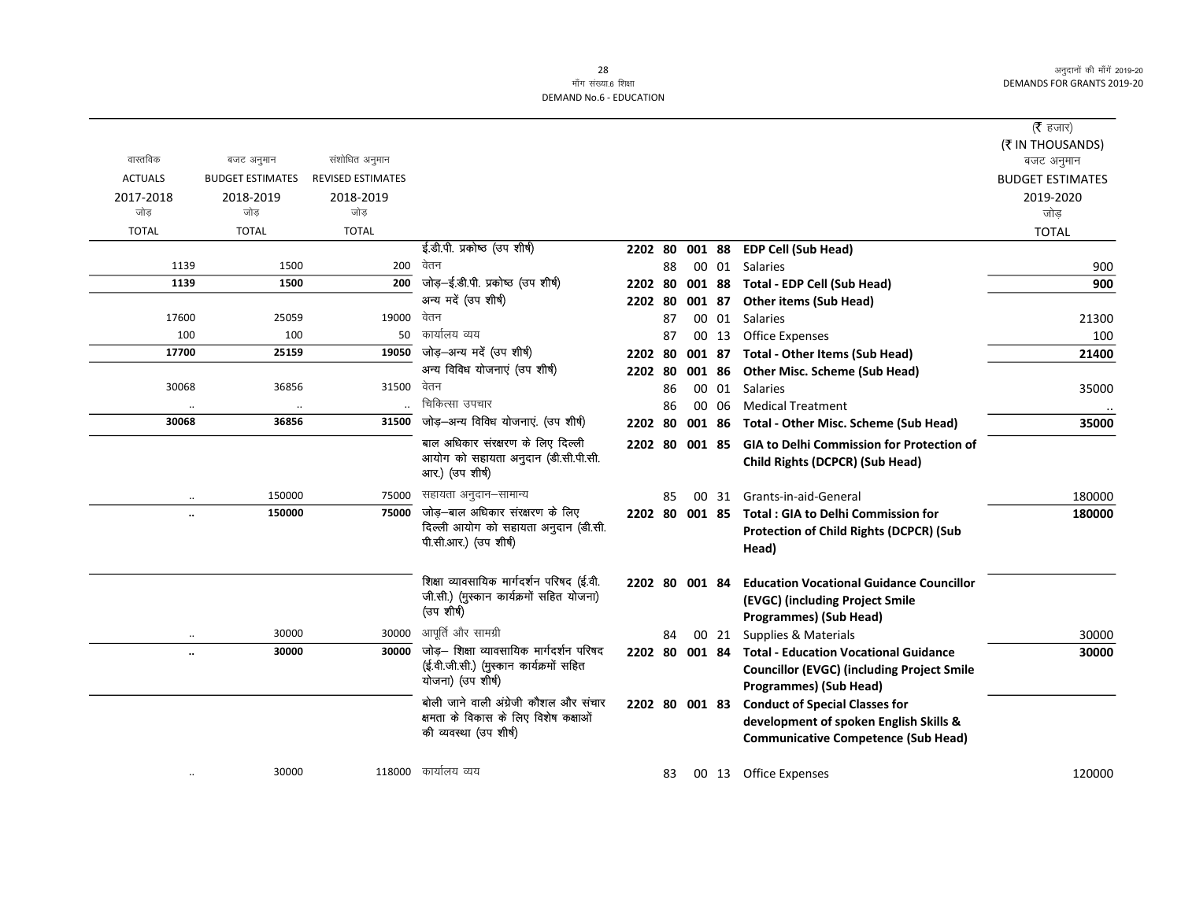माँग संख्या.6 शिक्षा
DEMAND No.6 - EDUCATION

| वास्तविक ACTUALS 2017-2018 जोड़ TOTAL | बजट अनुमान BUDGET ESTIMATES 2018-2019 जोड़ TOTAL | संशोधित अनुमान REVISED ESTIMATES 2018-2019 जोड़ TOTAL | | | | | | | (₹ हजार) (₹ IN THOUSANDS) बजट अनुमान BUDGET ESTIMATES 2019-2020 जोड़ TOTAL |
|---|---|---|---|---|---|---|---|---|---|
| | | | ई.डी.पी. प्रकोष्ठ (उप शीर्ष) | 2202 80 | 001 | 88 | | **EDP Cell (Sub Head)** | |
| 1139 | 1500 | 200 | वेतन | | 88 | 00 | 01 | Salaries | 900 |
| **1139** | **1500** | **200** | जोड़–ई.डी.पी. प्रकोष्ठ (उप शीर्ष) | 2202 80 | 001 | 88 | | **Total - EDP Cell (Sub Head)** | **900** |
| | | | अन्य मदें (उप शीर्ष) | 2202 80 | 001 | 87 | | **Other items (Sub Head)** | |
| 17600 | 25059 | 19000 | वेतन | | 87 | 00 | 01 | Salaries | 21300 |
| 100 | 100 | 50 | कार्यालय व्यय | | 87 | 00 | 13 | Office Expenses | 100 |
| **17700** | **25159** | **19050** | जोड़–अन्य मदें (उप शीर्ष) | 2202 80 | 001 | 87 | | **Total - Other Items (Sub Head)** | **21400** |
| | | | अन्य विविध योजनाएं (उप शीर्ष) | 2202 80 | 001 | 86 | | **Other Misc. Scheme (Sub Head)** | |
| 30068 | 36856 | 31500 | वेतन | | 86 | 00 | 01 | Salaries | 35000 |
| .. | .. | .. | चिकित्सा उपचार | | 86 | 00 | 06 | Medical Treatment | .. |
| **30068** | **36856** | **31500** | जोड़–अन्य विविध योजनाएं. (उप शीर्ष) | 2202 80 | 001 | 86 | | **Total - Other Misc. Scheme (Sub Head)** | **35000** |
| | | | बाल अधिकार संरक्षण के लिए दिल्ली आयोग को सहायता अनुदान (डी.सी.पी.सी. आर.) (उप शीर्ष) | 2202 80 | 001 | 85 | | **GIA to Delhi Commission for Protection of Child Rights (DCPCR) (Sub Head)** | |
| .. | 150000 | 75000 | सहायता अनुदान–सामान्य | | 85 | 00 | 31 | Grants-in-aid-General | 180000 |
| **..** | **150000** | **75000** | जोड़–बाल अधिकार संरक्षण के लिए दिल्ली आयोग को सहायता अनुदान (डी.सी. पी.सी.आर.) (उप शीर्ष) | 2202 80 | 001 | 85 | | **Total : GIA to Delhi Commission for Protection of Child Rights (DCPCR) (Sub Head)** | **180000** |
| | | | शिक्षा व्यावसायिक मार्गदर्शन परिषद (ई.वी. जी.सी.) (मुस्कान कार्यक्रमों सहित योजना) (उप शीर्ष) | 2202 80 | 001 | 84 | | **Education Vocational Guidance Councillor (EVGC) (including Project Smile Programmes) (Sub Head)** | |
| .. | 30000 | 30000 | आपूर्ति और सामग्री | | 84 | 00 | 21 | Supplies & Materials | 30000 |
| **..** | **30000** | **30000** | जोड़– शिक्षा व्यावसायिक मार्गदर्शन परिषद (ई.वी.जी.सी.) (मुस्कान कार्यक्रमों सहित योजना) (उप शीर्ष) | 2202 80 | 001 | 84 | | **Total - Education Vocational Guidance Councillor (EVGC) (including Project Smile Programmes) (Sub Head)** | **30000** |
| | | | बोली जाने वाली अंग्रेजी कौशल और संचार क्षमता के विकास के लिए विशेष कक्षाओं की व्यवस्था (उप शीर्ष) | 2202 80 | 001 | 83 | | **Conduct of Special Classes for development of spoken English Skills & Communicative Competence (Sub Head)** | |
| .. | 30000 | 118000 | कार्यालय व्यय | | 83 | 00 | 13 | Office Expenses | 120000 |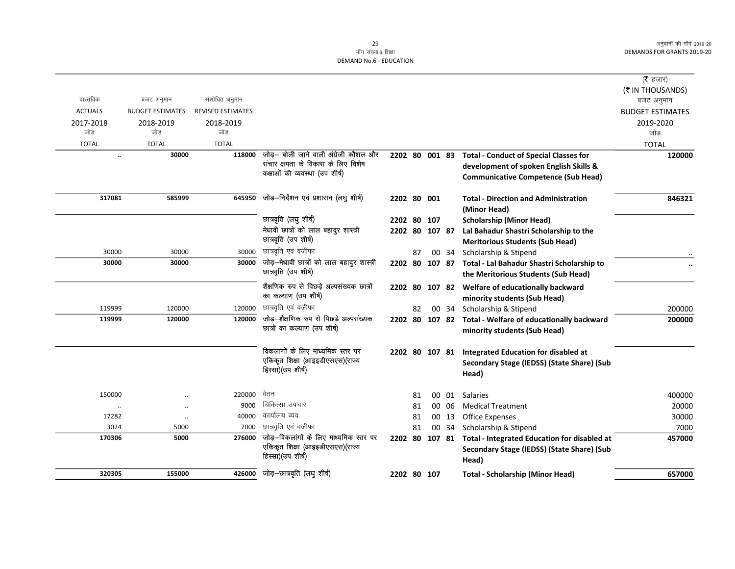मॉंग संख्या.6 शिक्षा
DEMAND No.6 - EDUCATION

(₹ हजार)
(₹ IN THOUSANDS)

| वास्तविक ACTUALS 2017-2018 जोड़ TOTAL | बजट अनुमान BUDGET ESTIMATES 2018-2019 जोड़ TOTAL | संशोधित अनुमान REVISED ESTIMATES 2018-2019 जोड़ TOTAL | | | | बजट अनुमान BUDGET ESTIMATES 2019-2020 जोड़ TOTAL |
|---|---|---|---|---|---|---|
| .. | 30000 | 118000 | जोड़– बोली जाने वाली अंग्रेजी कौशल और संचार क्षमता के विकास के लिए विशेष कक्षाओं की व्यवस्था (उप शीर्ष) | 2202 80 001 83 | **Total - Conduct of Special Classes for development of spoken English Skills & Communicative Competence (Sub Head)** | 120000 |
| 317081 | 585999 | 645950 | जोड़–निर्देशन एवं प्रशासन (लघु शीर्ष) | 2202 80 001 | **Total - Direction and Administration (Minor Head)** | 846321 |
| | | | छात्रवृति (लघु शीर्ष) | 2202 80 107 | **Scholarship (Minor Head)** | |
| | | | मेधावी छात्रों को लाल बहादुर शास्त्री छात्रवृति (उप शीर्ष) | 2202 80 107 87 | **Lal Bahadur Shastri Scholarship to the Meritorious Students (Sub Head)** | |
| 30000 | 30000 | 30000 | छात्रवृति एवं वजीफा | 87 00 34 | Scholarship & Stipend | .. |
| 30000 | 30000 | 30000 | जोड़–मेधावी छात्रों को लाल बहादुर शास्त्री छात्रवृति (उप शीर्ष) | 2202 80 107 87 | **Total - Lal Bahadur Shastri Scholarship to the Meritorious Students (Sub Head)** | .. |
| | | | शैक्षणिक रुप से पिछड़े अल्पसंख्यक छात्रों का कल्याण (उप शीर्ष) | 2202 80 107 82 | **Welfare of educationally backward minority students (Sub Head)** | |
| 119999 | 120000 | 120000 | छात्रवृति एवं वजीफा | 82 00 34 | Scholarship & Stipend | 200000 |
| 119999 | 120000 | 120000 | जोड़–शैक्षणिक रुप से पिछड़े अल्पसंख्यक छात्रों का कल्याण (उप शीर्ष) | 2202 80 107 82 | **Total - Welfare of educationally backward minority students (Sub Head)** | 200000 |
| | | | विकलांगों के लिए माध्यमिक स्तर पर एकिकृत शिक्षा (आइइडीएसएस)(राज्य हिस्सा)(उप शीर्ष) | 2202 80 107 81 | **Integrated Education for disabled at Secondary Stage (IEDSS) (State Share) (Sub Head)** | |
| 150000 | .. | 220000 | वेतन | 81 00 01 | Salaries | 400000 |
| .. | .. | 9000 | चिकित्सा उपचार | 81 00 06 | Medical Treatment | 20000 |
| 17282 | .. | 40000 | कार्यालय व्यय | 81 00 13 | Office Expenses | 30000 |
| 3024 | 5000 | 7000 | छात्रवृति एवं वजीफा | 81 00 34 | Scholarship & Stipend | 7000 |
| 170306 | 5000 | 276000 | जोड़–विकलांगों के लिए माध्यमिक स्तर पर एकिकृत शिक्षा (आइइडीएसएस)(राज्य हिस्सा)(उप शीर्ष) | 2202 80 107 81 | **Total - Integrated Education for disabled at Secondary Stage (IEDSS) (State Share) (Sub Head)** | 457000 |
| 320305 | 155000 | 426000 | जोड़–छात्रवृति (लघु शीर्ष) | 2202 80 107 | **Total - Scholarship (Minor Head)** | 657000 |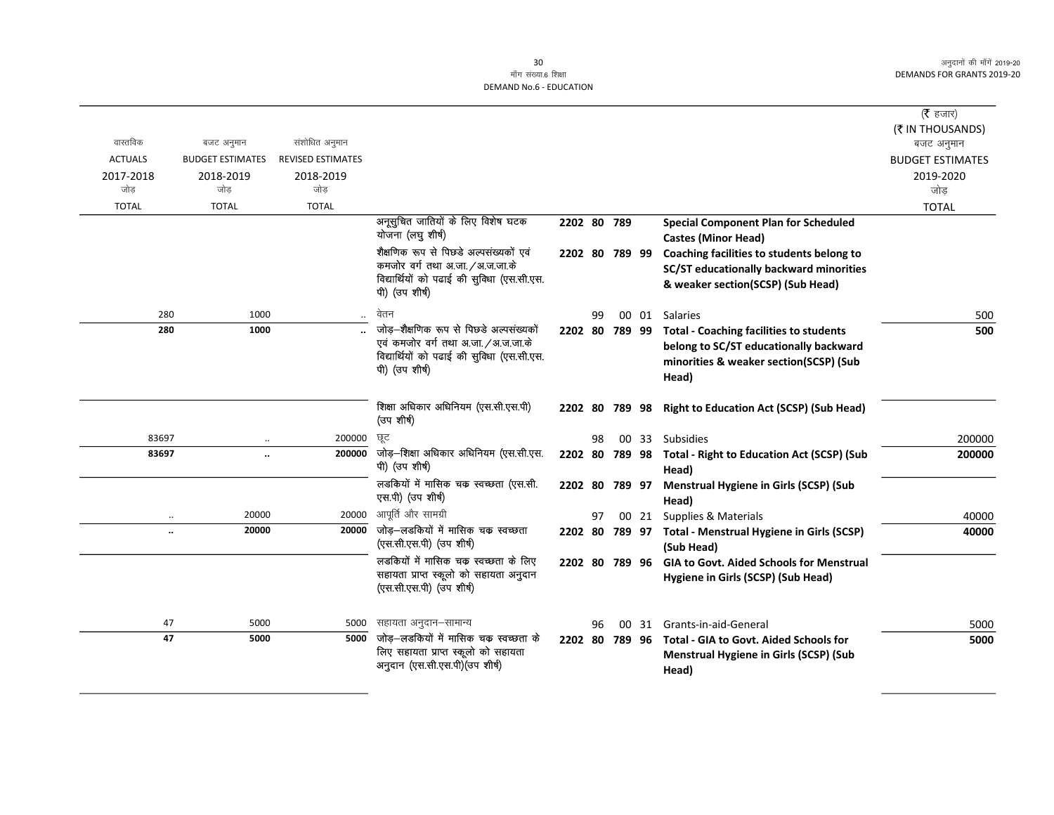माँग संख्या.6 शिक्षा
DEMAND No.6 - EDUCATION

| वास्तविक ACTUALS 2017-2018 जोड़ TOTAL | बजट अनुमान BUDGET ESTIMATES 2018-2019 जोड़ TOTAL | संशोधित अनुमान REVISED ESTIMATES 2018-2019 जोड़ TOTAL | | | | (₹ हजार) (₹ IN THOUSANDS) बजट अनुमान BUDGET ESTIMATES 2019-2020 जोड़ TOTAL |
|---|---|---|---|---|---|---|
| | | | अनूसुचित जातियों के लिए विशेष घटक योजना (लघु शीर्ष) | 2202 80 789 | **Special Component Plan for Scheduled Castes (Minor Head)** | |
| | | | शैक्षणिक रूप से पिछडे अल्पसंख्यकों एवं कमजोर वर्ग तथा अ.जा./अ.ज.जा.के विद्यार्थियों को पढाई की सुविधा (एस.सी.एस.पी) (उप शीर्ष) | 2202 80 789 99 | **Coaching facilities to students belong to SC/ST educationally backward minorities & weaker section(SCSP) (Sub Head)** | |
| 280 | 1000 | .. | वेतन | 99 00 01 | Salaries | 500 |
| **280** | **1000** | **..** | जोड़–शैक्षणिक रूप से पिछडे अल्पसंख्यकों एवं कमजोर वर्ग तथा अ.जा./अ.ज.जा.के विद्यार्थियों को पढाई की सुविधा (एस.सी.एस.पी) (उप शीर्ष) | 2202 80 789 99 | **Total - Coaching facilities to students belong to SC/ST educationally backward minorities & weaker section(SCSP) (Sub Head)** | **500** |
| | | | शिक्षा अधिकार अधिनियम (एस.सी.एस.पी) (उप शीर्ष) | 2202 80 789 98 | **Right to Education Act (SCSP) (Sub Head)** | |
| 83697 | .. | 200000 | छूट | 98 00 33 | Subsidies | 200000 |
| **83697** | **..** | **200000** | जोड़–शिक्षा अधिकार अधिनियम (एस.सी.एस.पी) (उप शीर्ष) | 2202 80 789 98 | **Total - Right to Education Act (SCSP) (Sub Head)** | **200000** |
| | | | लडकियों में मासिक चक्र स्वच्छता (एस.सी.एस.पी) (उप शीर्ष) | 2202 80 789 97 | **Menstrual Hygiene in Girls (SCSP) (Sub Head)** | |
| .. | 20000 | 20000 | आपूर्ति और सामग्री | 97 00 21 | Supplies & Materials | 40000 |
| **..** | **20000** | **20000** | जोड़–लडकियों में मासिक चक्र स्वच्छता (एस.सी.एस.पी) (उप शीर्ष) | 2202 80 789 97 | **Total - Menstrual Hygiene in Girls (SCSP) (Sub Head)** | **40000** |
| | | | लडकियों में मासिक चक्र स्वच्छता के लिए सहायता प्राप्त स्कूलो को सहायता अनुदान (एस.सी.एस.पी) (उप शीर्ष) | 2202 80 789 96 | **GIA to Govt. Aided Schools for Menstrual Hygiene in Girls (SCSP) (Sub Head)** | |
| 47 | 5000 | 5000 | सहायता अनुदान–सामान्य | 96 00 31 | Grants-in-aid-General | 5000 |
| **47** | **5000** | **5000** | जोड़–लडकियों में मासिक चक्र स्वच्छता के लिए सहायता प्राप्त स्कूलो को सहायता अनुदान (एस.सी.एस.पी)(उप शीर्ष) | 2202 80 789 96 | **Total - GIA to Govt. Aided Schools for Menstrual Hygiene in Girls (SCSP) (Sub Head)** | **5000** |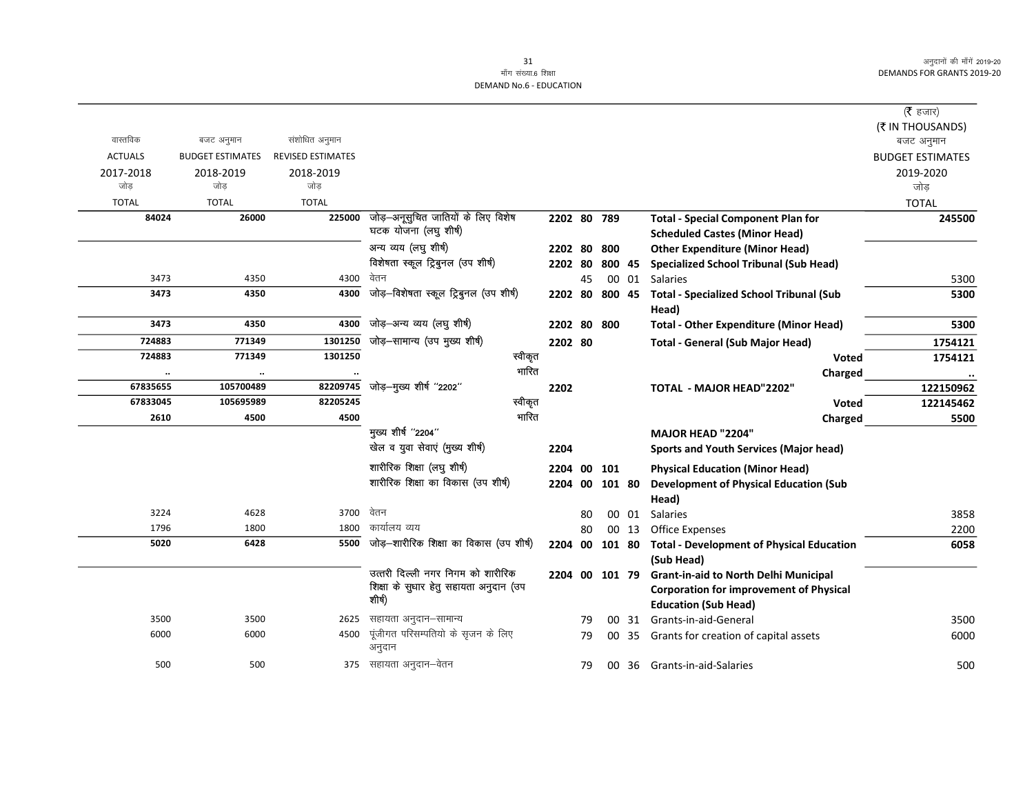# माँग संख्या.6 शिक्षा
# DEMAND No.6 - EDUCATION

(₹ हजार)
(₹ IN THOUSANDS)

| वास्तविक ACTUALS 2017-2018 जोड़ TOTAL | बजट अनुमान BUDGET ESTIMATES 2018-2019 जोड़ TOTAL | संशोधित अनुमान REVISED ESTIMATES 2018-2019 जोड़ TOTAL | | | | | | | | बजट अनुमान BUDGET ESTIMATES 2019-2020 जोड़ TOTAL |
|---|---|---|---|---|---|---|---|---|---|---|
| 84024 | 26000 | 225000 | जोड़–अनुसुचित जातियों के लिए विशेष घटक योजना (लघु शीर्ष) | 2202 | 80 | 789 | | | Total - Special Component Plan for Scheduled Castes (Minor Head) | 245500 |
| | | | अन्य व्यय (लघु शीर्ष) | 2202 | 80 | 800 | | | Other Expenditure (Minor Head) | |
| | | | विशेषता स्कूल ट्रिबुनल (उप शीर्ष) | 2202 | 80 | 800 | 45 | | Specialized School Tribunal (Sub Head) | |
| 3473 | 4350 | 4300 | वेतन | | 45 | | 00 | 01 | Salaries | 5300 |
| 3473 | 4350 | 4300 | जोड़–विशेषता स्कूल ट्रिबुनल (उप शीर्ष) | 2202 | 80 | 800 | 45 | | Total - Specialized School Tribunal (Sub Head) | 5300 |
| 3473 | 4350 | 4300 | जोड़–अन्य व्यय (लघु शीर्ष) | 2202 | 80 | 800 | | | Total - Other Expenditure (Minor Head) | 5300 |
| 724883 | 771349 | 1301250 | जोड़–सामान्य (उप मुख्य शीर्ष) | 2202 | 80 | | | | Total - General (Sub Major Head) | 1754121 |
| 724883 | 771349 | 1301250 | स्वीकृत | | | | | | Voted | 1754121 |
| .. | .. | .. | भारित | | | | | | Charged | .. |
| 67835655 | 105700489 | 82209745 | जोड़–मुख्य शीर्ष "2202" | 2202 | | | | | TOTAL - MAJOR HEAD"2202" | 122150962 |
| 67833045 | 105695989 | 82205245 | स्वीकृत | | | | | | Voted | 122145462 |
| 2610 | 4500 | 4500 | भारित | | | | | | Charged | 5500 |
| | | | मुख्य शीर्ष "2204" | | | | | | MAJOR HEAD "2204" | |
| | | | खेल व युवा सेवाएं (मुख्य शीर्ष) | 2204 | | | | | Sports and Youth Services (Major head) | |
| | | | शारीरिक शिक्षा (लघु शीर्ष) | 2204 | 00 | 101 | | | Physical Education (Minor Head) | |
| | | | शारीरिक शिक्षा का विकास (उप शीर्ष) | 2204 | 00 | 101 | 80 | | Development of Physical Education (Sub Head) | |
| 3224 | 4628 | 3700 | वेतन | | 80 | | 00 | 01 | Salaries | 3858 |
| 1796 | 1800 | 1800 | कार्यालय व्यय | | 80 | | 00 | 13 | Office Expenses | 2200 |
| 5020 | 6428 | 5500 | जोड़–शारीरिक शिक्षा का विकास (उप शीर्ष) | 2204 | 00 | 101 | 80 | | Total - Development of Physical Education (Sub Head) | 6058 |
| | | | उत्तरी दिल्ली नगर निगम को शारीरिक शिक्षा के सुधार हेतु सहायता अनुदान (उप शीर्ष) | 2204 | 00 | 101 | 79 | | Grant-in-aid to North Delhi Municipal Corporation for improvement of Physical Education (Sub Head) | |
| 3500 | 3500 | 2625 | सहायता अनुदान–सामान्य | | 79 | | 00 | 31 | Grants-in-aid-General | 3500 |
| 6000 | 6000 | 4500 | पूंजीगत परिसम्पतियो के सृजन के लिए अनुदान | | 79 | | 00 | 35 | Grants for creation of capital assets | 6000 |
| 500 | 500 | 375 | सहायता अनुदान–वेतन | | 79 | | 00 | 36 | Grants-in-aid-Salaries | 500 |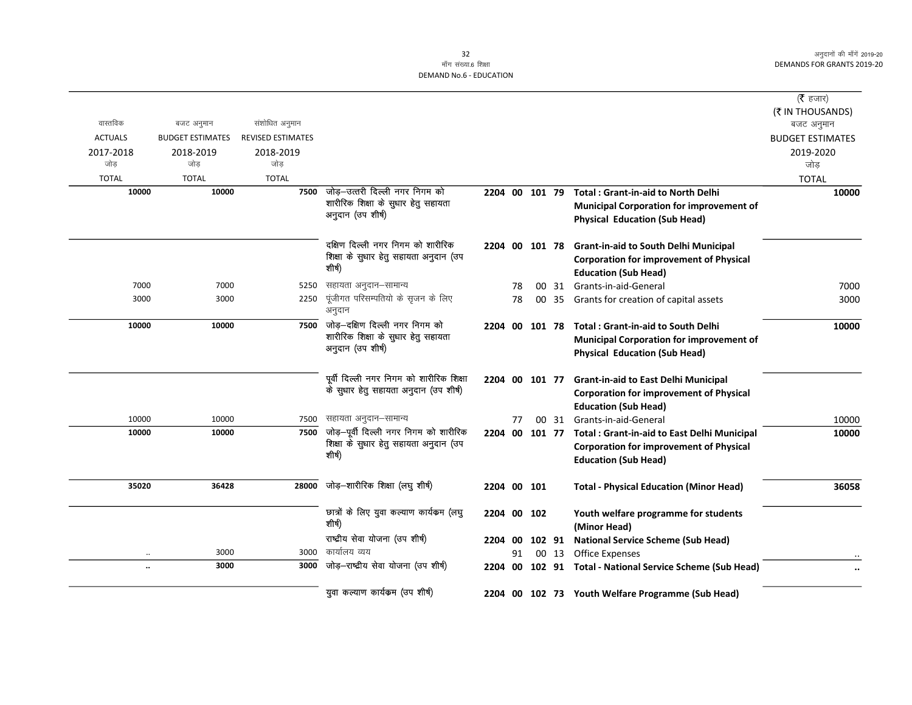मॉंग संख्या.6 शिक्षा
DEMAND No.6 - EDUCATION

अनुदानों की मॉंगें 2019-20
DEMANDS FOR GRANTS 2019-20

(₹ हजार)
(₹ IN THOUSANDS)

| वास्तविक ACTUALS 2017-2018 जोड़ TOTAL | बजट अनुमान BUDGET ESTIMATES 2018-2019 जोड़ TOTAL | संशोधित अनुमान REVISED ESTIMATES 2018-2019 जोड़ TOTAL | | | | | | | बजट अनुमान BUDGET ESTIMATES 2019-2020 जोड़ TOTAL |
|---|---|---|---|---|---|---|---|---|---|
| **10000** | **10000** | **7500** | जोड़–उत्तरी दिल्ली नगर निगम को शारीरिक शिक्षा के सुधार हेतु सहायता अनुदान (उप शीर्ष) | **2204** | **00** | **101** | **79** | **Total : Grant-in-aid to North Delhi Municipal Corporation for improvement of Physical Education (Sub Head)** | **10000** |
| | | | दक्षिण दिल्ली नगर निगम को शारीरिक शिक्षा के सुधार हेतु सहायता अनुदान (उप शीर्ष) | **2204** | **00** | **101** | **78** | **Grant-in-aid to South Delhi Municipal Corporation for improvement of Physical Education (Sub Head)** | |
| 7000 | 7000 | 5250 | सहायता अनुदान–सामान्य | | 78 | 00 | 31 | Grants-in-aid-General | 7000 |
| 3000 | 3000 | 2250 | पूंजीगत परिसम्पतियो के सृजन के लिए अनुदान | | 78 | 00 | 35 | Grants for creation of capital assets | 3000 |
| **10000** | **10000** | **7500** | जोड़–दक्षिण दिल्ली नगर निगम को शारीरिक शिक्षा के सुधार हेतु सहायता अनुदान (उप शीर्ष) | **2204** | **00** | **101** | **78** | **Total : Grant-in-aid to South Delhi Municipal Corporation for improvement of Physical Education (Sub Head)** | **10000** |
| | | | पूर्वी दिल्ली नगर निगम को शारीरिक शिक्षा के सुधार हेतु सहायता अनुदान (उप शीर्ष) | **2204** | **00** | **101** | **77** | **Grant-in-aid to East Delhi Municipal Corporation for improvement of Physical Education (Sub Head)** | |
| 10000 | 10000 | 7500 | सहायता अनुदान–सामान्य | | 77 | 00 | 31 | Grants-in-aid-General | 10000 |
| **10000** | **10000** | **7500** | जोड़–पूर्वी दिल्ली नगर निगम को शारीरिक शिक्षा के सुधार हेतु सहायता अनुदान (उप शीर्ष) | **2204** | **00** | **101** | **77** | **Total : Grant-in-aid to East Delhi Municipal Corporation for improvement of Physical Education (Sub Head)** | **10000** |
| **35020** | **36428** | **28000** | जोड़–शारीरिक शिक्षा (लघु शीर्ष) | **2204** | **00** | **101** | | **Total - Physical Education (Minor Head)** | **36058** |
| | | | छात्रों के लिए युवा कल्याण कार्यक्रम (लघु शीर्ष) | **2204** | **00** | **102** | | **Youth welfare programme for students (Minor Head)** | |
| | | | राष्ट्रीय सेवा योजना (उप शीर्ष) | **2204** | **00** | **102** | **91** | **National Service Scheme (Sub Head)** | |
| .. | 3000 | 3000 | कार्यालय व्यय | | 91 | 00 | 13 | Office Expenses | .. |
| **..** | **3000** | **3000** | जोड़–राष्ट्रीय सेवा योजना (उप शीर्ष) | **2204** | **00** | **102** | **91** | **Total - National Service Scheme (Sub Head)** | **..** |
| | | | युवा कल्याण कार्यक्रम (उप शीर्ष) | **2204** | **00** | **102** | **73** | **Youth Welfare Programme (Sub Head)** | |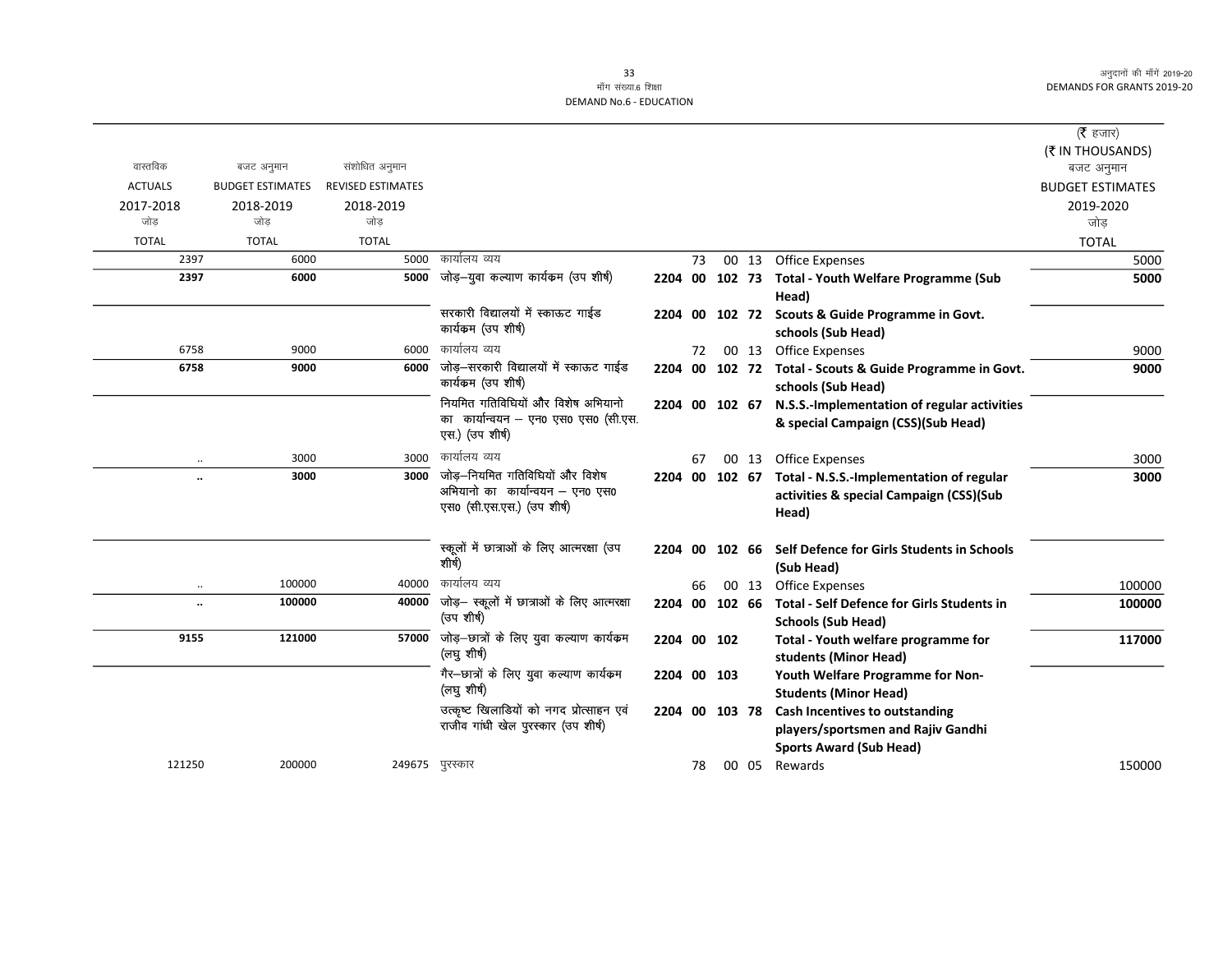माँग संख्या.6 शिक्षा
DEMAND No.6 - EDUCATION

अनुदानों की माँगें 2019-20
DEMANDS FOR GRANTS 2019-20

| वास्तविक ACTUALS 2017-2018 जोड़ TOTAL | बजट अनुमान BUDGET ESTIMATES 2018-2019 जोड़ TOTAL | संशोधित अनुमान REVISED ESTIMATES 2018-2019 जोड़ TOTAL | | | | | | | (₹ हजार) (₹ IN THOUSANDS) बजट अनुमान BUDGET ESTIMATES 2019-2020 जोड़ TOTAL |
|---|---|---|---|---|---|---|---|---|---|
| 2397 | 6000 | 5000 | कार्यालय व्यय | | 73 | 00 | 13 | Office Expenses | 5000 |
| **2397** | **6000** | **5000** | जोड़–युवा कल्याण कार्यक्रम (उप शीर्ष) | **2204** | **00** | **102** | **73** | **Total - Youth Welfare Programme (Sub Head)** | **5000** |
| | | | सरकारी विद्यालयों में स्काऊट गाईड कार्यक्रम (उप शीर्ष) | **2204** | **00** | **102** | **72** | **Scouts & Guide Programme in Govt. schools (Sub Head)** | |
| 6758 | 9000 | 6000 | कार्यालय व्यय | | 72 | 00 | 13 | Office Expenses | 9000 |
| **6758** | **9000** | **6000** | जोड़–सरकारी विद्यालयों में स्काऊट गाईड कार्यक्रम (उप शीर्ष) | **2204** | **00** | **102** | **72** | **Total - Scouts & Guide Programme in Govt. schools (Sub Head)** | **9000** |
| | | | नियमित गतिविधियों और विशेष अभियानो का कार्यान्वयन – एन0 एस0 एस0 (सी.एस.एस.) (उप शीर्ष) | **2204** | **00** | **102** | **67** | **N.S.S.-Implementation of regular activities & special Campaign (CSS)(Sub Head)** | |
| .. | 3000 | 3000 | कार्यालय व्यय | | 67 | 00 | 13 | Office Expenses | 3000 |
| **..** | **3000** | **3000** | जोड़–नियमित गतिविधियों और विशेष अभियानो का कार्यान्वयन – एन0 एस0 एस0 (सी.एस.एस.) (उप शीर्ष) | **2204** | **00** | **102** | **67** | **Total - N.S.S.-Implementation of regular activities & special Campaign (CSS)(Sub Head)** | **3000** |
| | | | स्कूलों में छात्राओं के लिए आत्मरक्षा (उप शीर्ष) | **2204** | **00** | **102** | **66** | **Self Defence for Girls Students in Schools (Sub Head)** | |
| .. | 100000 | 40000 | कार्यालय व्यय | | 66 | 00 | 13 | Office Expenses | 100000 |
| **..** | **100000** | **40000** | जोड़– स्कूलों में छात्राओं के लिए आत्मरक्षा (उप शीर्ष) | **2204** | **00** | **102** | **66** | **Total - Self Defence for Girls Students in Schools (Sub Head)** | **100000** |
| **9155** | **121000** | **57000** | जोड़–छात्रों के लिए युवा कल्याण कार्यक्रम (लघु शीर्ष) | **2204** | **00** | **102** | | **Total - Youth welfare programme for students (Minor Head)** | **117000** |
| | | | गैर–छात्रों के लिए युवा कल्याण कार्यक्रम (लघु शीर्ष) | **2204** | **00** | **103** | | **Youth Welfare Programme for Non-Students (Minor Head)** | |
| | | | उत्कृष्ट खिलाडियों को नगद प्रोत्साहन एवं राजीव गांधी खेल पुरस्कार (उप शीर्ष) | **2204** | **00** | **103** | **78** | **Cash Incentives to outstanding players/sportsmen and Rajiv Gandhi Sports Award (Sub Head)** | |
| 121250 | 200000 | 249675 | पुरस्कार | | 78 | 00 | 05 | Rewards | 150000 |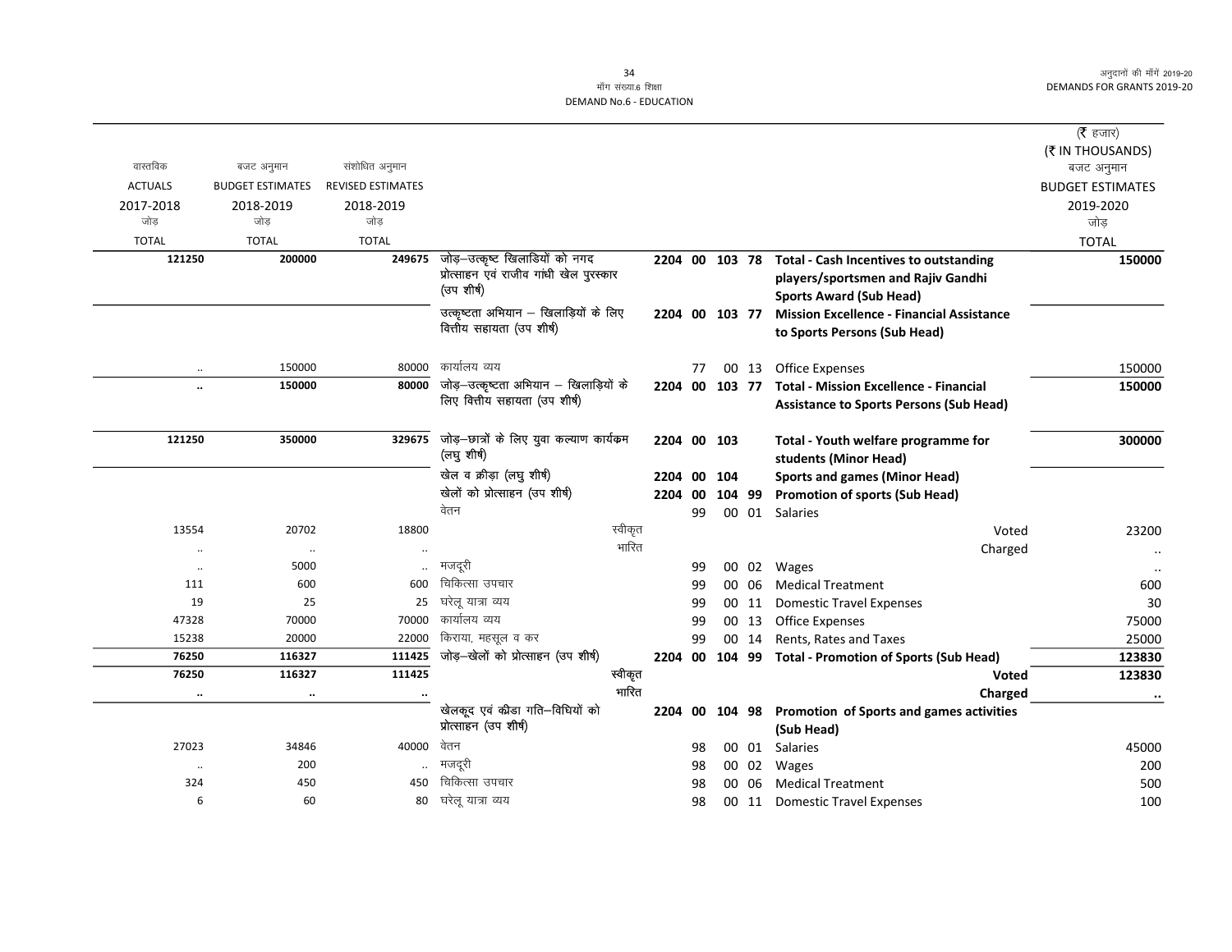DEMAND No.6 - EDUCATION

माँग संख्या.6 शिक्षा

| वास्तविक ACTUALS 2017-2018 जोड़ TOTAL | बजट अनुमान BUDGET ESTIMATES 2018-2019 जोड़ TOTAL | संशोधित अनुमान REVISED ESTIMATES 2018-2019 जोड़ TOTAL | | | | | | | (₹ हजार) (₹ IN THOUSANDS) बजट अनुमान BUDGET ESTIMATES 2019-2020 जोड़ TOTAL |
|---|---|---|---|---|---|---|---|---|---|
| 121250 | 200000 | 249675 | जोड़–उत्कृष्ट खिलाडियों को नगद प्रोत्साहन एवं राजीव गांधी खेल पुरस्कार (उप शीर्ष) | 2204 | 00 | 103 | 78 | **Total - Cash Incentives to outstanding players/sportsmen and Rajiv Gandhi Sports Award (Sub Head)** | **150000** |
| | | | उत्कृष्टता अभियान – खिलाड़ियों के लिए वित्तीय सहायता (उप शीर्ष) | 2204 | 00 | 103 | 77 | **Mission Excellence - Financial Assistance to Sports Persons (Sub Head)** | |
| .. | 150000 | 80000 | कार्यालय व्यय | | 77 | 00 | 13 | Office Expenses | 150000 |
| .. | 150000 | 80000 | जोड़–उत्कृष्टता अभियान – खिलाड़ियों के लिए वित्तीय सहायता (उप शीर्ष) | 2204 | 00 | 103 | 77 | **Total - Mission Excellence - Financial Assistance to Sports Persons (Sub Head)** | **150000** |
| 121250 | 350000 | 329675 | जोड़–छात्रों के लिए युवा कल्याण कार्यक्रम (लघु शीर्ष) | 2204 | 00 | 103 | | **Total - Youth welfare programme for students (Minor Head)** | **300000** |
| | | | खेल व क्रीड़ा (लघु शीर्ष) | 2204 | 00 | 104 | | **Sports and games (Minor Head)** | |
| | | | खेलों को प्रोत्साहन (उप शीर्ष) | 2204 | 00 | 104 | 99 | **Promotion of sports (Sub Head)** | |
| | | | वेतन | | 99 | 00 | 01 | Salaries | |
| 13554 | 20702 | 18800 | स्वीकृत | | | | | Voted | 23200 |
| .. | .. | .. | भारित | | | | | Charged | .. |
| .. | 5000 | .. | मजदूरी | | 99 | 00 | 02 | Wages | .. |
| 111 | 600 | 600 | चिकित्सा उपचार | | 99 | 00 | 06 | Medical Treatment | 600 |
| 19 | 25 | 25 | घरेलू यात्रा व्यय | | 99 | 00 | 11 | Domestic Travel Expenses | 30 |
| 47328 | 70000 | 70000 | कार्यालय व्यय | | 99 | 00 | 13 | Office Expenses | 75000 |
| 15238 | 20000 | 22000 | किराया, महसूल व कर | | 99 | 00 | 14 | Rents, Rates and Taxes | 25000 |
| 76250 | 116327 | 111425 | जोड़–खेलों को प्रोत्साहन (उप शीर्ष) | 2204 | 00 | 104 | 99 | **Total - Promotion of Sports (Sub Head)** | **123830** |
| 76250 | 116327 | 111425 | स्वीकृत | | | | | **Voted** | **123830** |
| .. | .. | .. | भारित | | | | | **Charged** | .. |
| | | | खेलकूद एवं कीडा गति–विधियों को प्रोत्साहन (उप शीर्ष) | 2204 | 00 | 104 | 98 | **Promotion of Sports and games activities (Sub Head)** | |
| 27023 | 34846 | 40000 | वेतन | | 98 | 00 | 01 | Salaries | 45000 |
| .. | 200 | .. | मजदूरी | | 98 | 00 | 02 | Wages | 200 |
| 324 | 450 | 450 | चिकित्सा उपचार | | 98 | 00 | 06 | Medical Treatment | 500 |
| 6 | 60 | 80 | घरेलू यात्रा व्यय | | 98 | 00 | 11 | Domestic Travel Expenses | 100 |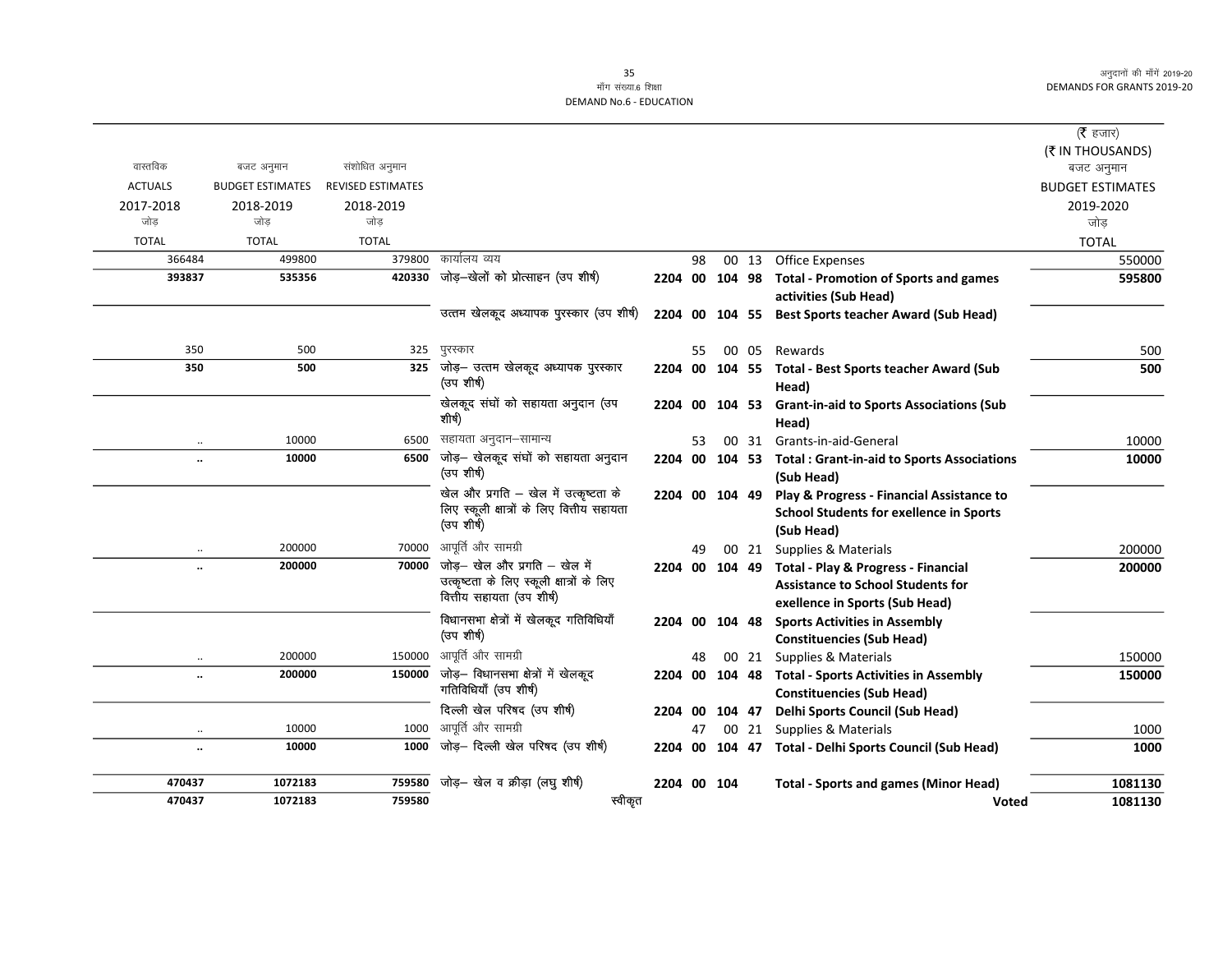मॉंग संख्या.6 शिक्षा
DEMAND No.6 - EDUCATION

(₹ हजार)
(₹ IN THOUSANDS)

| वास्तविक ACTUALS 2017-2018 जोड़ TOTAL | बजट अनुमान BUDGET ESTIMATES 2018-2019 जोड़ TOTAL | संशोधित अनुमान REVISED ESTIMATES 2018-2019 जोड़ TOTAL | | | | | | | | बजट अनुमान BUDGET ESTIMATES 2019-2020 जोड़ TOTAL |
|---|---|---|---|---|---|---|---|---|---|---|
| 366484 | 499800 | 379800 | कार्यालय व्यय | | 98 | 00 | 13 | | Office Expenses | 550000 |
| **393837** | **535356** | **420330** | जोड़–खेलों को प्रोत्साहन (उप शीर्ष) | **2204** | **00** | **104** | **98** | | **Total - Promotion of Sports and games activities (Sub Head)** | **595800** |
| | | | उत्तम खेलकूद अध्यापक पुरस्कार (उप शीर्ष) | **2204** | **00** | **104** | **55** | | **Best Sports teacher Award (Sub Head)** | |
| 350 | 500 | 325 | पुरस्कार | | 55 | 00 | 05 | | Rewards | 500 |
| **350** | **500** | **325** | जोड़– उत्तम खेलकूद अध्यापक पुरस्कार (उप शीर्ष) | **2204** | **00** | **104** | **55** | | **Total - Best Sports teacher Award (Sub Head)** | **500** |
| | | | खेलकूद संघों को सहायता अनुदान (उप शीर्ष) | **2204** | **00** | **104** | **53** | | **Grant-in-aid to Sports Associations (Sub Head)** | |
| .. | 10000 | 6500 | सहायता अनुदान–सामान्य | | 53 | 00 | 31 | | Grants-in-aid-General | 10000 |
| **..** | **10000** | **6500** | जोड़– खेलकूद संघों को सहायता अनुदान (उप शीर्ष) | **2204** | **00** | **104** | **53** | | **Total : Grant-in-aid to Sports Associations (Sub Head)** | **10000** |
| | | | खेल और प्रगति – खेल में उत्कृष्टता के लिए स्कूली क्षात्रों के लिए वित्तीय सहायता (उप शीर्ष) | **2204** | **00** | **104** | **49** | | **Play & Progress - Financial Assistance to School Students for exellence in Sports (Sub Head)** | |
| .. | 200000 | 70000 | आपूर्ति और सामग्री | | 49 | 00 | 21 | | Supplies & Materials | 200000 |
| **..** | **200000** | **70000** | जोड़– खेल और प्रगति – खेल में उत्कृष्टता के लिए स्कूली क्षात्रों के लिए वित्तीय सहायता (उप शीर्ष) | **2204** | **00** | **104** | **49** | | **Total - Play & Progress - Financial Assistance to School Students for exellence in Sports (Sub Head)** | **200000** |
| | | | विधानसभा क्षेत्रों में खेलकूद गतिविधियॉं (उप शीर्ष) | **2204** | **00** | **104** | **48** | | **Sports Activities in Assembly Constituencies (Sub Head)** | |
| .. | 200000 | 150000 | आपूर्ति और सामग्री | | 48 | 00 | 21 | | Supplies & Materials | 150000 |
| **..** | **200000** | **150000** | जोड़– विधानसभा क्षेत्रों में खेलकूद गतिविधियॉं (उप शीर्ष) | **2204** | **00** | **104** | **48** | | **Total - Sports Activities in Assembly Constituencies (Sub Head)** | **150000** |
| | | | दिल्ली खेल परिषद (उप शीर्ष) | **2204** | **00** | **104** | **47** | | **Delhi Sports Council (Sub Head)** | |
| .. | 10000 | 1000 | आपूर्ति और सामग्री | | 47 | 00 | 21 | | Supplies & Materials | 1000 |
| **..** | **10000** | **1000** | जोड़– दिल्ली खेल परिषद (उप शीर्ष) | **2204** | **00** | **104** | **47** | | **Total - Delhi Sports Council (Sub Head)** | **1000** |
| **470437** | **1072183** | **759580** | जोड़– खेल व क्रीड़ा (लघु शीर्ष) | **2204** | **00** | **104** | | | **Total - Sports and games (Minor Head)** | **1081130** |
| **470437** | **1072183** | **759580** | स्वीकृत | | | | | | **Voted** | **1081130** |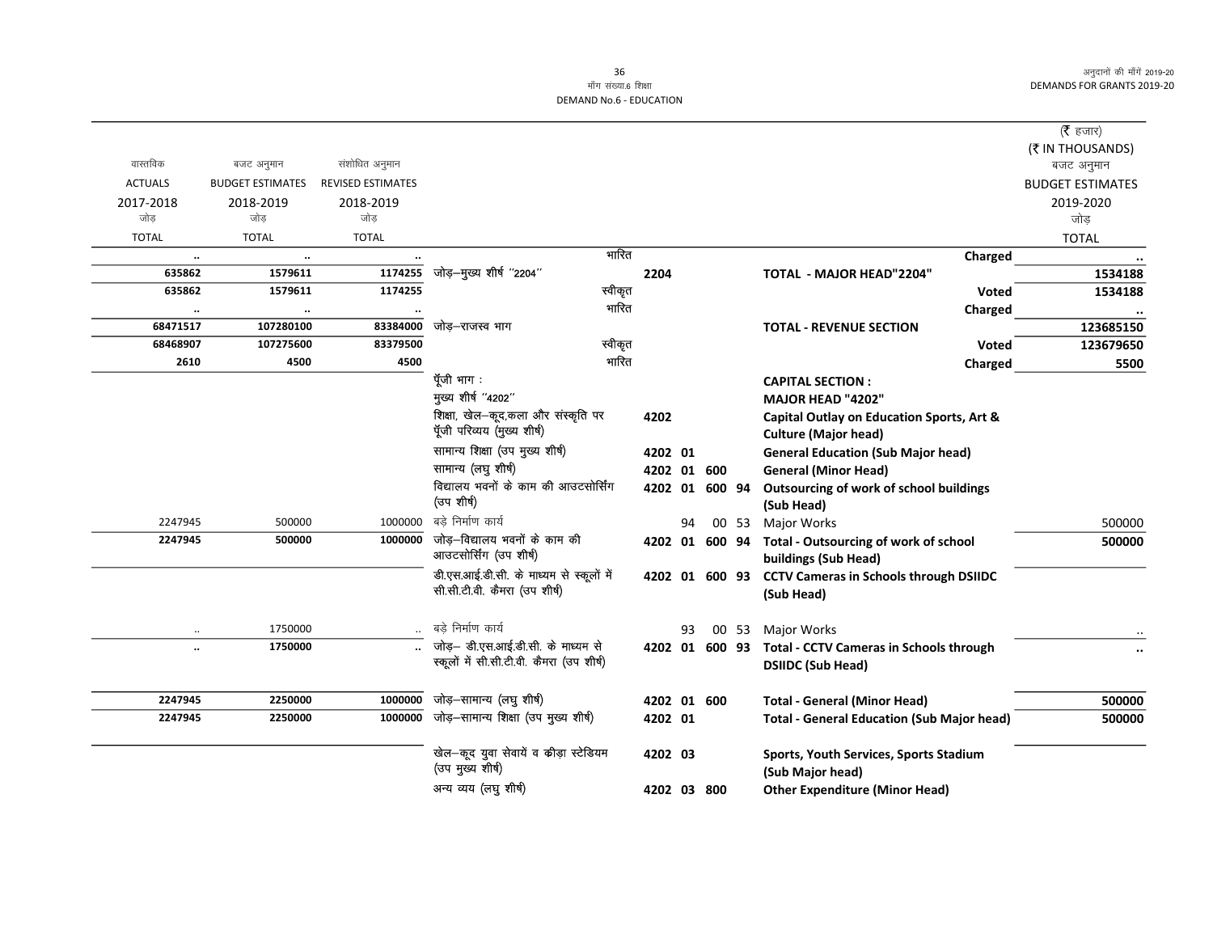मॉंग संख्या.6 शिक्षा
DEMAND No.6 - EDUCATION

अनुदानों की मॉंगें 2019-20
DEMANDS FOR GRANTS 2019-20

(₹ हजार)
(₹ IN THOUSANDS)

| वास्तविक ACTUALS 2017-2018 जोड़ TOTAL | बजट अनुमान BUDGET ESTIMATES 2018-2019 जोड़ TOTAL | संशोधित अनुमान REVISED ESTIMATES 2018-2019 जोड़ TOTAL | | | | | | | बजट अनुमान BUDGET ESTIMATES 2019-2020 जोड़ TOTAL |
|---|---|---|---|---|---|---|---|---|---|
| .. | .. | .. | भारित | | | | | Charged | .. |
| **635862** | **1579611** | **1174255** | जोड़–मुख्य शीर्ष "2204" | **2204** | | | | **TOTAL - MAJOR HEAD"2204"** | **1534188** |
| **635862** | **1579611** | **1174255** | स्वीकृत | | | | | **Voted** | **1534188** |
| .. | .. | .. | भारित | | | | | **Charged** | .. |
| **68471517** | **107280100** | **83384000** | जोड़–राजस्व भाग | | | | | **TOTAL - REVENUE SECTION** | **123685150** |
| **68468907** | **107275600** | **83379500** | स्वीकृत | | | | | **Voted** | **123679650** |
| **2610** | **4500** | **4500** | भारित | | | | | **Charged** | **5500** |
| | | | पूँजी भाग : | | | | | **CAPITAL SECTION :** | |
| | | | मुख्य शीर्ष "4202" | | | | | **MAJOR HEAD "4202"** | |
| | | | शिक्षा, खेल–कूद,कला और संस्कृति पर पूँजी परिव्यय (मुख्य शीर्ष) | **4202** | | | | **Capital Outlay on Education Sports, Art & Culture (Major head)** | |
| | | | सामान्य शिक्षा (उप मुख्य शीर्ष) | **4202** | **01** | | | **General Education (Sub Major head)** | |
| | | | सामान्य (लघु शीर्ष) | **4202** | **01** | **600** | | **General (Minor Head)** | |
| | | | विद्यालय भवनों के काम की आउटसोर्सिंग (उप शीर्ष) | **4202** | **01** | **600** | **94** | **Outsourcing of work of school buildings (Sub Head)** | |
| 2247945 | 500000 | 1000000 | बड़े निर्माण कार्य | | 94 | 00 | 53 | Major Works | 500000 |
| **2247945** | **500000** | **1000000** | जोड़–विद्यालय भवनों के काम की आउटसोर्सिंग (उप शीर्ष) | **4202** | **01** | **600** | **94** | **Total - Outsourcing of work of school buildings (Sub Head)** | **500000** |
| | | | डी.एस.आई.डी.सी. के माध्यम से स्कूलों में सी.सी.टी.वी. कैमरा (उप शीर्ष) | **4202** | **01** | **600** | **93** | **CCTV Cameras in Schools through DSIIDC (Sub Head)** | |
| .. | 1750000 | .. | बड़े निर्माण कार्य | | 93 | 00 | 53 | Major Works | .. |
| .. | **1750000** | .. | जोड़– डी.एस.आई.डी.सी. के माध्यम से स्कूलों में सी.सी.टी.वी. कैमरा (उप शीर्ष) | **4202** | **01** | **600** | **93** | **Total - CCTV Cameras in Schools through DSIIDC (Sub Head)** | .. |
| **2247945** | **2250000** | **1000000** | जोड़–सामान्य (लघु शीर्ष) | **4202** | **01** | **600** | | **Total - General (Minor Head)** | **500000** |
| **2247945** | **2250000** | **1000000** | जोड़–सामान्य शिक्षा (उप मुख्य शीर्ष) | **4202** | **01** | | | **Total - General Education (Sub Major head)** | **500000** |
| | | | खेल–कूद युवा सेवायें व क्रीड़ा स्टेडियम (उप मुख्य शीर्ष) | **4202** | **03** | | | **Sports, Youth Services, Sports Stadium (Sub Major head)** | |
| | | | अन्य व्यय (लघु शीर्ष) | **4202** | **03** | **800** | | **Other Expenditure (Minor Head)** | |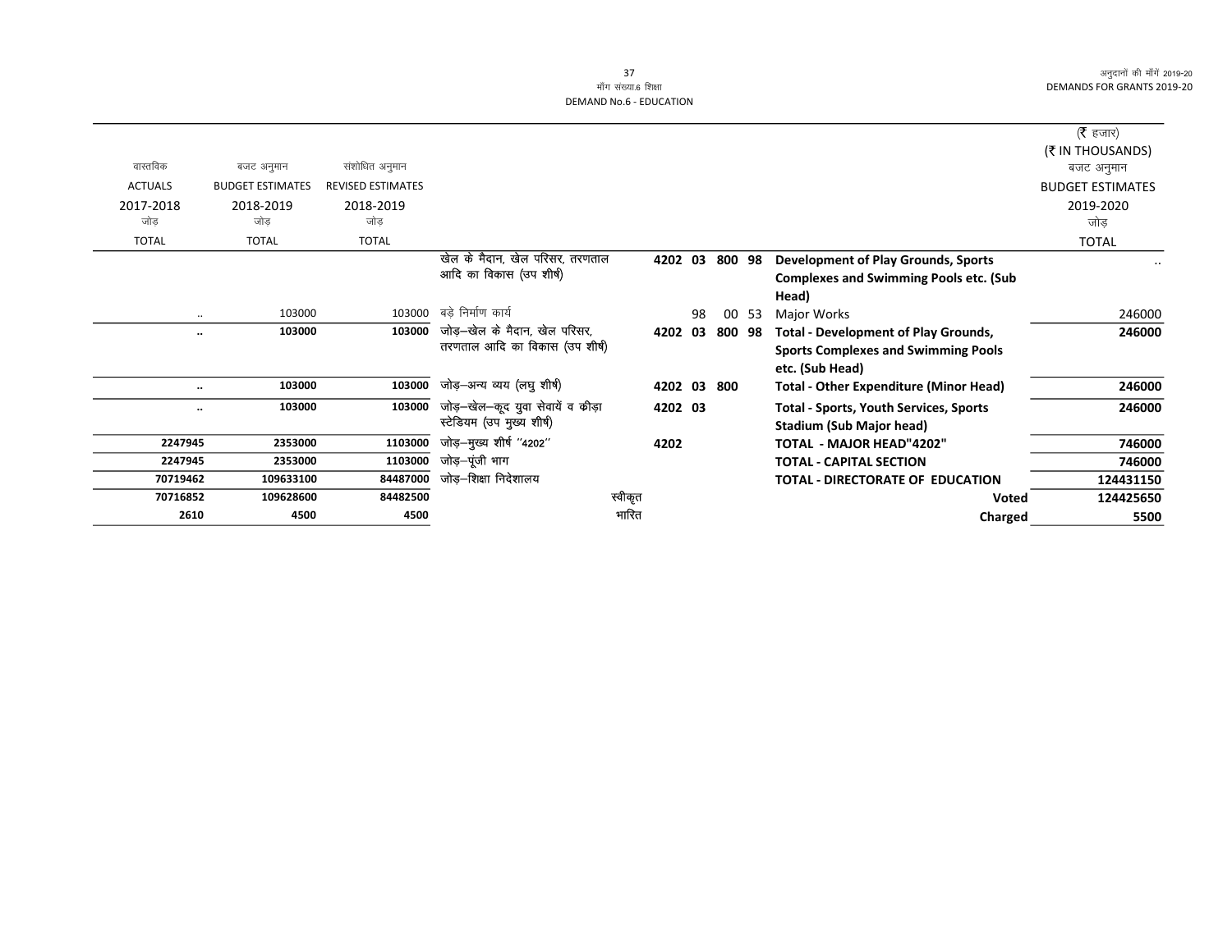## मॉंग संख्या.6 शिक्षा
## DEMAND No.6 - EDUCATION

अनुदानों की माँगें 2019-20
DEMANDS FOR GRANTS 2019-20

(₹ हजार)
(₹ IN THOUSANDS)

| वास्तविक ACTUALS 2017-2018 जोड़ TOTAL | बजट अनुमान BUDGET ESTIMATES 2018-2019 जोड़ TOTAL | संशोधित अनुमान REVISED ESTIMATES 2018-2019 जोड़ TOTAL | | | | | | | बजट अनुमान BUDGET ESTIMATES 2019-2020 जोड़ TOTAL |
|---|---|---|---|---|---|---|---|---|---|
| | | | खेल के मैदान, खेल परिसर, तरणताल आदि का विकास (उप शीर्ष) | 4202 | 03 | 800 | 98 | Development of Play Grounds, Sports Complexes and Swimming Pools etc. (Sub Head) | .. |
| .. | 103000 | 103000 | बड़े निर्माण कार्य | | 98 | 00 | 53 | Major Works | 246000 |
| **..** | **103000** | **103000** | जोड़–खेल के मैदान, खेल परिसर, तरणताल आदि का विकास (उप शीर्ष) | **4202** | **03** | **800** | **98** | **Total - Development of Play Grounds, Sports Complexes and Swimming Pools etc. (Sub Head)** | **246000** |
| **..** | **103000** | **103000** | जोड़–अन्य व्यय (लघु शीर्ष) | **4202** | **03** | **800** | | **Total - Other Expenditure (Minor Head)** | **246000** |
| **..** | **103000** | **103000** | जोड़–खेल–कूद युवा सेवायें व क्रीड़ा स्टेडियम (उप मुख्य शीर्ष) | **4202** | **03** | | | **Total - Sports, Youth Services, Sports Stadium (Sub Major head)** | **246000** |
| **2247945** | **2353000** | **1103000** | जोड़–मुख्य शीर्ष "4202" | **4202** | | | | **TOTAL - MAJOR HEAD"4202"** | **746000** |
| **2247945** | **2353000** | **1103000** | जोड़–पूंजी भाग | | | | | **TOTAL - CAPITAL SECTION** | **746000** |
| **70719462** | **109633100** | **84487000** | जोड़–शिक्षा निदेशालय | | | | | **TOTAL - DIRECTORATE OF EDUCATION** | **124431150** |
| **70716852** | **109628600** | **84482500** | स्वीकृत | | | | | **Voted** | **124425650** |
| **2610** | **4500** | **4500** | भारित | | | | | **Charged** | **5500** |